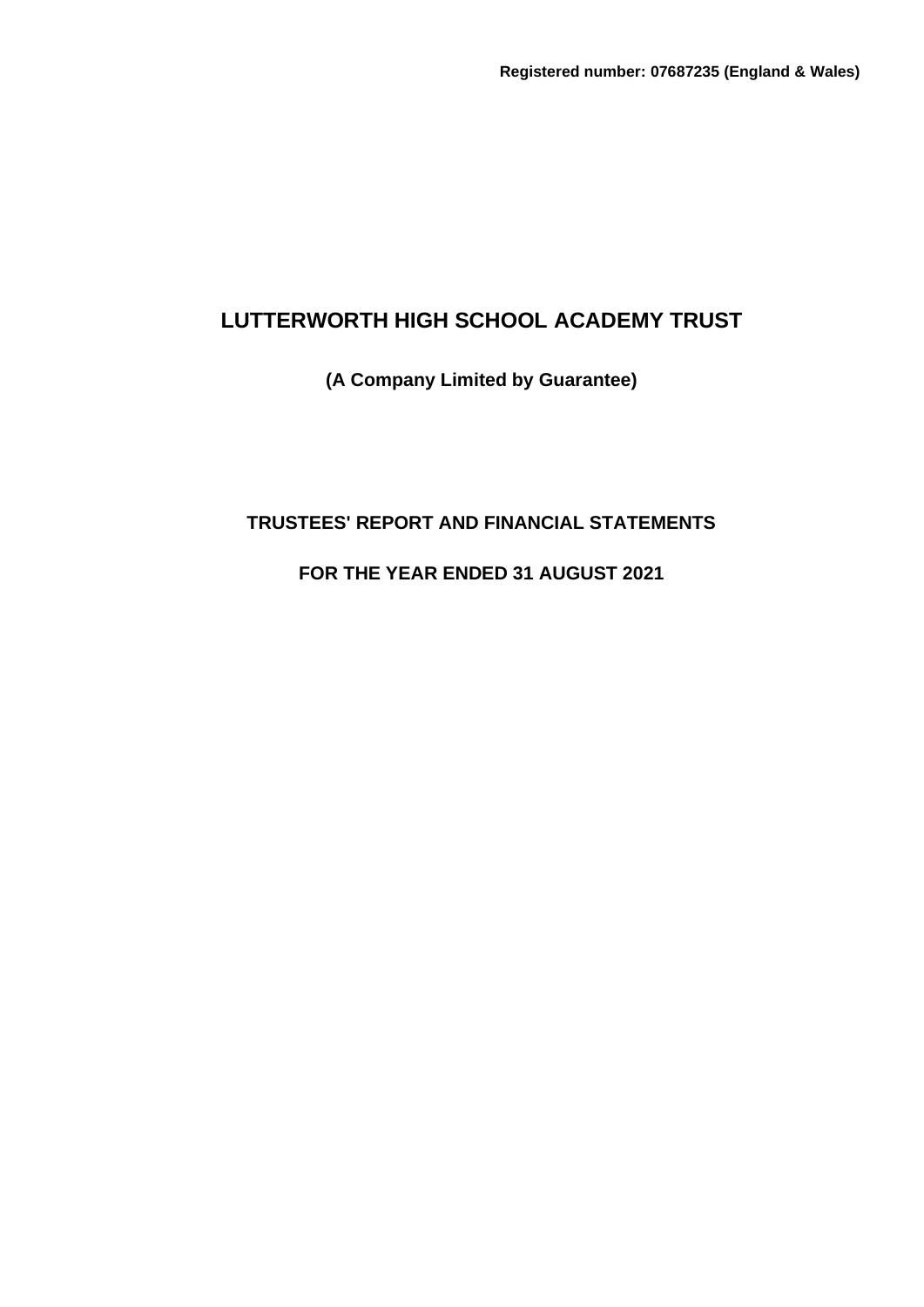**Registered number: 07687235 (England & Wales)**

# LUTTERWORTH HIGH SCHOOL ACADEMY TRUST

**(A Company Limited by Guarantee)**

## TRUSTEES' REPORT AND FINANCIAL STATEMENTS

## FOR THE YEAR ENDED 31 AUGUST 2021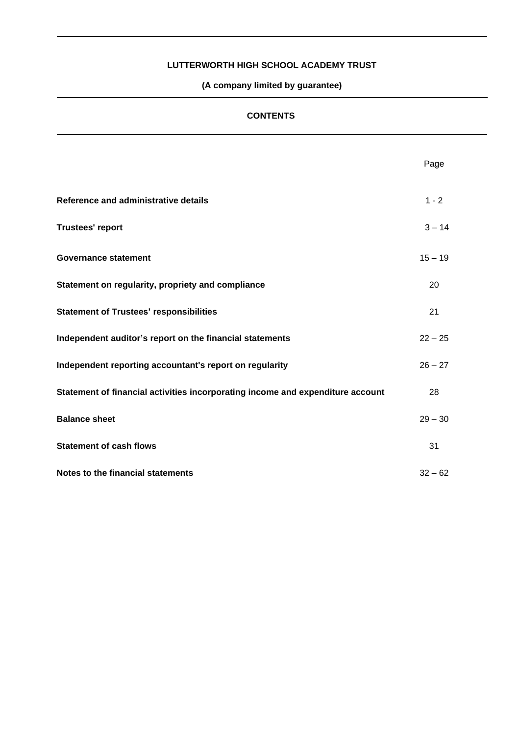**LUTTERWORTH HIGH SCHOOL ACADEMY TRUST**

**(A company limited by guarantee)**

**CONTENTS**

| | Page |
|---|---|
| **Reference and administrative details** | 1 - 2 |
| **Trustees' report** | 3 – 14 |
| **Governance statement** | 15 – 19 |
| **Statement on regularity, propriety and compliance** | 20 |
| **Statement of Trustees' responsibilities** | 21 |
| **Independent auditor's report on the financial statements** | 22 – 25 |
| **Independent reporting accountant's report on regularity** | 26 – 27 |
| **Statement of financial activities incorporating income and expenditure account** | 28 |
| **Balance sheet** | 29 – 30 |
| **Statement of cash flows** | 31 |
| **Notes to the financial statements** | 32 – 62 |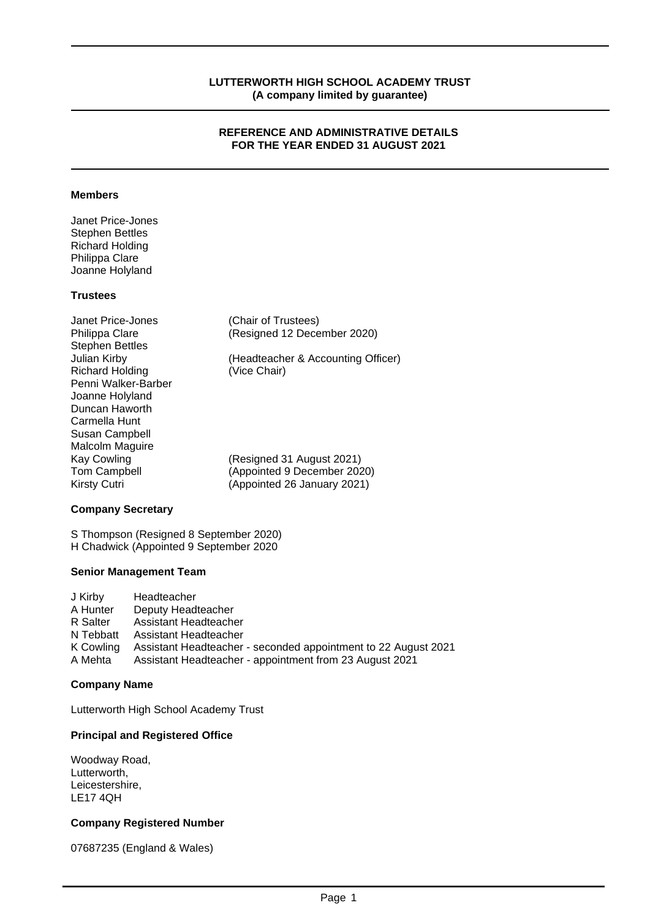**LUTTERWORTH HIGH SCHOOL ACADEMY TRUST**
**(A company limited by guarantee)**

# REFERENCE AND ADMINISTRATIVE DETAILS FOR THE YEAR ENDED 31 AUGUST 2021

### Members

Janet Price-Jones
Stephen Bettles
Richard Holding
Philippa Clare
Joanne Holyland

### Trustees

| | |
|---|---|
| Janet Price-Jones | (Chair of Trustees) |
| Philippa Clare | (Resigned 12 December 2020) |
| Stephen Bettles | |
| Julian Kirby | (Headteacher & Accounting Officer) |
| Richard Holding | (Vice Chair) |
| Penni Walker-Barber | |
| Joanne Holyland | |
| Duncan Haworth | |
| Carmella Hunt | |
| Susan Campbell | |
| Malcolm Maguire | |
| Kay Cowling | (Resigned 31 August 2021) |
| Tom Campbell | (Appointed 9 December 2020) |
| Kirsty Cutri | (Appointed 26 January 2021) |

### Company Secretary

S Thompson (Resigned 8 September 2020)
H Chadwick (Appointed 9 September 2020

### Senior Management Team

| | |
|---|---|
| J Kirby | Headteacher |
| A Hunter | Deputy Headteacher |
| R Salter | Assistant Headteacher |
| N Tebbatt | Assistant Headteacher |
| K Cowling | Assistant Headteacher - seconded appointment to 22 August 2021 |
| A Mehta | Assistant Headteacher - appointment from 23 August 2021 |

### Company Name

Lutterworth High School Academy Trust

### Principal and Registered Office

Woodway Road,
Lutterworth,
Leicestershire,
LE17 4QH

### Company Registered Number

07687235 (England & Wales)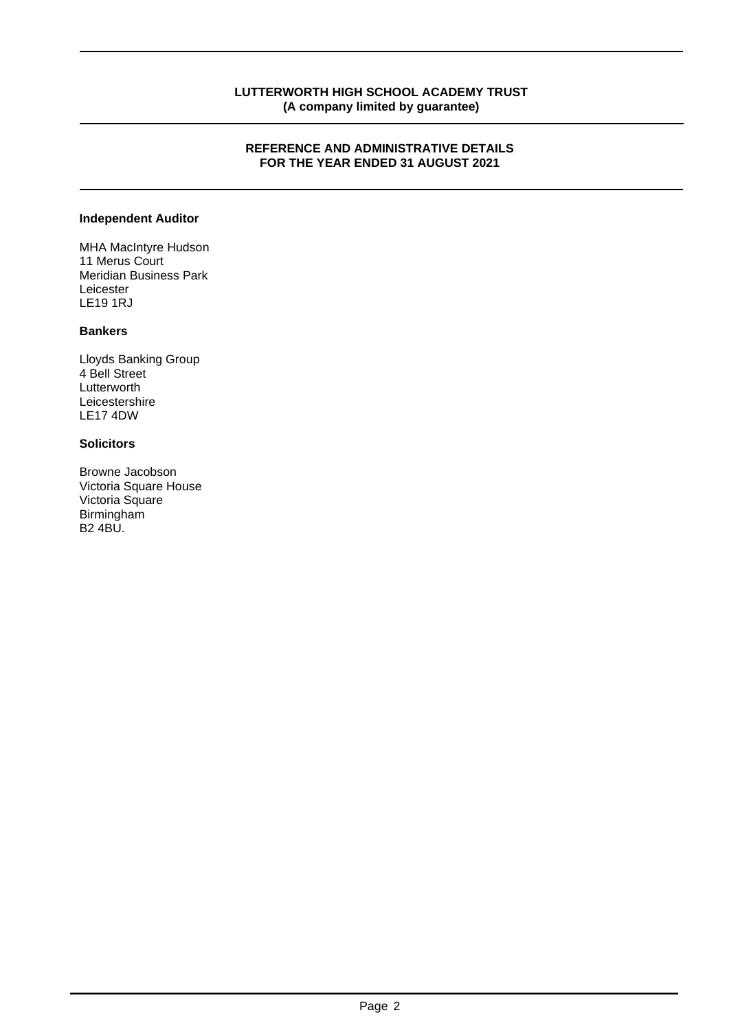**LUTTERWORTH HIGH SCHOOL ACADEMY TRUST**
**(A company limited by guarantee)**

**REFERENCE AND ADMINISTRATIVE DETAILS**
**FOR THE YEAR ENDED 31 AUGUST 2021**

**Independent Auditor**

MHA MacIntyre Hudson
11 Merus Court
Meridian Business Park
Leicester
LE19 1RJ

**Bankers**

Lloyds Banking Group
4 Bell Street
Lutterworth
Leicestershire
LE17 4DW

**Solicitors**

Browne Jacobson
Victoria Square House
Victoria Square
Birmingham
B2 4BU.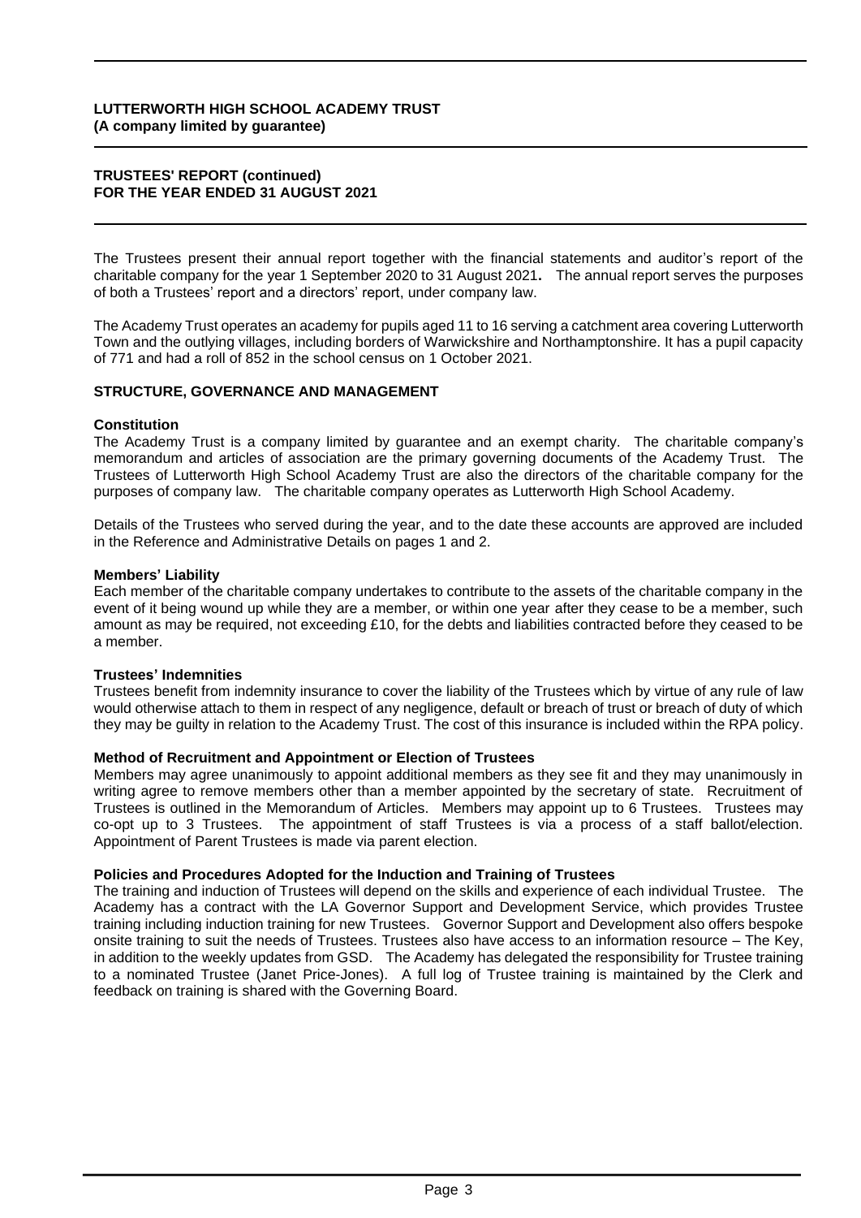**LUTTERWORTH HIGH SCHOOL ACADEMY TRUST**
**(A company limited by guarantee)**

**TRUSTEES' REPORT (continued)**
**FOR THE YEAR ENDED 31 AUGUST 2021**

The Trustees present their annual report together with the financial statements and auditor's report of the charitable company for the year 1 September 2020 to 31 August 2021**.** The annual report serves the purposes of both a Trustees' report and a directors' report, under company law.

The Academy Trust operates an academy for pupils aged 11 to 16 serving a catchment area covering Lutterworth Town and the outlying villages, including borders of Warwickshire and Northamptonshire. It has a pupil capacity of 771 and had a roll of 852 in the school census on 1 October 2021.

## STRUCTURE, GOVERNANCE AND MANAGEMENT

### Constitution

The Academy Trust is a company limited by guarantee and an exempt charity. The charitable company's memorandum and articles of association are the primary governing documents of the Academy Trust. The Trustees of Lutterworth High School Academy Trust are also the directors of the charitable company for the purposes of company law. The charitable company operates as Lutterworth High School Academy.

Details of the Trustees who served during the year, and to the date these accounts are approved are included in the Reference and Administrative Details on pages 1 and 2.

### Members' Liability

Each member of the charitable company undertakes to contribute to the assets of the charitable company in the event of it being wound up while they are a member, or within one year after they cease to be a member, such amount as may be required, not exceeding £10, for the debts and liabilities contracted before they ceased to be a member.

### Trustees' Indemnities

Trustees benefit from indemnity insurance to cover the liability of the Trustees which by virtue of any rule of law would otherwise attach to them in respect of any negligence, default or breach of trust or breach of duty of which they may be guilty in relation to the Academy Trust. The cost of this insurance is included within the RPA policy.

### Method of Recruitment and Appointment or Election of Trustees

Members may agree unanimously to appoint additional members as they see fit and they may unanimously in writing agree to remove members other than a member appointed by the secretary of state. Recruitment of Trustees is outlined in the Memorandum of Articles. Members may appoint up to 6 Trustees. Trustees may co-opt up to 3 Trustees. The appointment of staff Trustees is via a process of a staff ballot/election. Appointment of Parent Trustees is made via parent election.

### Policies and Procedures Adopted for the Induction and Training of Trustees

The training and induction of Trustees will depend on the skills and experience of each individual Trustee. The Academy has a contract with the LA Governor Support and Development Service, which provides Trustee training including induction training for new Trustees. Governor Support and Development also offers bespoke onsite training to suit the needs of Trustees. Trustees also have access to an information resource – The Key, in addition to the weekly updates from GSD. The Academy has delegated the responsibility for Trustee training to a nominated Trustee (Janet Price-Jones). A full log of Trustee training is maintained by the Clerk and feedback on training is shared with the Governing Board.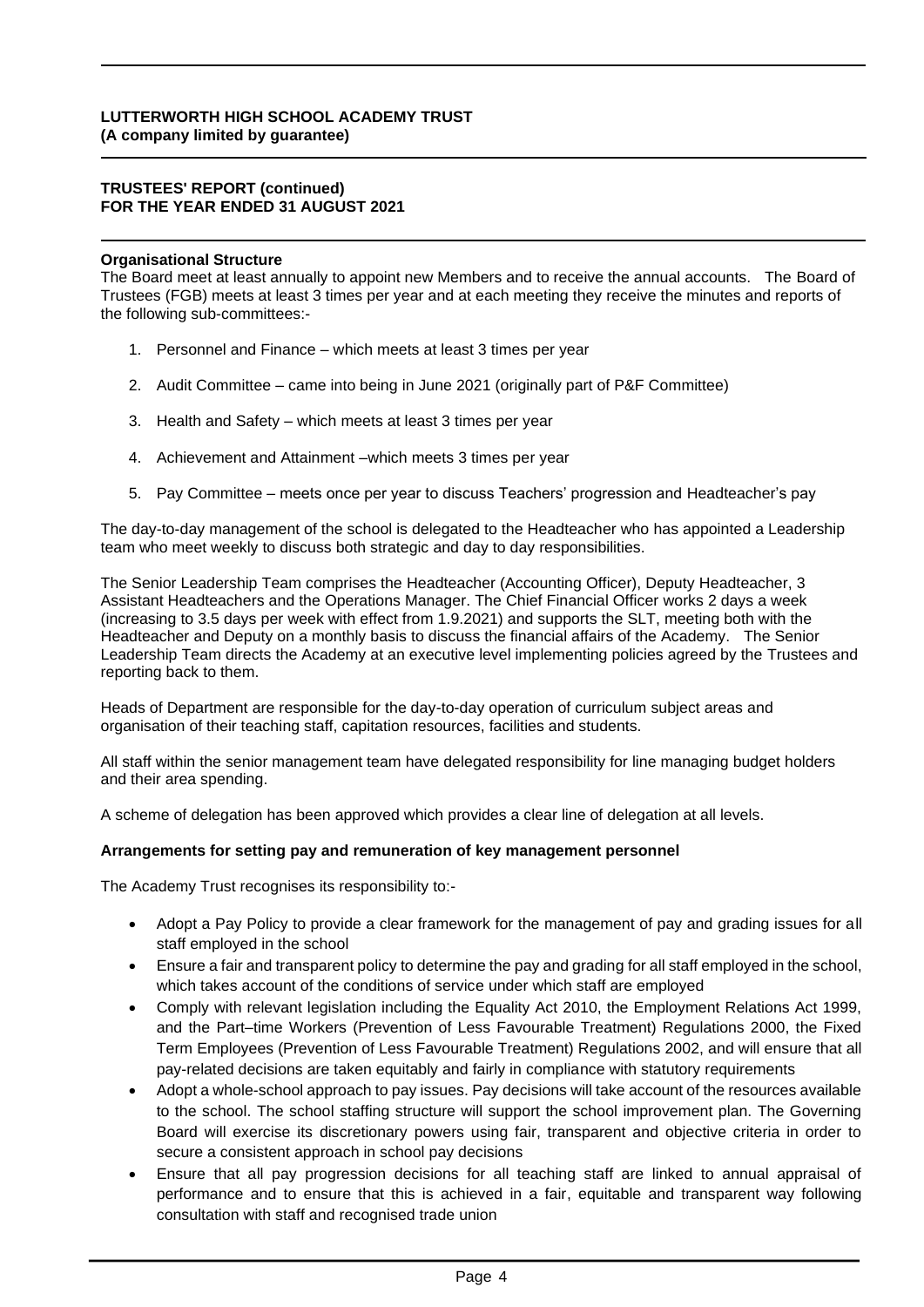**Organisational Structure**

The Board meet at least annually to appoint new Members and to receive the annual accounts. The Board of Trustees (FGB) meets at least 3 times per year and at each meeting they receive the minutes and reports of the following sub-committees:-

1. Personnel and Finance – which meets at least 3 times per year
2. Audit Committee – came into being in June 2021 (originally part of P&F Committee)
3. Health and Safety – which meets at least 3 times per year
4. Achievement and Attainment –which meets 3 times per year
5. Pay Committee – meets once per year to discuss Teachers' progression and Headteacher's pay

The day-to-day management of the school is delegated to the Headteacher who has appointed a Leadership team who meet weekly to discuss both strategic and day to day responsibilities.

The Senior Leadership Team comprises the Headteacher (Accounting Officer), Deputy Headteacher, 3 Assistant Headteachers and the Operations Manager. The Chief Financial Officer works 2 days a week (increasing to 3.5 days per week with effect from 1.9.2021) and supports the SLT, meeting both with the Headteacher and Deputy on a monthly basis to discuss the financial affairs of the Academy. The Senior Leadership Team directs the Academy at an executive level implementing policies agreed by the Trustees and reporting back to them.

Heads of Department are responsible for the day-to-day operation of curriculum subject areas and organisation of their teaching staff, capitation resources, facilities and students.

All staff within the senior management team have delegated responsibility for line managing budget holders and their area spending.

A scheme of delegation has been approved which provides a clear line of delegation at all levels.

**Arrangements for setting pay and remuneration of key management personnel**

The Academy Trust recognises its responsibility to:-

- Adopt a Pay Policy to provide a clear framework for the management of pay and grading issues for all staff employed in the school
- Ensure a fair and transparent policy to determine the pay and grading for all staff employed in the school, which takes account of the conditions of service under which staff are employed
- Comply with relevant legislation including the Equality Act 2010, the Employment Relations Act 1999, and the Part–time Workers (Prevention of Less Favourable Treatment) Regulations 2000, the Fixed Term Employees (Prevention of Less Favourable Treatment) Regulations 2002, and will ensure that all pay-related decisions are taken equitably and fairly in compliance with statutory requirements
- Adopt a whole-school approach to pay issues. Pay decisions will take account of the resources available to the school. The school staffing structure will support the school improvement plan. The Governing Board will exercise its discretionary powers using fair, transparent and objective criteria in order to secure a consistent approach in school pay decisions
- Ensure that all pay progression decisions for all teaching staff are linked to annual appraisal of performance and to ensure that this is achieved in a fair, equitable and transparent way following consultation with staff and recognised trade union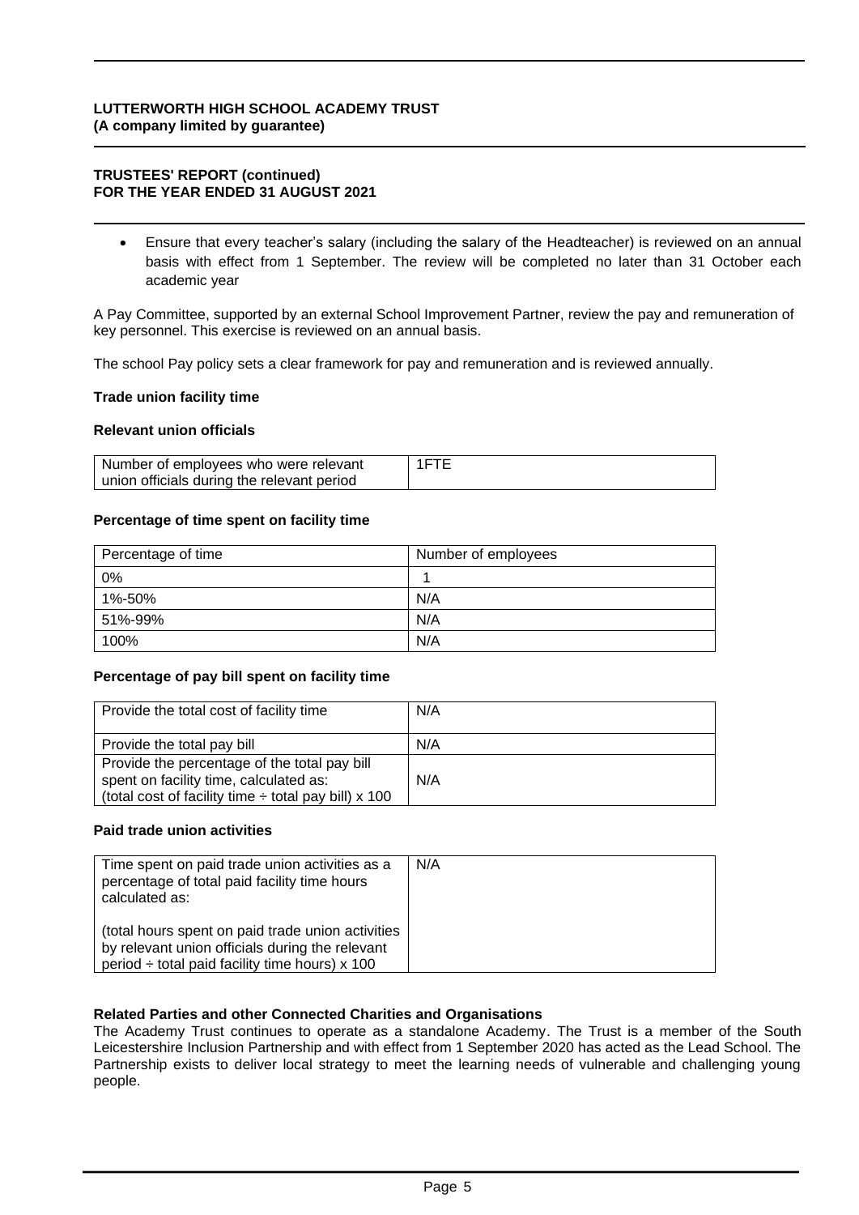- Ensure that every teacher's salary (including the salary of the Headteacher) is reviewed on an annual basis with effect from 1 September. The review will be completed no later than 31 October each academic year

A Pay Committee, supported by an external School Improvement Partner, review the pay and remuneration of key personnel. This exercise is reviewed on an annual basis.

The school Pay policy sets a clear framework for pay and remuneration and is reviewed annually.

**Trade union facility time**

**Relevant union officials**

| Number of employees who were relevant union officials during the relevant period | 1FTE |
|---|---|

**Percentage of time spent on facility time**

| Percentage of time | Number of employees |
|---|---|
| 0% | 1 |
| 1%-50% | N/A |
| 51%-99% | N/A |
| 100% | N/A |

**Percentage of pay bill spent on facility time**

| Provide the total cost of facility time | N/A |
|---|---|
| Provide the total pay bill | N/A |
| Provide the percentage of the total pay bill spent on facility time, calculated as: (total cost of facility time ÷ total pay bill) x 100 | N/A |

**Paid trade union activities**

| Time spent on paid trade union activities as a percentage of total paid facility time hours calculated as: (total hours spent on paid trade union activities by relevant union officials during the relevant period ÷ total paid facility time hours) x 100 | N/A |
|---|---|

**Related Parties and other Connected Charities and Organisations**

The Academy Trust continues to operate as a standalone Academy. The Trust is a member of the South Leicestershire Inclusion Partnership and with effect from 1 September 2020 has acted as the Lead School. The Partnership exists to deliver local strategy to meet the learning needs of vulnerable and challenging young people.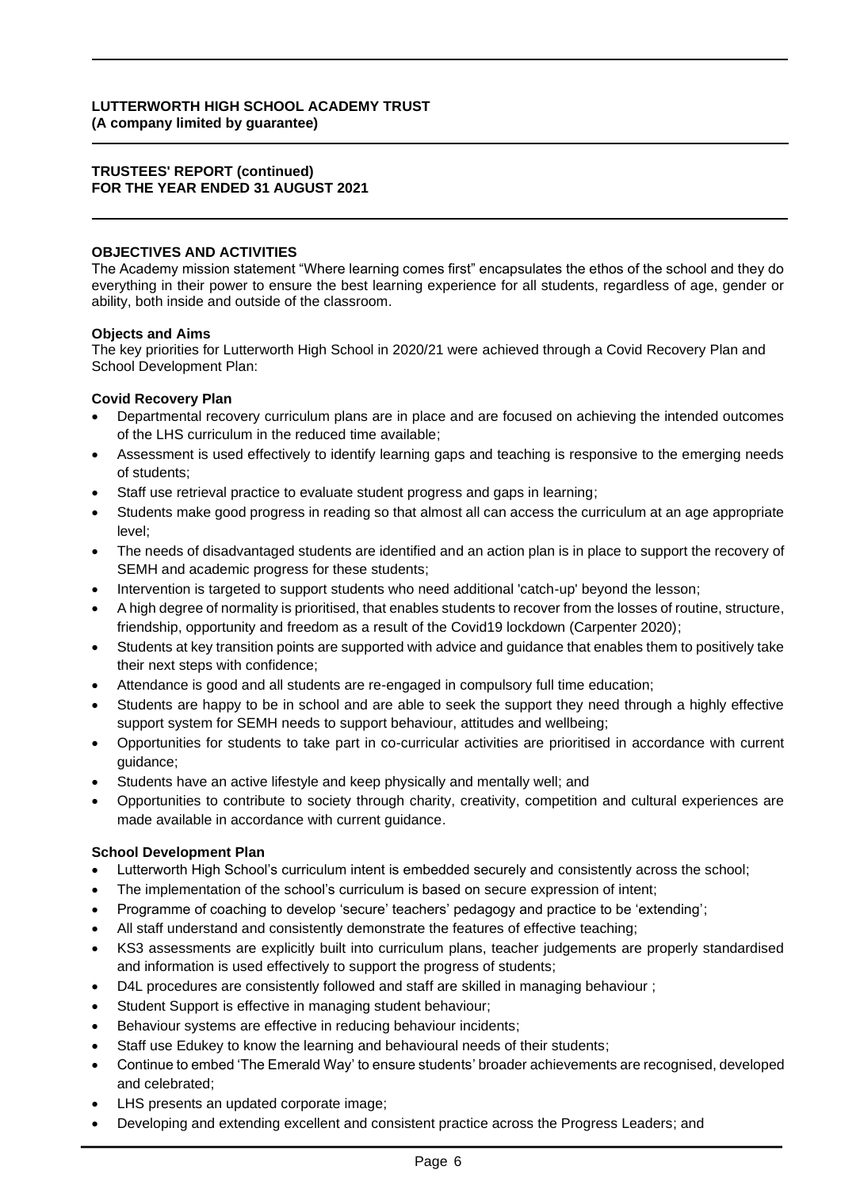## OBJECTIVES AND ACTIVITIES

The Academy mission statement “Where learning comes first” encapsulates the ethos of the school and they do everything in their power to ensure the best learning experience for all students, regardless of age, gender or ability, both inside and outside of the classroom.

### Objects and Aims

The key priorities for Lutterworth High School in 2020/21 were achieved through a Covid Recovery Plan and School Development Plan:

### Covid Recovery Plan

- Departmental recovery curriculum plans are in place and are focused on achieving the intended outcomes of the LHS curriculum in the reduced time available;
- Assessment is used effectively to identify learning gaps and teaching is responsive to the emerging needs of students;
- Staff use retrieval practice to evaluate student progress and gaps in learning;
- Students make good progress in reading so that almost all can access the curriculum at an age appropriate level;
- The needs of disadvantaged students are identified and an action plan is in place to support the recovery of SEMH and academic progress for these students;
- Intervention is targeted to support students who need additional 'catch-up' beyond the lesson;
- A high degree of normality is prioritised, that enables students to recover from the losses of routine, structure, friendship, opportunity and freedom as a result of the Covid19 lockdown (Carpenter 2020);
- Students at key transition points are supported with advice and guidance that enables them to positively take their next steps with confidence;
- Attendance is good and all students are re-engaged in compulsory full time education;
- Students are happy to be in school and are able to seek the support they need through a highly effective support system for SEMH needs to support behaviour, attitudes and wellbeing;
- Opportunities for students to take part in co-curricular activities are prioritised in accordance with current guidance;
- Students have an active lifestyle and keep physically and mentally well; and
- Opportunities to contribute to society through charity, creativity, competition and cultural experiences are made available in accordance with current guidance.

### School Development Plan

- Lutterworth High School’s curriculum intent is embedded securely and consistently across the school;
- The implementation of the school’s curriculum is based on secure expression of intent;
- Programme of coaching to develop ‘secure’ teachers’ pedagogy and practice to be ‘extending’;
- All staff understand and consistently demonstrate the features of effective teaching;
- KS3 assessments are explicitly built into curriculum plans, teacher judgements are properly standardised and information is used effectively to support the progress of students;
- D4L procedures are consistently followed and staff are skilled in managing behaviour ;
- Student Support is effective in managing student behaviour;
- Behaviour systems are effective in reducing behaviour incidents;
- Staff use Edukey to know the learning and behavioural needs of their students;
- Continue to embed ‘The Emerald Way’ to ensure students’ broader achievements are recognised, developed and celebrated;
- LHS presents an updated corporate image;
- Developing and extending excellent and consistent practice across the Progress Leaders; and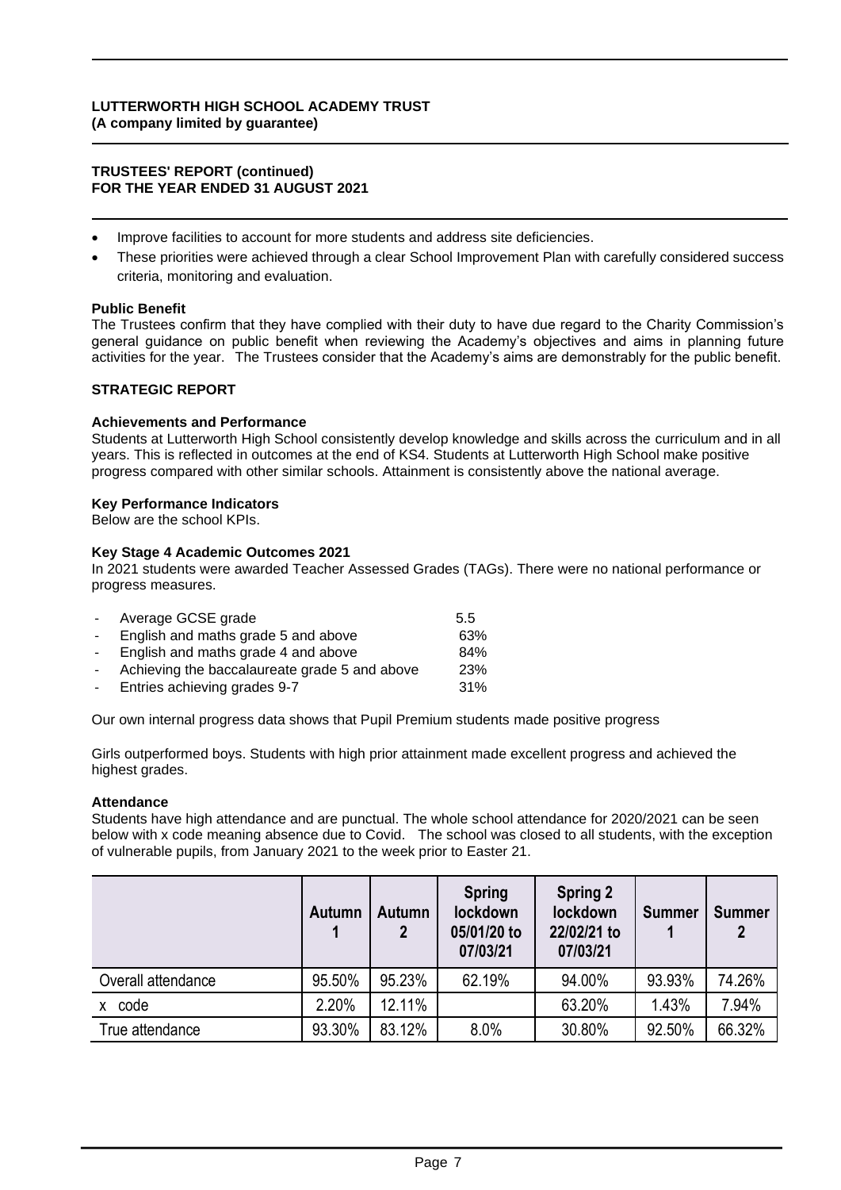- Improve facilities to account for more students and address site deficiencies.
- These priorities were achieved through a clear School Improvement Plan with carefully considered success criteria, monitoring and evaluation.

**Public Benefit**

The Trustees confirm that they have complied with their duty to have due regard to the Charity Commission's general guidance on public benefit when reviewing the Academy's objectives and aims in planning future activities for the year. The Trustees consider that the Academy's aims are demonstrably for the public benefit.

## STRATEGIC REPORT

**Achievements and Performance**

Students at Lutterworth High School consistently develop knowledge and skills across the curriculum and in all years. This is reflected in outcomes at the end of KS4. Students at Lutterworth High School make positive progress compared with other similar schools. Attainment is consistently above the national average.

**Key Performance Indicators**

Below are the school KPIs.

**Key Stage 4 Academic Outcomes 2021**

In 2021 students were awarded Teacher Assessed Grades (TAGs). There were no national performance or progress measures.

- Average GCSE grade 5.5
- English and maths grade 5 and above 63%
- English and maths grade 4 and above 84%
- Achieving the baccalaureate grade 5 and above 23%
- Entries achieving grades 9-7 31%

Our own internal progress data shows that Pupil Premium students made positive progress

Girls outperformed boys. Students with high prior attainment made excellent progress and achieved the highest grades.

**Attendance**

Students have high attendance and are punctual. The whole school attendance for 2020/2021 can be seen below with x code meaning absence due to Covid. The school was closed to all students, with the exception of vulnerable pupils, from January 2021 to the week prior to Easter 21.

| | Autumn 1 | Autumn 2 | Spring lockdown 05/01/20 to 07/03/21 | Spring 2 lockdown 22/02/21 to 07/03/21 | Summer 1 | Summer 2 |
|---|---|---|---|---|---|---|
| Overall attendance | 95.50% | 95.23% | 62.19% | 94.00% | 93.93% | 74.26% |
| x code | 2.20% | 12.11% | | 63.20% | 1.43% | 7.94% |
| True attendance | 93.30% | 83.12% | 8.0% | 30.80% | 92.50% | 66.32% |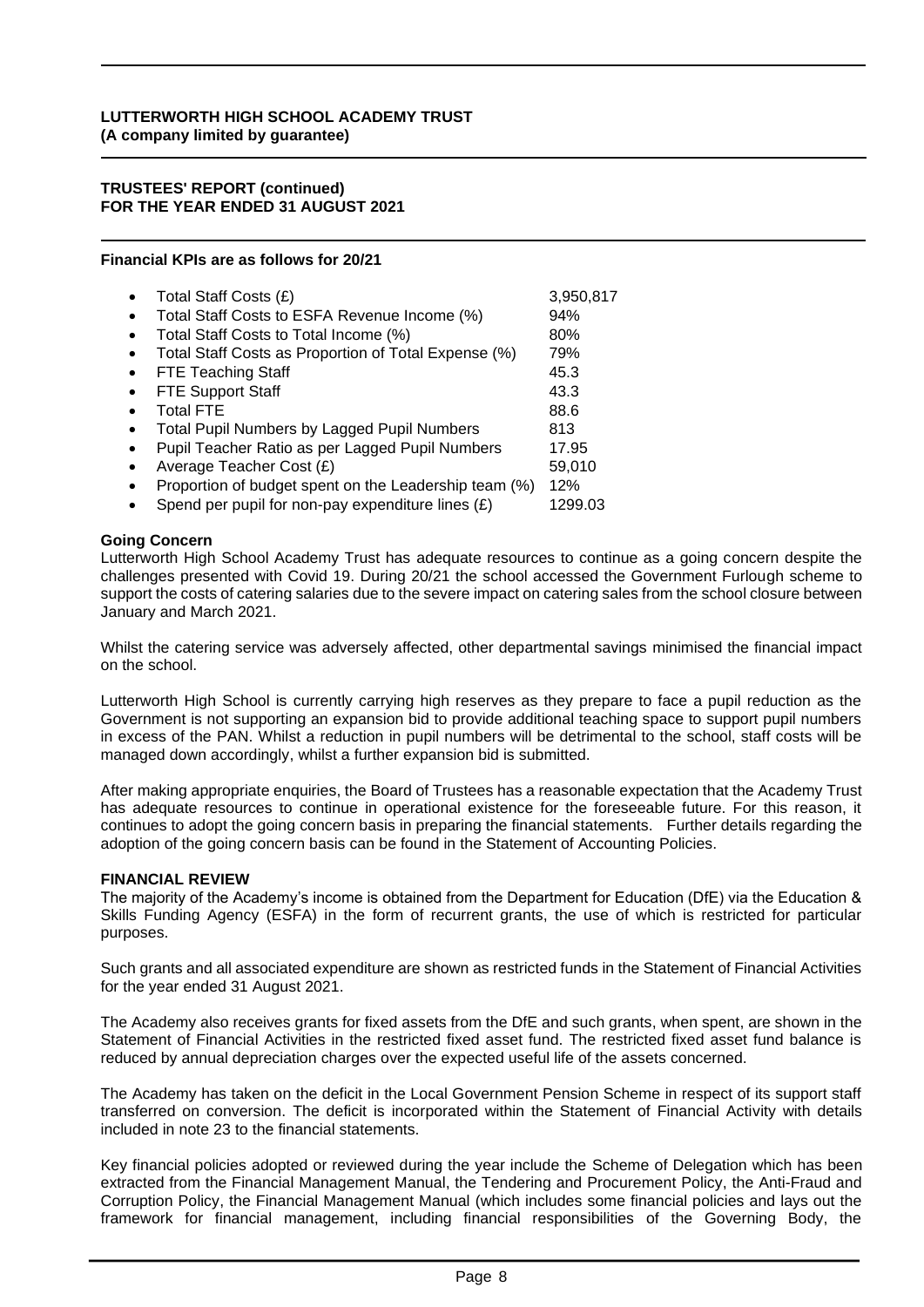**Financial KPIs are as follows for 20/21**

- Total Staff Costs (£) 3,950,817
- Total Staff Costs to ESFA Revenue Income (%) 94%
- Total Staff Costs to Total Income (%) 80%
- Total Staff Costs as Proportion of Total Expense (%) 79%
- FTE Teaching Staff 45.3
- FTE Support Staff 43.3
- Total FTE 88.6
- Total Pupil Numbers by Lagged Pupil Numbers 813
- Pupil Teacher Ratio as per Lagged Pupil Numbers 17.95
- Average Teacher Cost (£) 59,010
- Proportion of budget spent on the Leadership team (%) 12%
- Spend per pupil for non-pay expenditure lines (£) 1299.03

**Going Concern**

Lutterworth High School Academy Trust has adequate resources to continue as a going concern despite the challenges presented with Covid 19. During 20/21 the school accessed the Government Furlough scheme to support the costs of catering salaries due to the severe impact on catering sales from the school closure between January and March 2021.

Whilst the catering service was adversely affected, other departmental savings minimised the financial impact on the school.

Lutterworth High School is currently carrying high reserves as they prepare to face a pupil reduction as the Government is not supporting an expansion bid to provide additional teaching space to support pupil numbers in excess of the PAN. Whilst a reduction in pupil numbers will be detrimental to the school, staff costs will be managed down accordingly, whilst a further expansion bid is submitted.

After making appropriate enquiries, the Board of Trustees has a reasonable expectation that the Academy Trust has adequate resources to continue in operational existence for the foreseeable future. For this reason, it continues to adopt the going concern basis in preparing the financial statements. Further details regarding the adoption of the going concern basis can be found in the Statement of Accounting Policies.

**FINANCIAL REVIEW**

The majority of the Academy's income is obtained from the Department for Education (DfE) via the Education & Skills Funding Agency (ESFA) in the form of recurrent grants, the use of which is restricted for particular purposes.

Such grants and all associated expenditure are shown as restricted funds in the Statement of Financial Activities for the year ended 31 August 2021.

The Academy also receives grants for fixed assets from the DfE and such grants, when spent, are shown in the Statement of Financial Activities in the restricted fixed asset fund. The restricted fixed asset fund balance is reduced by annual depreciation charges over the expected useful life of the assets concerned.

The Academy has taken on the deficit in the Local Government Pension Scheme in respect of its support staff transferred on conversion. The deficit is incorporated within the Statement of Financial Activity with details included in note 23 to the financial statements.

Key financial policies adopted or reviewed during the year include the Scheme of Delegation which has been extracted from the Financial Management Manual, the Tendering and Procurement Policy, the Anti-Fraud and Corruption Policy, the Financial Management Manual (which includes some financial policies and lays out the framework for financial management, including financial responsibilities of the Governing Body, the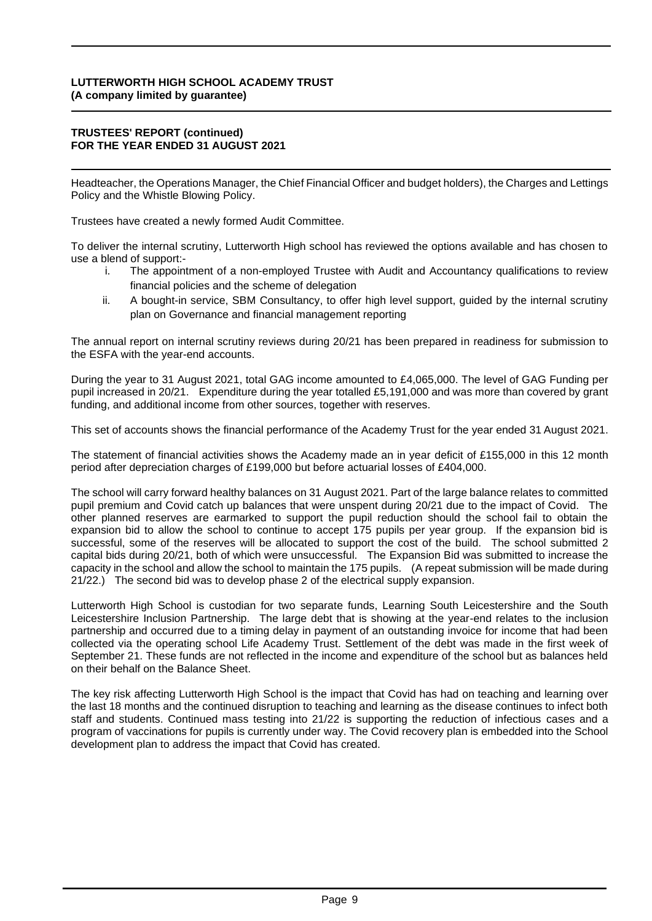Headteacher, the Operations Manager, the Chief Financial Officer and budget holders), the Charges and Lettings Policy and the Whistle Blowing Policy.

Trustees have created a newly formed Audit Committee.

To deliver the internal scrutiny, Lutterworth High school has reviewed the options available and has chosen to use a blend of support:-

i. The appointment of a non-employed Trustee with Audit and Accountancy qualifications to review financial policies and the scheme of delegation
ii. A bought-in service, SBM Consultancy, to offer high level support, guided by the internal scrutiny plan on Governance and financial management reporting

The annual report on internal scrutiny reviews during 20/21 has been prepared in readiness for submission to the ESFA with the year-end accounts.

During the year to 31 August 2021, total GAG income amounted to £4,065,000. The level of GAG Funding per pupil increased in 20/21. Expenditure during the year totalled £5,191,000 and was more than covered by grant funding, and additional income from other sources, together with reserves.

This set of accounts shows the financial performance of the Academy Trust for the year ended 31 August 2021.

The statement of financial activities shows the Academy made an in year deficit of £155,000 in this 12 month period after depreciation charges of £199,000 but before actuarial losses of £404,000.

The school will carry forward healthy balances on 31 August 2021. Part of the large balance relates to committed pupil premium and Covid catch up balances that were unspent during 20/21 due to the impact of Covid. The other planned reserves are earmarked to support the pupil reduction should the school fail to obtain the expansion bid to allow the school to continue to accept 175 pupils per year group. If the expansion bid is successful, some of the reserves will be allocated to support the cost of the build. The school submitted 2 capital bids during 20/21, both of which were unsuccessful. The Expansion Bid was submitted to increase the capacity in the school and allow the school to maintain the 175 pupils. (A repeat submission will be made during 21/22.) The second bid was to develop phase 2 of the electrical supply expansion.

Lutterworth High School is custodian for two separate funds, Learning South Leicestershire and the South Leicestershire Inclusion Partnership. The large debt that is showing at the year-end relates to the inclusion partnership and occurred due to a timing delay in payment of an outstanding invoice for income that had been collected via the operating school Life Academy Trust. Settlement of the debt was made in the first week of September 21. These funds are not reflected in the income and expenditure of the school but as balances held on their behalf on the Balance Sheet.

The key risk affecting Lutterworth High School is the impact that Covid has had on teaching and learning over the last 18 months and the continued disruption to teaching and learning as the disease continues to infect both staff and students. Continued mass testing into 21/22 is supporting the reduction of infectious cases and a program of vaccinations for pupils is currently under way. The Covid recovery plan is embedded into the School development plan to address the impact that Covid has created.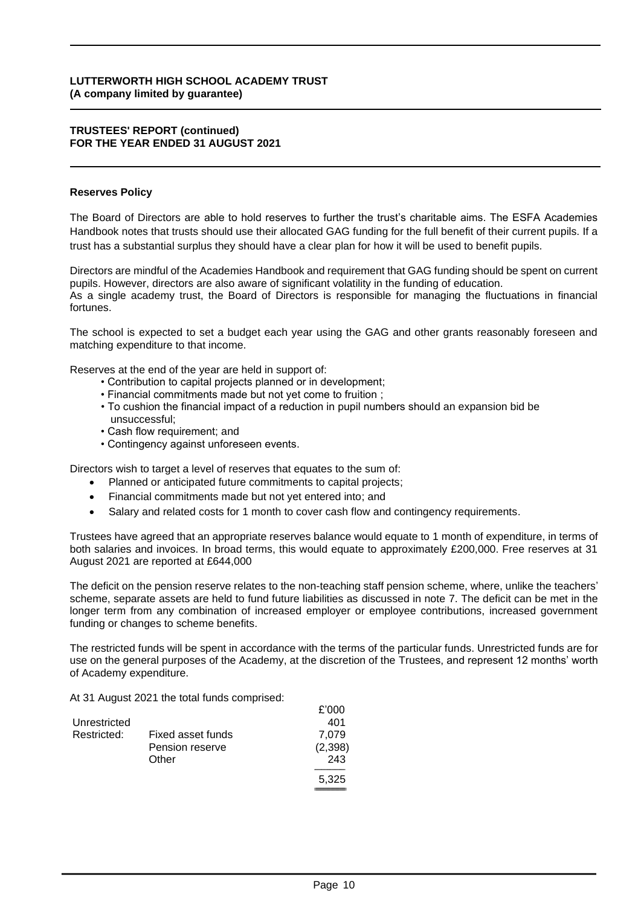**LUTTERWORTH HIGH SCHOOL ACADEMY TRUST**
**(A company limited by guarantee)**

**TRUSTEES' REPORT (continued)**
**FOR THE YEAR ENDED 31 AUGUST 2021**

**Reserves Policy**

The Board of Directors are able to hold reserves to further the trust's charitable aims. The ESFA Academies Handbook notes that trusts should use their allocated GAG funding for the full benefit of their current pupils. If a trust has a substantial surplus they should have a clear plan for how it will be used to benefit pupils.

Directors are mindful of the Academies Handbook and requirement that GAG funding should be spent on current pupils. However, directors are also aware of significant volatility in the funding of education.
As a single academy trust, the Board of Directors is responsible for managing the fluctuations in financial fortunes.

The school is expected to set a budget each year using the GAG and other grants reasonably foreseen and matching expenditure to that income.

Reserves at the end of the year are held in support of:

- Contribution to capital projects planned or in development;
- Financial commitments made but not yet come to fruition ;
- To cushion the financial impact of a reduction in pupil numbers should an expansion bid be unsuccessful;
- Cash flow requirement; and
- Contingency against unforeseen events.

Directors wish to target a level of reserves that equates to the sum of:

- Planned or anticipated future commitments to capital projects;
- Financial commitments made but not yet entered into; and
- Salary and related costs for 1 month to cover cash flow and contingency requirements.

Trustees have agreed that an appropriate reserves balance would equate to 1 month of expenditure, in terms of both salaries and invoices. In broad terms, this would equate to approximately £200,000. Free reserves at 31 August 2021 are reported at £644,000

The deficit on the pension reserve relates to the non-teaching staff pension scheme, where, unlike the teachers' scheme, separate assets are held to fund future liabilities as discussed in note 7. The deficit can be met in the longer term from any combination of increased employer or employee contributions, increased government funding or changes to scheme benefits.

The restricted funds will be spent in accordance with the terms of the particular funds. Unrestricted funds are for use on the general purposes of the Academy, at the discretion of the Trustees, and represent 12 months' worth of Academy expenditure.

At 31 August 2021 the total funds comprised:

| | | £'000 |
|---|---|---|
| Unrestricted | | 401 |
| Restricted: | Fixed asset funds | 7,079 |
| | Pension reserve | (2,398) |
| | Other | 243 |
| | | 5,325 |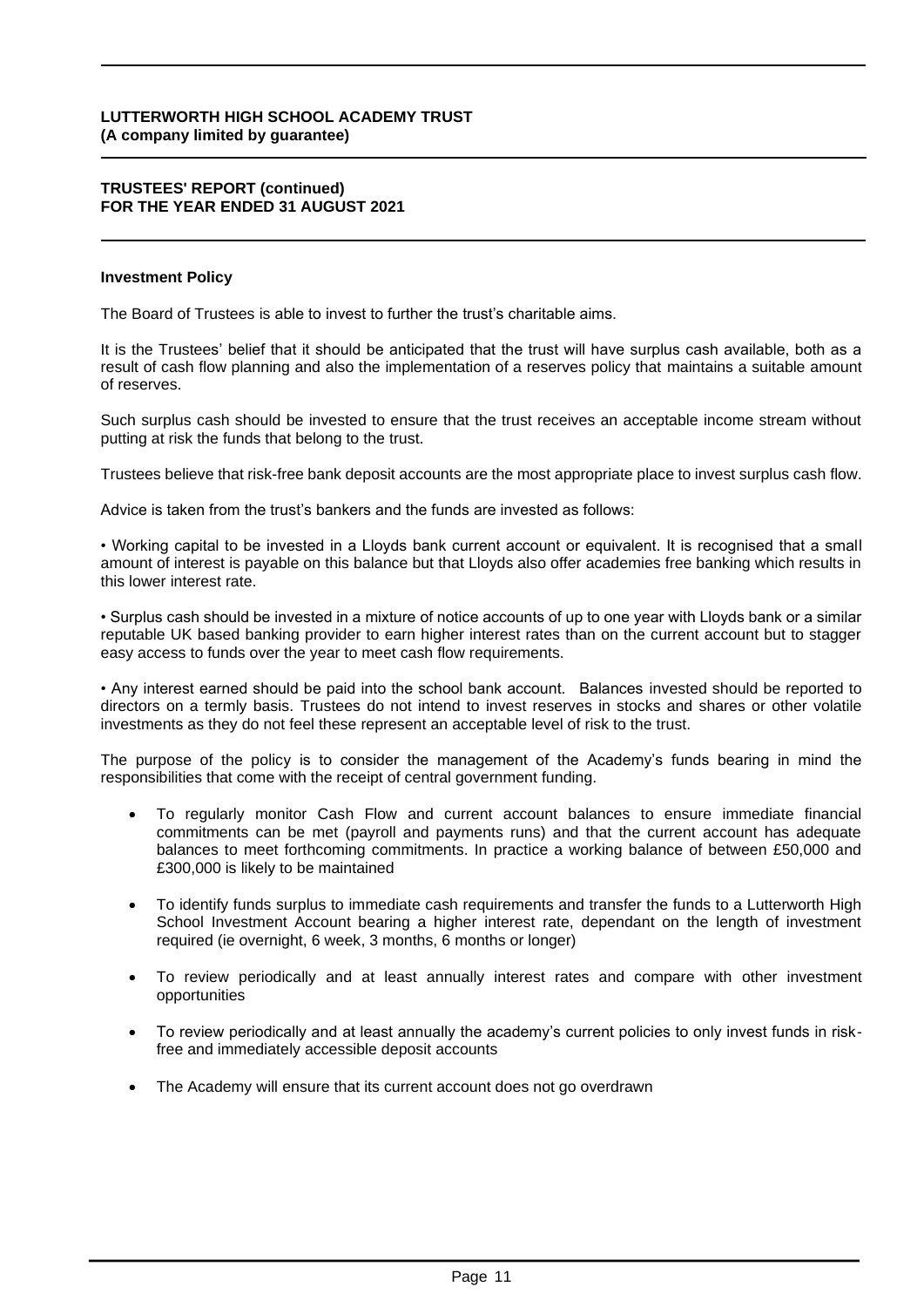## Investment Policy

The Board of Trustees is able to invest to further the trust's charitable aims.

It is the Trustees' belief that it should be anticipated that the trust will have surplus cash available, both as a result of cash flow planning and also the implementation of a reserves policy that maintains a suitable amount of reserves.

Such surplus cash should be invested to ensure that the trust receives an acceptable income stream without putting at risk the funds that belong to the trust.

Trustees believe that risk-free bank deposit accounts are the most appropriate place to invest surplus cash flow.

Advice is taken from the trust's bankers and the funds are invested as follows:

• Working capital to be invested in a Lloyds bank current account or equivalent. It is recognised that a small amount of interest is payable on this balance but that Lloyds also offer academies free banking which results in this lower interest rate.

• Surplus cash should be invested in a mixture of notice accounts of up to one year with Lloyds bank or a similar reputable UK based banking provider to earn higher interest rates than on the current account but to stagger easy access to funds over the year to meet cash flow requirements.

• Any interest earned should be paid into the school bank account. Balances invested should be reported to directors on a termly basis. Trustees do not intend to invest reserves in stocks and shares or other volatile investments as they do not feel these represent an acceptable level of risk to the trust.

The purpose of the policy is to consider the management of the Academy's funds bearing in mind the responsibilities that come with the receipt of central government funding.

- To regularly monitor Cash Flow and current account balances to ensure immediate financial commitments can be met (payroll and payments runs) and that the current account has adequate balances to meet forthcoming commitments. In practice a working balance of between £50,000 and £300,000 is likely to be maintained
- To identify funds surplus to immediate cash requirements and transfer the funds to a Lutterworth High School Investment Account bearing a higher interest rate, dependant on the length of investment required (ie overnight, 6 week, 3 months, 6 months or longer)
- To review periodically and at least annually interest rates and compare with other investment opportunities
- To review periodically and at least annually the academy's current policies to only invest funds in risk-free and immediately accessible deposit accounts
- The Academy will ensure that its current account does not go overdrawn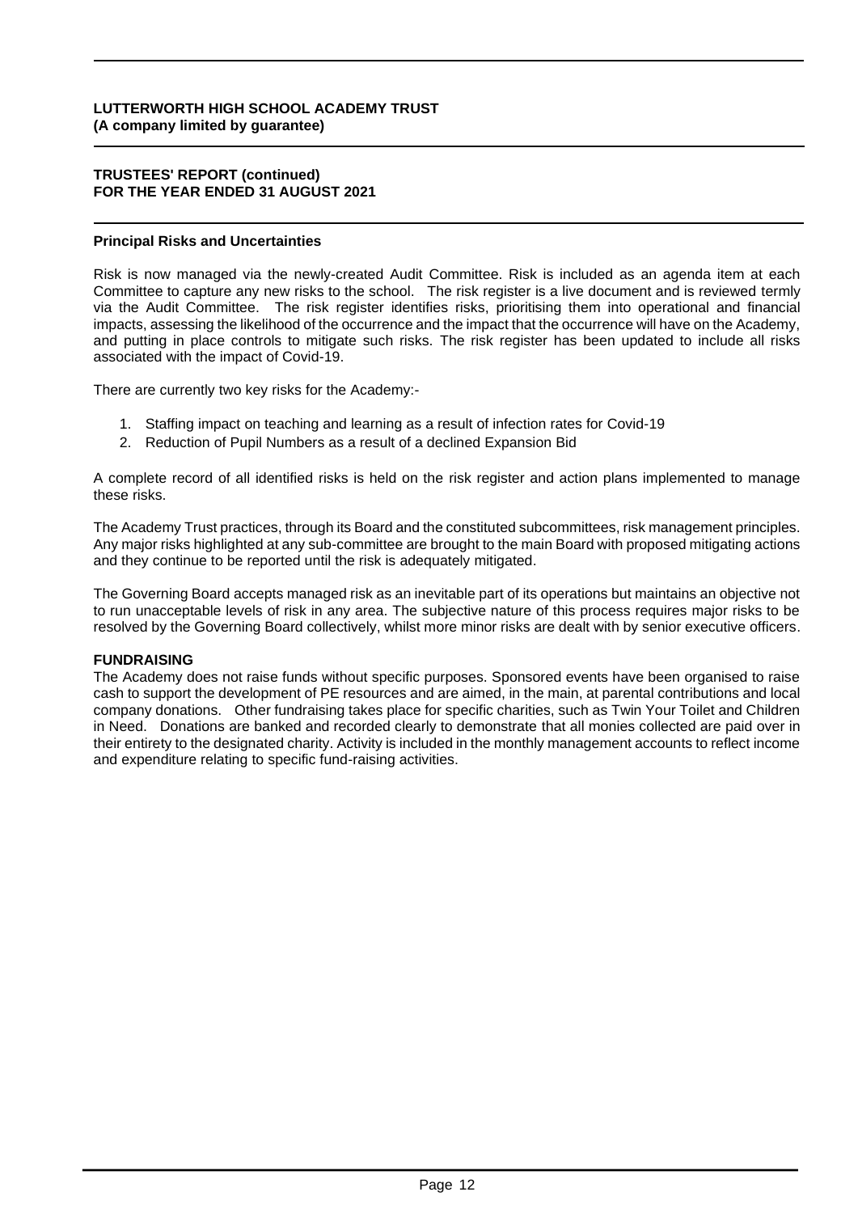## Principal Risks and Uncertainties

Risk is now managed via the newly-created Audit Committee. Risk is included as an agenda item at each Committee to capture any new risks to the school. The risk register is a live document and is reviewed termly via the Audit Committee. The risk register identifies risks, prioritising them into operational and financial impacts, assessing the likelihood of the occurrence and the impact that the occurrence will have on the Academy, and putting in place controls to mitigate such risks. The risk register has been updated to include all risks associated with the impact of Covid-19.

There are currently two key risks for the Academy:-

1. Staffing impact on teaching and learning as a result of infection rates for Covid-19
2. Reduction of Pupil Numbers as a result of a declined Expansion Bid

A complete record of all identified risks is held on the risk register and action plans implemented to manage these risks.

The Academy Trust practices, through its Board and the constituted subcommittees, risk management principles. Any major risks highlighted at any sub-committee are brought to the main Board with proposed mitigating actions and they continue to be reported until the risk is adequately mitigated.

The Governing Board accepts managed risk as an inevitable part of its operations but maintains an objective not to run unacceptable levels of risk in any area. The subjective nature of this process requires major risks to be resolved by the Governing Board collectively, whilst more minor risks are dealt with by senior executive officers.

## FUNDRAISING

The Academy does not raise funds without specific purposes. Sponsored events have been organised to raise cash to support the development of PE resources and are aimed, in the main, at parental contributions and local company donations. Other fundraising takes place for specific charities, such as Twin Your Toilet and Children in Need. Donations are banked and recorded clearly to demonstrate that all monies collected are paid over in their entirety to the designated charity. Activity is included in the monthly management accounts to reflect income and expenditure relating to specific fund-raising activities.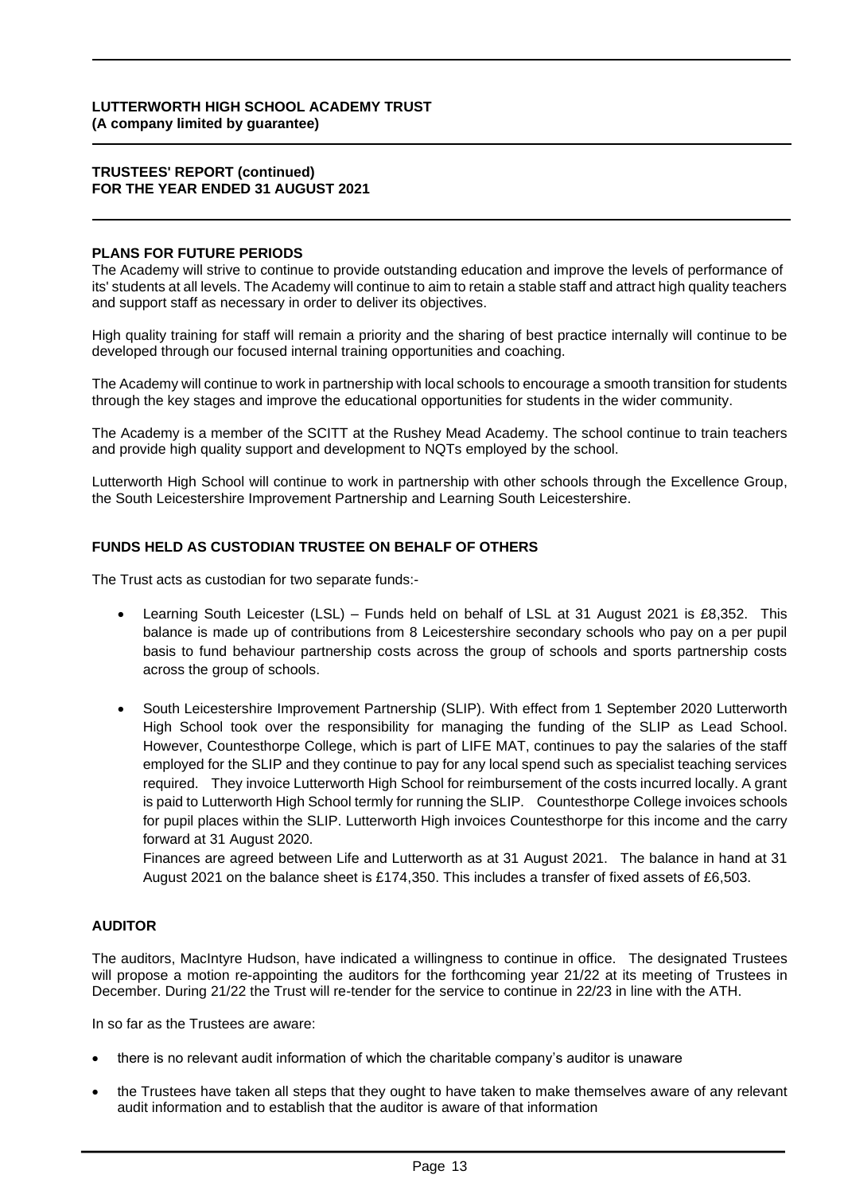**LUTTERWORTH HIGH SCHOOL ACADEMY TRUST**
**(A company limited by guarantee)**

**TRUSTEES' REPORT (continued)**
**FOR THE YEAR ENDED 31 AUGUST 2021**

## PLANS FOR FUTURE PERIODS

The Academy will strive to continue to provide outstanding education and improve the levels of performance of its' students at all levels. The Academy will continue to aim to retain a stable staff and attract high quality teachers and support staff as necessary in order to deliver its objectives.

High quality training for staff will remain a priority and the sharing of best practice internally will continue to be developed through our focused internal training opportunities and coaching.

The Academy will continue to work in partnership with local schools to encourage a smooth transition for students through the key stages and improve the educational opportunities for students in the wider community.

The Academy is a member of the SCITT at the Rushey Mead Academy. The school continue to train teachers and provide high quality support and development to NQTs employed by the school.

Lutterworth High School will continue to work in partnership with other schools through the Excellence Group, the South Leicestershire Improvement Partnership and Learning South Leicestershire.

## FUNDS HELD AS CUSTODIAN TRUSTEE ON BEHALF OF OTHERS

The Trust acts as custodian for two separate funds:-

- Learning South Leicester (LSL) – Funds held on behalf of LSL at 31 August 2021 is £8,352. This balance is made up of contributions from 8 Leicestershire secondary schools who pay on a per pupil basis to fund behaviour partnership costs across the group of schools and sports partnership costs across the group of schools.

- South Leicestershire Improvement Partnership (SLIP). With effect from 1 September 2020 Lutterworth High School took over the responsibility for managing the funding of the SLIP as Lead School. However, Countesthorpe College, which is part of LIFE MAT, continues to pay the salaries of the staff employed for the SLIP and they continue to pay for any local spend such as specialist teaching services required. They invoice Lutterworth High School for reimbursement of the costs incurred locally. A grant is paid to Lutterworth High School termly for running the SLIP. Countesthorpe College invoices schools for pupil places within the SLIP. Lutterworth High invoices Countesthorpe for this income and the carry forward at 31 August 2020.

  Finances are agreed between Life and Lutterworth as at 31 August 2021. The balance in hand at 31 August 2021 on the balance sheet is £174,350. This includes a transfer of fixed assets of £6,503.

## AUDITOR

The auditors, MacIntyre Hudson, have indicated a willingness to continue in office. The designated Trustees will propose a motion re-appointing the auditors for the forthcoming year 21/22 at its meeting of Trustees in December. During 21/22 the Trust will re-tender for the service to continue in 22/23 in line with the ATH.

In so far as the Trustees are aware:

- there is no relevant audit information of which the charitable company's auditor is unaware
- the Trustees have taken all steps that they ought to have taken to make themselves aware of any relevant audit information and to establish that the auditor is aware of that information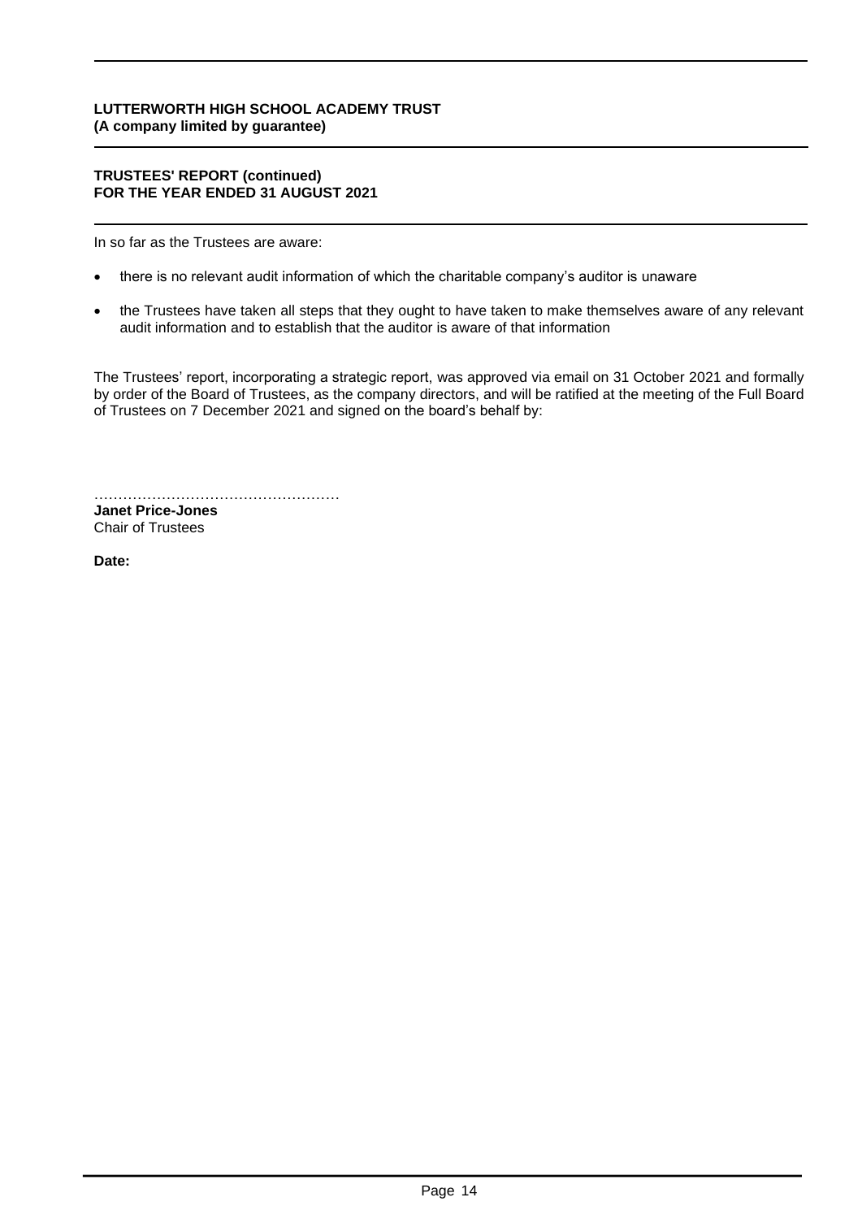**LUTTERWORTH HIGH SCHOOL ACADEMY TRUST**
**(A company limited by guarantee)**

**TRUSTEES' REPORT (continued)**
**FOR THE YEAR ENDED 31 AUGUST 2021**

In so far as the Trustees are aware:

- there is no relevant audit information of which the charitable company's auditor is unaware
- the Trustees have taken all steps that they ought to have taken to make themselves aware of any relevant audit information and to establish that the auditor is aware of that information

The Trustees' report, incorporating a strategic report, was approved via email on 31 October 2021 and formally by order of the Board of Trustees, as the company directors, and will be ratified at the meeting of the Full Board of Trustees on 7 December 2021 and signed on the board's behalf by:

……………………………………………
**Janet Price-Jones**
Chair of Trustees

**Date:**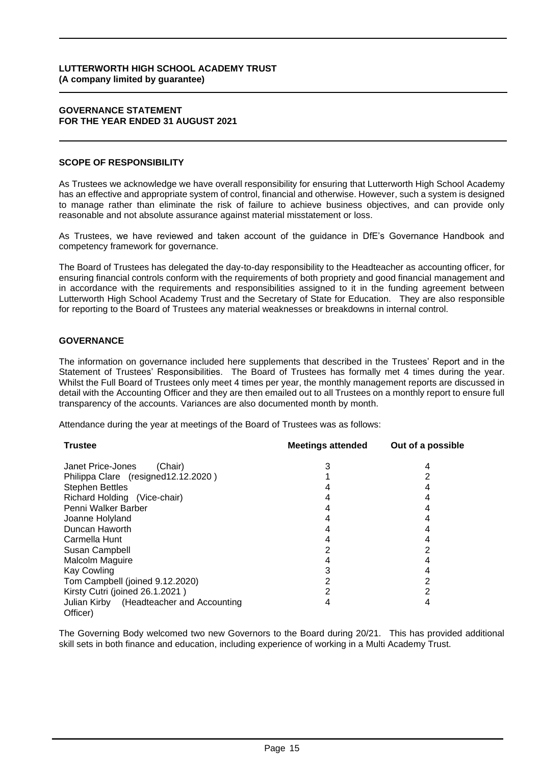**LUTTERWORTH HIGH SCHOOL ACADEMY TRUST**
**(A company limited by guarantee)**

**GOVERNANCE STATEMENT**
**FOR THE YEAR ENDED 31 AUGUST 2021**

## SCOPE OF RESPONSIBILITY

As Trustees we acknowledge we have overall responsibility for ensuring that Lutterworth High School Academy has an effective and appropriate system of control, financial and otherwise. However, such a system is designed to manage rather than eliminate the risk of failure to achieve business objectives, and can provide only reasonable and not absolute assurance against material misstatement or loss.

As Trustees, we have reviewed and taken account of the guidance in DfE's Governance Handbook and competency framework for governance.

The Board of Trustees has delegated the day-to-day responsibility to the Headteacher as accounting officer, for ensuring financial controls conform with the requirements of both propriety and good financial management and in accordance with the requirements and responsibilities assigned to it in the funding agreement between Lutterworth High School Academy Trust and the Secretary of State for Education. They are also responsible for reporting to the Board of Trustees any material weaknesses or breakdowns in internal control.

## GOVERNANCE

The information on governance included here supplements that described in the Trustees' Report and in the Statement of Trustees' Responsibilities. The Board of Trustees has formally met 4 times during the year. Whilst the Full Board of Trustees only meet 4 times per year, the monthly management reports are discussed in detail with the Accounting Officer and they are then emailed out to all Trustees on a monthly report to ensure full transparency of the accounts. Variances are also documented month by month.

Attendance during the year at meetings of the Board of Trustees was as follows:

| Trustee | Meetings attended | Out of a possible |
|---|---|---|
| Janet Price-Jones (Chair) | 3 | 4 |
| Philippa Clare (resigned12.12.2020 ) | 1 | 2 |
| Stephen Bettles | 4 | 4 |
| Richard Holding (Vice-chair) | 4 | 4 |
| Penni Walker Barber | 4 | 4 |
| Joanne Holyland | 4 | 4 |
| Duncan Haworth | 4 | 4 |
| Carmella Hunt | 4 | 4 |
| Susan Campbell | 2 | 2 |
| Malcolm Maguire | 4 | 4 |
| Kay Cowling | 3 | 4 |
| Tom Campbell (joined 9.12.2020) | 2 | 2 |
| Kirsty Cutri (joined 26.1.2021 ) | 2 | 2 |
| Julian Kirby (Headteacher and Accounting Officer) | 4 | 4 |

The Governing Body welcomed two new Governors to the Board during 20/21. This has provided additional skill sets in both finance and education, including experience of working in a Multi Academy Trust.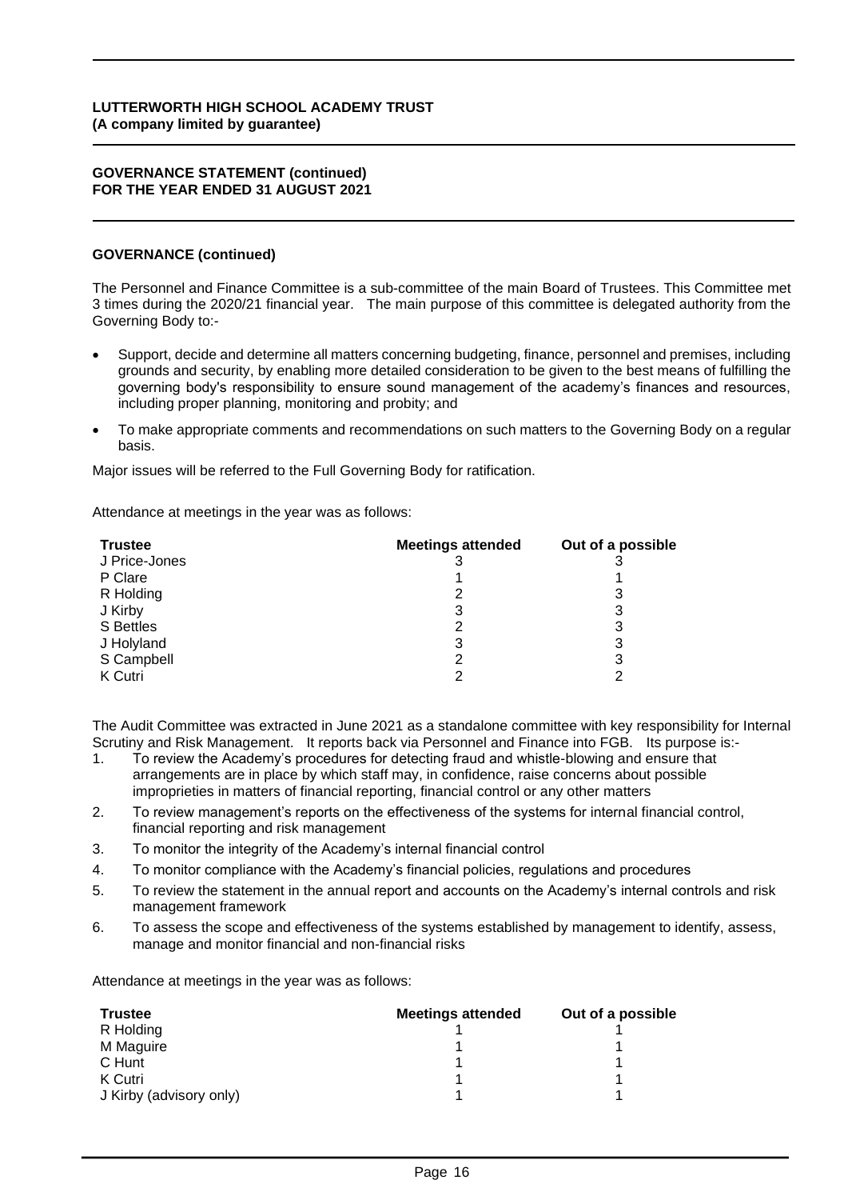**GOVERNANCE (continued)**

The Personnel and Finance Committee is a sub-committee of the main Board of Trustees. This Committee met 3 times during the 2020/21 financial year. The main purpose of this committee is delegated authority from the Governing Body to:-

- Support, decide and determine all matters concerning budgeting, finance, personnel and premises, including grounds and security, by enabling more detailed consideration to be given to the best means of fulfilling the governing body's responsibility to ensure sound management of the academy's finances and resources, including proper planning, monitoring and probity; and
- To make appropriate comments and recommendations on such matters to the Governing Body on a regular basis.

Major issues will be referred to the Full Governing Body for ratification.

Attendance at meetings in the year was as follows:

| Trustee | Meetings attended | Out of a possible |
|---|---|---|
| J Price-Jones | 3 | 3 |
| P Clare | 1 | 1 |
| R Holding | 2 | 3 |
| J Kirby | 3 | 3 |
| S Bettles | 2 | 3 |
| J Holyland | 3 | 3 |
| S Campbell | 2 | 3 |
| K Cutri | 2 | 2 |

The Audit Committee was extracted in June 2021 as a standalone committee with key responsibility for Internal Scrutiny and Risk Management. It reports back via Personnel and Finance into FGB. Its purpose is:-

1. To review the Academy's procedures for detecting fraud and whistle-blowing and ensure that arrangements are in place by which staff may, in confidence, raise concerns about possible improprieties in matters of financial reporting, financial control or any other matters
2. To review management's reports on the effectiveness of the systems for internal financial control, financial reporting and risk management
3. To monitor the integrity of the Academy's internal financial control
4. To monitor compliance with the Academy's financial policies, regulations and procedures
5. To review the statement in the annual report and accounts on the Academy's internal controls and risk management framework
6. To assess the scope and effectiveness of the systems established by management to identify, assess, manage and monitor financial and non-financial risks

Attendance at meetings in the year was as follows:

| Trustee | Meetings attended | Out of a possible |
|---|---|---|
| R Holding | 1 | 1 |
| M Maguire | 1 | 1 |
| C Hunt | 1 | 1 |
| K Cutri | 1 | 1 |
| J Kirby (advisory only) | 1 | 1 |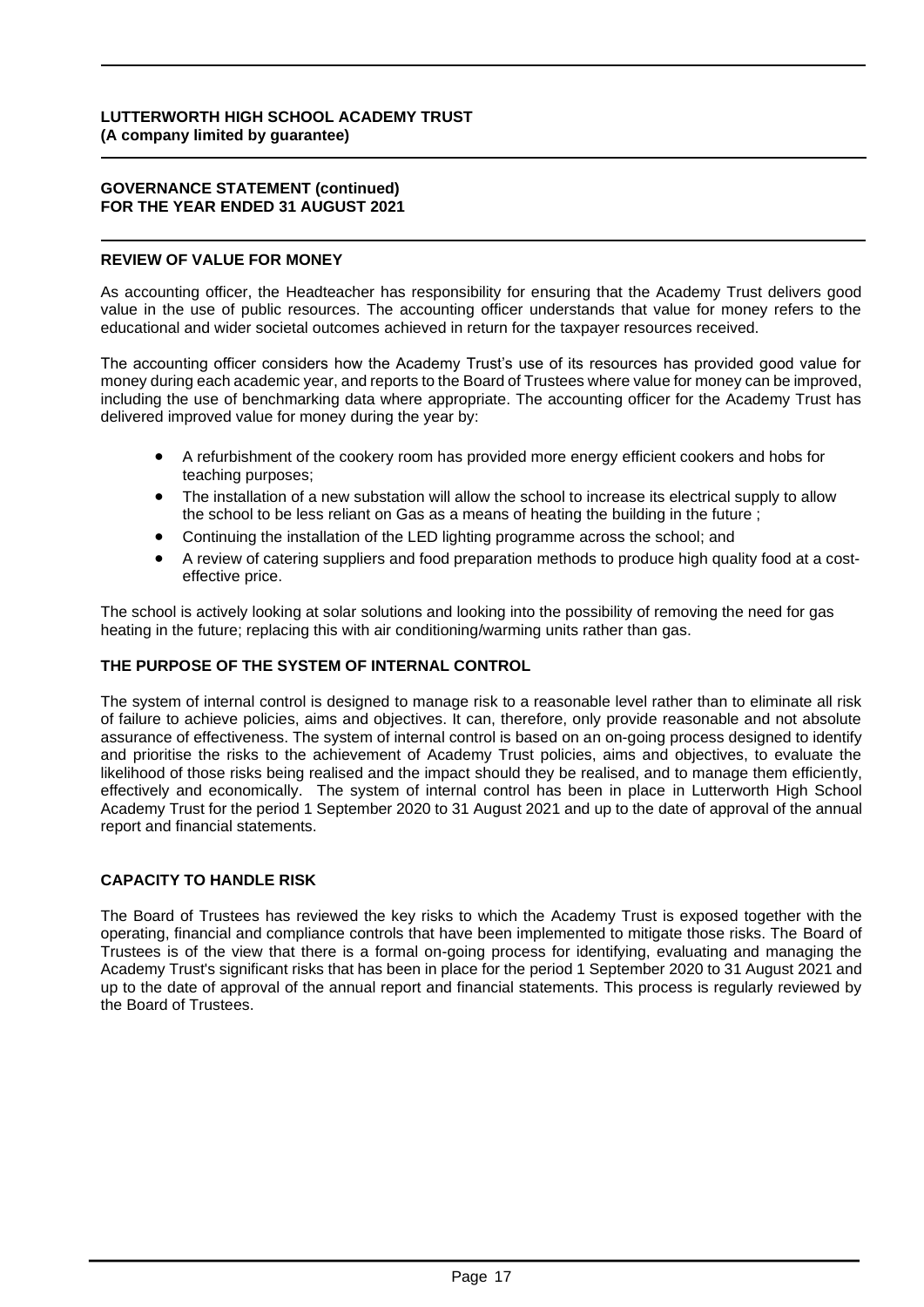## REVIEW OF VALUE FOR MONEY

As accounting officer, the Headteacher has responsibility for ensuring that the Academy Trust delivers good value in the use of public resources. The accounting officer understands that value for money refers to the educational and wider societal outcomes achieved in return for the taxpayer resources received.

The accounting officer considers how the Academy Trust's use of its resources has provided good value for money during each academic year, and reports to the Board of Trustees where value for money can be improved, including the use of benchmarking data where appropriate. The accounting officer for the Academy Trust has delivered improved value for money during the year by:

- A refurbishment of the cookery room has provided more energy efficient cookers and hobs for teaching purposes;
- The installation of a new substation will allow the school to increase its electrical supply to allow the school to be less reliant on Gas as a means of heating the building in the future ;
- Continuing the installation of the LED lighting programme across the school; and
- A review of catering suppliers and food preparation methods to produce high quality food at a cost-effective price.

The school is actively looking at solar solutions and looking into the possibility of removing the need for gas heating in the future; replacing this with air conditioning/warming units rather than gas.

## THE PURPOSE OF THE SYSTEM OF INTERNAL CONTROL

The system of internal control is designed to manage risk to a reasonable level rather than to eliminate all risk of failure to achieve policies, aims and objectives. It can, therefore, only provide reasonable and not absolute assurance of effectiveness. The system of internal control is based on an on-going process designed to identify and prioritise the risks to the achievement of Academy Trust policies, aims and objectives, to evaluate the likelihood of those risks being realised and the impact should they be realised, and to manage them efficiently, effectively and economically. The system of internal control has been in place in Lutterworth High School Academy Trust for the period 1 September 2020 to 31 August 2021 and up to the date of approval of the annual report and financial statements.

## CAPACITY TO HANDLE RISK

The Board of Trustees has reviewed the key risks to which the Academy Trust is exposed together with the operating, financial and compliance controls that have been implemented to mitigate those risks. The Board of Trustees is of the view that there is a formal on-going process for identifying, evaluating and managing the Academy Trust's significant risks that has been in place for the period 1 September 2020 to 31 August 2021 and up to the date of approval of the annual report and financial statements. This process is regularly reviewed by the Board of Trustees.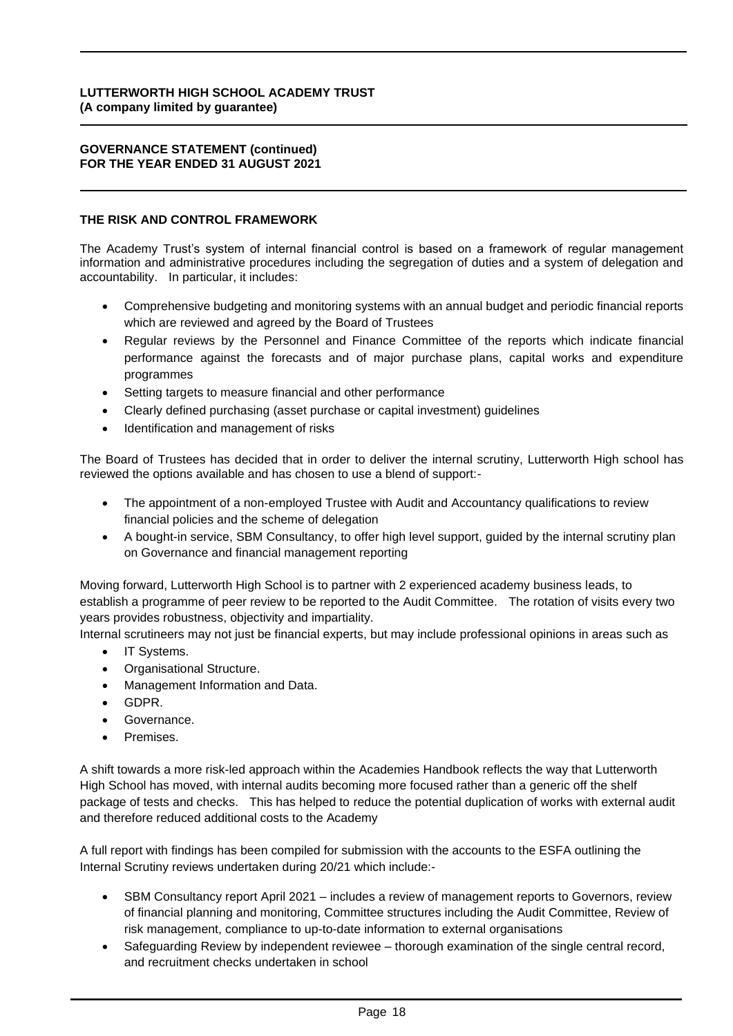**LUTTERWORTH HIGH SCHOOL ACADEMY TRUST**
**(A company limited by guarantee)**

**GOVERNANCE STATEMENT (continued)**
**FOR THE YEAR ENDED 31 AUGUST 2021**

### THE RISK AND CONTROL FRAMEWORK

The Academy Trust's system of internal financial control is based on a framework of regular management information and administrative procedures including the segregation of duties and a system of delegation and accountability. In particular, it includes:

- Comprehensive budgeting and monitoring systems with an annual budget and periodic financial reports which are reviewed and agreed by the Board of Trustees
- Regular reviews by the Personnel and Finance Committee of the reports which indicate financial performance against the forecasts and of major purchase plans, capital works and expenditure programmes
- Setting targets to measure financial and other performance
- Clearly defined purchasing (asset purchase or capital investment) guidelines
- Identification and management of risks

The Board of Trustees has decided that in order to deliver the internal scrutiny, Lutterworth High school has reviewed the options available and has chosen to use a blend of support:-

- The appointment of a non-employed Trustee with Audit and Accountancy qualifications to review financial policies and the scheme of delegation
- A bought-in service, SBM Consultancy, to offer high level support, guided by the internal scrutiny plan on Governance and financial management reporting

Moving forward, Lutterworth High School is to partner with 2 experienced academy business leads, to establish a programme of peer review to be reported to the Audit Committee. The rotation of visits every two years provides robustness, objectivity and impartiality.
Internal scrutineers may not just be financial experts, but may include professional opinions in areas such as

- IT Systems.
- Organisational Structure.
- Management Information and Data.
- GDPR.
- Governance.
- Premises.

A shift towards a more risk-led approach within the Academies Handbook reflects the way that Lutterworth High School has moved, with internal audits becoming more focused rather than a generic off the shelf package of tests and checks. This has helped to reduce the potential duplication of works with external audit and therefore reduced additional costs to the Academy

A full report with findings has been compiled for submission with the accounts to the ESFA outlining the Internal Scrutiny reviews undertaken during 20/21 which include:-

- SBM Consultancy report April 2021 – includes a review of management reports to Governors, review of financial planning and monitoring, Committee structures including the Audit Committee, Review of risk management, compliance to up-to-date information to external organisations
- Safeguarding Review by independent reviewee – thorough examination of the single central record, and recruitment checks undertaken in school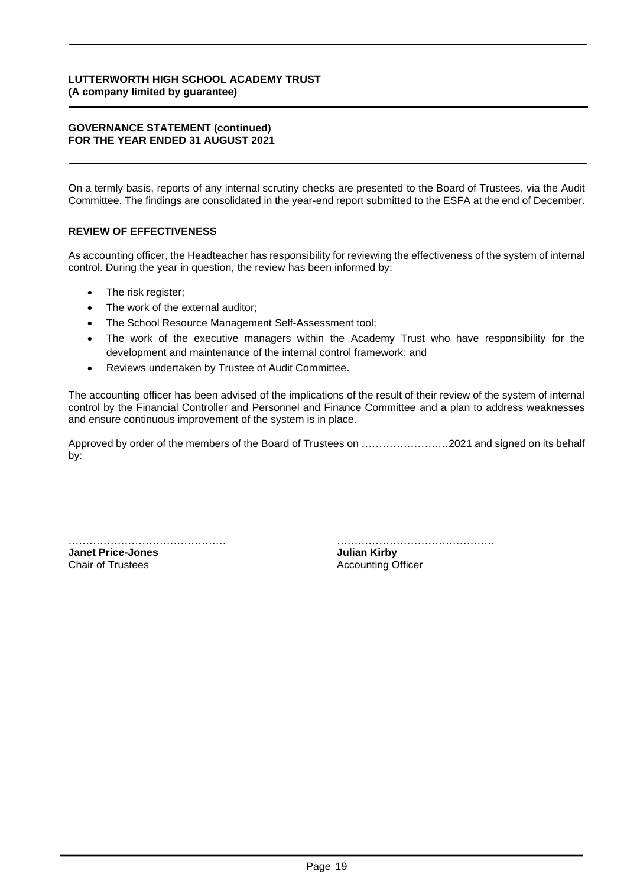On a termly basis, reports of any internal scrutiny checks are presented to the Board of Trustees, via the Audit Committee. The findings are consolidated in the year-end report submitted to the ESFA at the end of December.

## REVIEW OF EFFECTIVENESS

As accounting officer, the Headteacher has responsibility for reviewing the effectiveness of the system of internal control. During the year in question, the review has been informed by:

- The risk register;
- The work of the external auditor;
- The School Resource Management Self-Assessment tool;
- The work of the executive managers within the Academy Trust who have responsibility for the development and maintenance of the internal control framework; and
- Reviews undertaken by Trustee of Audit Committee.

The accounting officer has been advised of the implications of the result of their review of the system of internal control by the Financial Controller and Personnel and Finance Committee and a plan to address weaknesses and ensure continuous improvement of the system is in place.

Approved by order of the members of the Board of Trustees on ……………………2021 and signed on its behalf by:

……………………………………
**Janet Price-Jones**
Chair of Trustees

……………………………………
**Julian Kirby**
Accounting Officer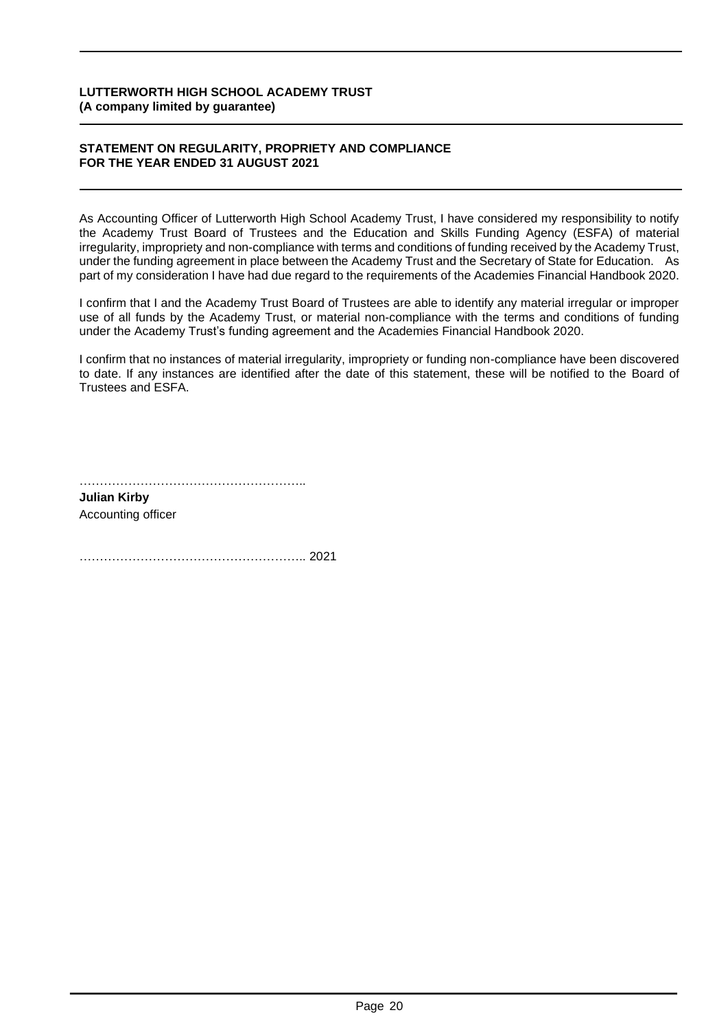**LUTTERWORTH HIGH SCHOOL ACADEMY TRUST**
**(A company limited by guarantee)**

## STATEMENT ON REGULARITY, PROPRIETY AND COMPLIANCE FOR THE YEAR ENDED 31 AUGUST 2021

As Accounting Officer of Lutterworth High School Academy Trust, I have considered my responsibility to notify the Academy Trust Board of Trustees and the Education and Skills Funding Agency (ESFA) of material irregularity, impropriety and non-compliance with terms and conditions of funding received by the Academy Trust, under the funding agreement in place between the Academy Trust and the Secretary of State for Education. As part of my consideration I have had due regard to the requirements of the Academies Financial Handbook 2020.

I confirm that I and the Academy Trust Board of Trustees are able to identify any material irregular or improper use of all funds by the Academy Trust, or material non-compliance with the terms and conditions of funding under the Academy Trust's funding agreement and the Academies Financial Handbook 2020.

I confirm that no instances of material irregularity, impropriety or funding non-compliance have been discovered to date. If any instances are identified after the date of this statement, these will be notified to the Board of Trustees and ESFA.

………………………………………………..

**Julian Kirby**
Accounting officer

……………………………………………….. 2021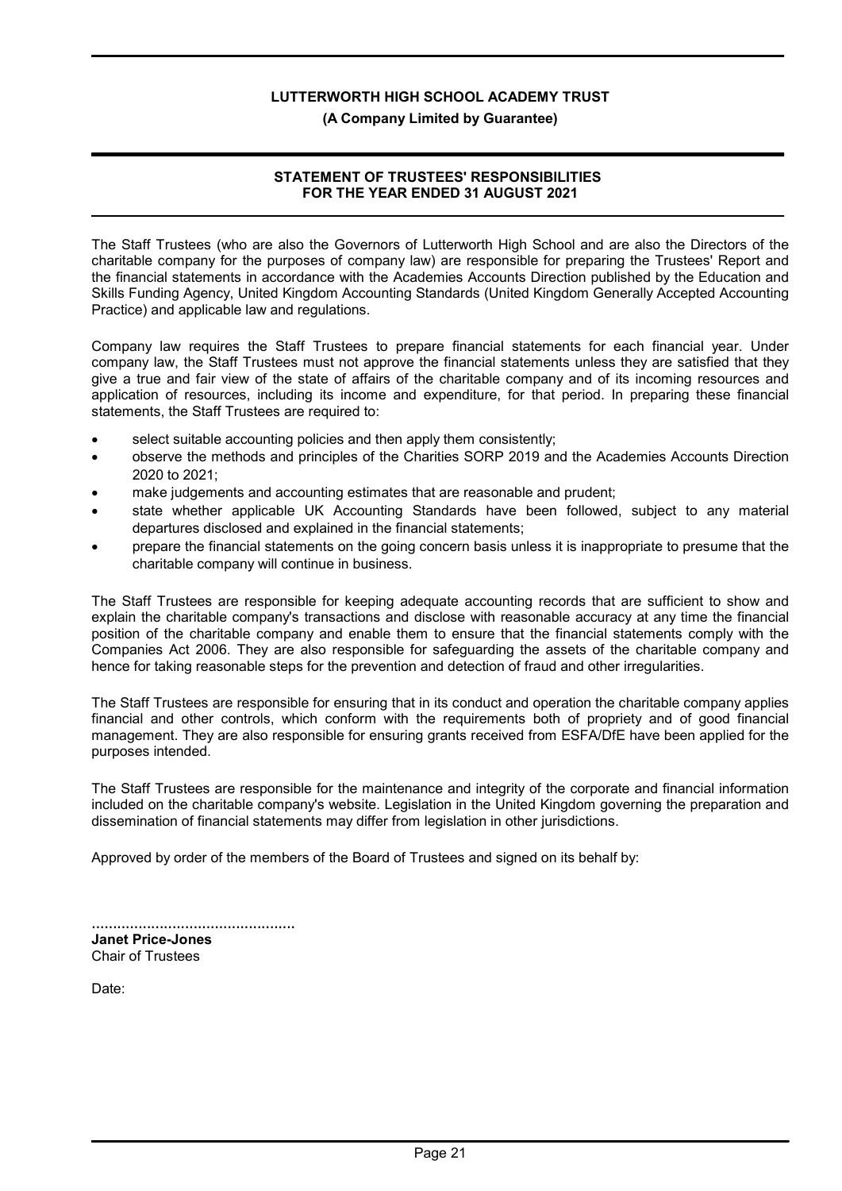**LUTTERWORTH HIGH SCHOOL ACADEMY TRUST**

**(A Company Limited by Guarantee)**

## STATEMENT OF TRUSTEES' RESPONSIBILITIES FOR THE YEAR ENDED 31 AUGUST 2021

The Staff Trustees (who are also the Governors of Lutterworth High School and are also the Directors of the charitable company for the purposes of company law) are responsible for preparing the Trustees' Report and the financial statements in accordance with the Academies Accounts Direction published by the Education and Skills Funding Agency, United Kingdom Accounting Standards (United Kingdom Generally Accepted Accounting Practice) and applicable law and regulations.

Company law requires the Staff Trustees to prepare financial statements for each financial year. Under company law, the Staff Trustees must not approve the financial statements unless they are satisfied that they give a true and fair view of the state of affairs of the charitable company and of its incoming resources and application of resources, including its income and expenditure, for that period. In preparing these financial statements, the Staff Trustees are required to:

- select suitable accounting policies and then apply them consistently;
- observe the methods and principles of the Charities SORP 2019 and the Academies Accounts Direction 2020 to 2021;
- make judgements and accounting estimates that are reasonable and prudent;
- state whether applicable UK Accounting Standards have been followed, subject to any material departures disclosed and explained in the financial statements;
- prepare the financial statements on the going concern basis unless it is inappropriate to presume that the charitable company will continue in business.

The Staff Trustees are responsible for keeping adequate accounting records that are sufficient to show and explain the charitable company's transactions and disclose with reasonable accuracy at any time the financial position of the charitable company and enable them to ensure that the financial statements comply with the Companies Act 2006. They are also responsible for safeguarding the assets of the charitable company and hence for taking reasonable steps for the prevention and detection of fraud and other irregularities.

The Staff Trustees are responsible for ensuring that in its conduct and operation the charitable company applies financial and other controls, which conform with the requirements both of propriety and of good financial management. They are also responsible for ensuring grants received from ESFA/DfE have been applied for the purposes intended.

The Staff Trustees are responsible for the maintenance and integrity of the corporate and financial information included on the charitable company's website. Legislation in the United Kingdom governing the preparation and dissemination of financial statements may differ from legislation in other jurisdictions.

Approved by order of the members of the Board of Trustees and signed on its behalf by:

................................................

**Janet Price-Jones**
Chair of Trustees

Date: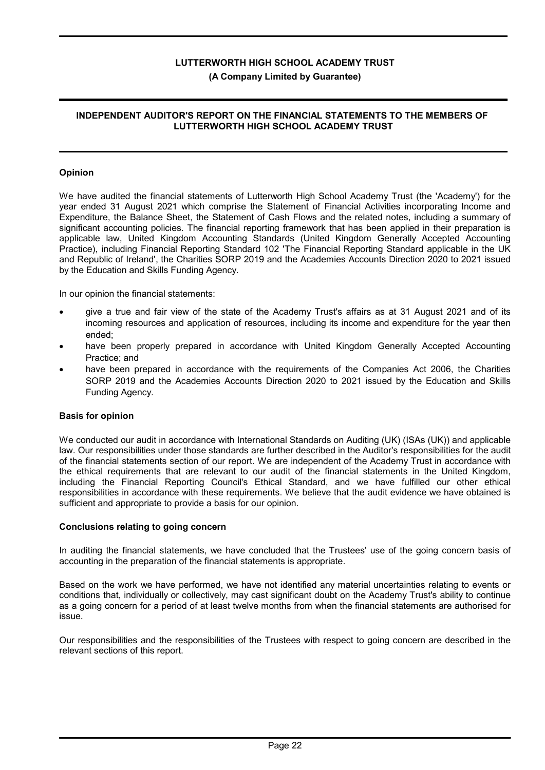# LUTTERWORTH HIGH SCHOOL ACADEMY TRUST

**(A Company Limited by Guarantee)**

## INDEPENDENT AUDITOR'S REPORT ON THE FINANCIAL STATEMENTS TO THE MEMBERS OF LUTTERWORTH HIGH SCHOOL ACADEMY TRUST

### Opinion

We have audited the financial statements of Lutterworth High School Academy Trust (the 'Academy') for the year ended 31 August 2021 which comprise the Statement of Financial Activities incorporating Income and Expenditure, the Balance Sheet, the Statement of Cash Flows and the related notes, including a summary of significant accounting policies. The financial reporting framework that has been applied in their preparation is applicable law, United Kingdom Accounting Standards (United Kingdom Generally Accepted Accounting Practice), including Financial Reporting Standard 102 'The Financial Reporting Standard applicable in the UK and Republic of Ireland', the Charities SORP 2019 and the Academies Accounts Direction 2020 to 2021 issued by the Education and Skills Funding Agency.

In our opinion the financial statements:

- give a true and fair view of the state of the Academy Trust's affairs as at 31 August 2021 and of its incoming resources and application of resources, including its income and expenditure for the year then ended;
- have been properly prepared in accordance with United Kingdom Generally Accepted Accounting Practice; and
- have been prepared in accordance with the requirements of the Companies Act 2006, the Charities SORP 2019 and the Academies Accounts Direction 2020 to 2021 issued by the Education and Skills Funding Agency.

### Basis for opinion

We conducted our audit in accordance with International Standards on Auditing (UK) (ISAs (UK)) and applicable law. Our responsibilities under those standards are further described in the Auditor's responsibilities for the audit of the financial statements section of our report. We are independent of the Academy Trust in accordance with the ethical requirements that are relevant to our audit of the financial statements in the United Kingdom, including the Financial Reporting Council's Ethical Standard, and we have fulfilled our other ethical responsibilities in accordance with these requirements. We believe that the audit evidence we have obtained is sufficient and appropriate to provide a basis for our opinion.

### Conclusions relating to going concern

In auditing the financial statements, we have concluded that the Trustees' use of the going concern basis of accounting in the preparation of the financial statements is appropriate.

Based on the work we have performed, we have not identified any material uncertainties relating to events or conditions that, individually or collectively, may cast significant doubt on the Academy Trust's ability to continue as a going concern for a period of at least twelve months from when the financial statements are authorised for issue.

Our responsibilities and the responsibilities of the Trustees with respect to going concern are described in the relevant sections of this report.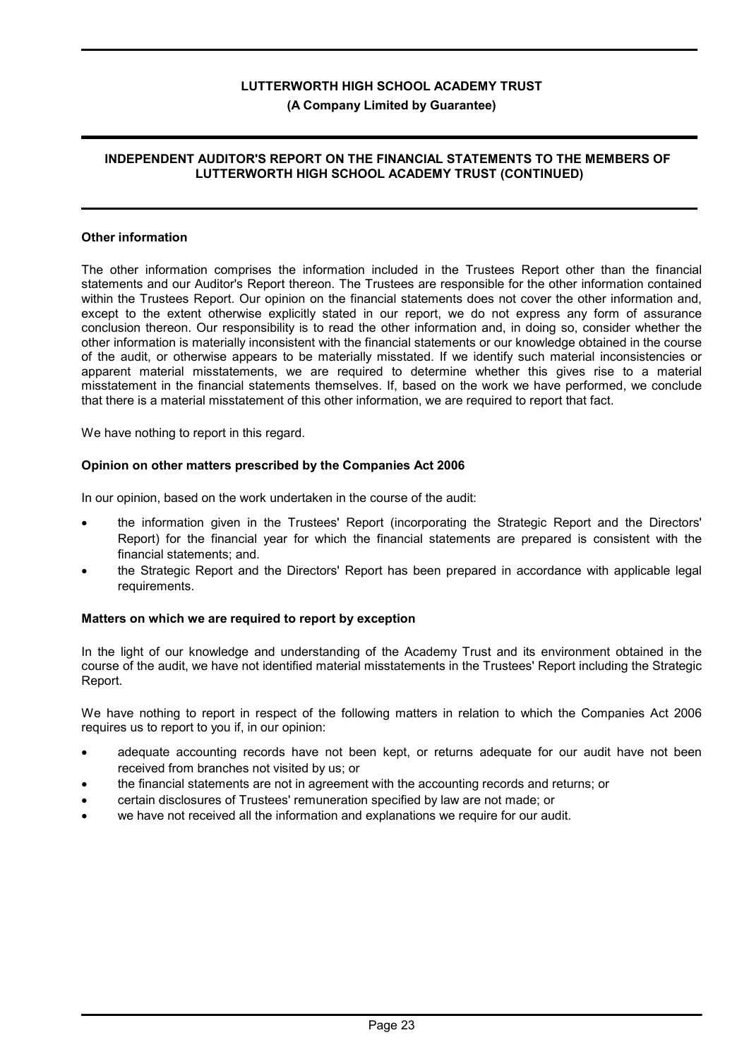### Other information

The other information comprises the information included in the Trustees Report other than the financial statements and our Auditor's Report thereon. The Trustees are responsible for the other information contained within the Trustees Report. Our opinion on the financial statements does not cover the other information and, except to the extent otherwise explicitly stated in our report, we do not express any form of assurance conclusion thereon. Our responsibility is to read the other information and, in doing so, consider whether the other information is materially inconsistent with the financial statements or our knowledge obtained in the course of the audit, or otherwise appears to be materially misstated. If we identify such material inconsistencies or apparent material misstatements, we are required to determine whether this gives rise to a material misstatement in the financial statements themselves. If, based on the work we have performed, we conclude that there is a material misstatement of this other information, we are required to report that fact.

We have nothing to report in this regard.

### Opinion on other matters prescribed by the Companies Act 2006

In our opinion, based on the work undertaken in the course of the audit:

- the information given in the Trustees' Report (incorporating the Strategic Report and the Directors' Report) for the financial year for which the financial statements are prepared is consistent with the financial statements; and.
- the Strategic Report and the Directors' Report has been prepared in accordance with applicable legal requirements.

### Matters on which we are required to report by exception

In the light of our knowledge and understanding of the Academy Trust and its environment obtained in the course of the audit, we have not identified material misstatements in the Trustees' Report including the Strategic Report.

We have nothing to report in respect of the following matters in relation to which the Companies Act 2006 requires us to report to you if, in our opinion:

- adequate accounting records have not been kept, or returns adequate for our audit have not been received from branches not visited by us; or
- the financial statements are not in agreement with the accounting records and returns; or
- certain disclosures of Trustees' remuneration specified by law are not made; or
- we have not received all the information and explanations we require for our audit.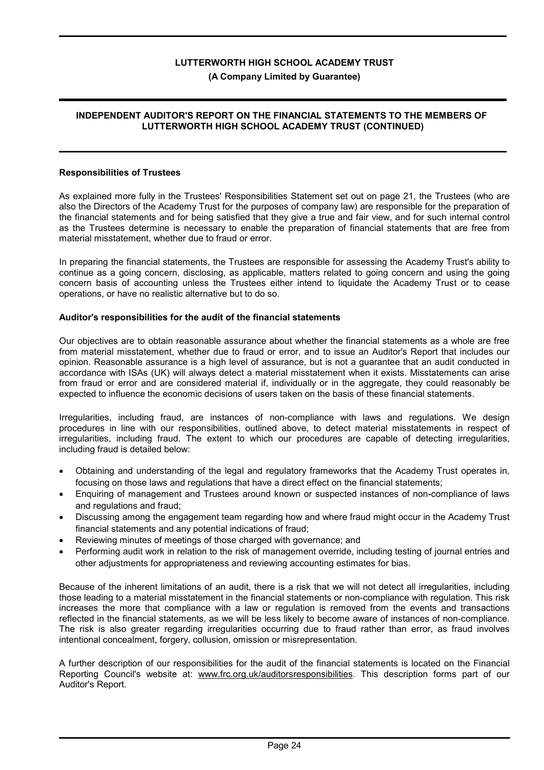## Responsibilities of Trustees

As explained more fully in the Trustees' Responsibilities Statement set out on page 21, the Trustees (who are also the Directors of the Academy Trust for the purposes of company law) are responsible for the preparation of the financial statements and for being satisfied that they give a true and fair view, and for such internal control as the Trustees determine is necessary to enable the preparation of financial statements that are free from material misstatement, whether due to fraud or error.

In preparing the financial statements, the Trustees are responsible for assessing the Academy Trust's ability to continue as a going concern, disclosing, as applicable, matters related to going concern and using the going concern basis of accounting unless the Trustees either intend to liquidate the Academy Trust or to cease operations, or have no realistic alternative but to do so.

## Auditor's responsibilities for the audit of the financial statements

Our objectives are to obtain reasonable assurance about whether the financial statements as a whole are free from material misstatement, whether due to fraud or error, and to issue an Auditor's Report that includes our opinion. Reasonable assurance is a high level of assurance, but is not a guarantee that an audit conducted in accordance with ISAs (UK) will always detect a material misstatement when it exists. Misstatements can arise from fraud or error and are considered material if, individually or in the aggregate, they could reasonably be expected to influence the economic decisions of users taken on the basis of these financial statements.

Irregularities, including fraud, are instances of non-compliance with laws and regulations. We design procedures in line with our responsibilities, outlined above, to detect material misstatements in respect of irregularities, including fraud. The extent to which our procedures are capable of detecting irregularities, including fraud is detailed below:

- Obtaining and understanding of the legal and regulatory frameworks that the Academy Trust operates in, focusing on those laws and regulations that have a direct effect on the financial statements;
- Enquiring of management and Trustees around known or suspected instances of non-compliance of laws and regulations and fraud;
- Discussing among the engagement team regarding how and where fraud might occur in the Academy Trust financial statements and any potential indications of fraud;
- Reviewing minutes of meetings of those charged with governance; and
- Performing audit work in relation to the risk of management override, including testing of journal entries and other adjustments for appropriateness and reviewing accounting estimates for bias.

Because of the inherent limitations of an audit, there is a risk that we will not detect all irregularities, including those leading to a material misstatement in the financial statements or non-compliance with regulation. This risk increases the more that compliance with a law or regulation is removed from the events and transactions reflected in the financial statements, as we will be less likely to become aware of instances of non-compliance. The risk is also greater regarding irregularities occurring due to fraud rather than error, as fraud involves intentional concealment, forgery, collusion, omission or misrepresentation.

A further description of our responsibilities for the audit of the financial statements is located on the Financial Reporting Council's website at: www.frc.org.uk/auditorsresponsibilities. This description forms part of our Auditor's Report.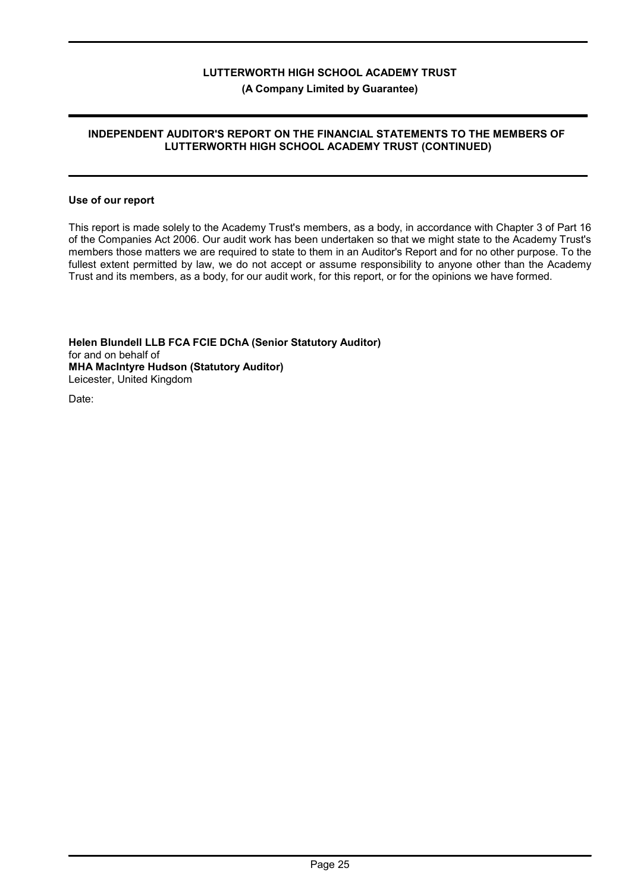## Use of our report

This report is made solely to the Academy Trust's members, as a body, in accordance with Chapter 3 of Part 16 of the Companies Act 2006. Our audit work has been undertaken so that we might state to the Academy Trust's members those matters we are required to state to them in an Auditor's Report and for no other purpose. To the fullest extent permitted by law, we do not accept or assume responsibility to anyone other than the Academy Trust and its members, as a body, for our audit work, for this report, or for the opinions we have formed.

**Helen Blundell LLB FCA FCIE DChA (Senior Statutory Auditor)**
for and on behalf of
**MHA MacIntyre Hudson (Statutory Auditor)**
Leicester, United Kingdom

Date: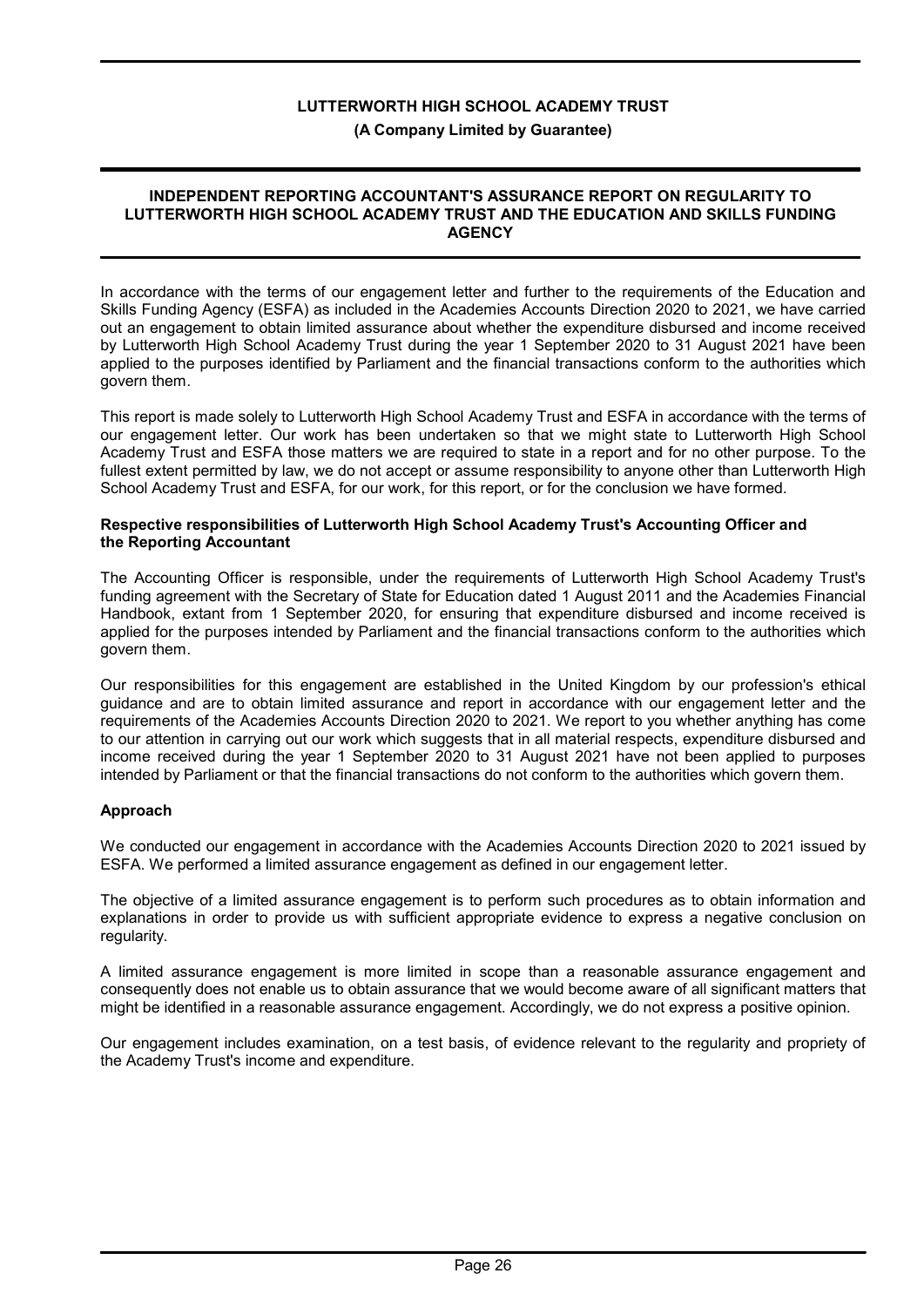# LUTTERWORTH HIGH SCHOOL ACADEMY TRUST

**(A Company Limited by Guarantee)**

## INDEPENDENT REPORTING ACCOUNTANT'S ASSURANCE REPORT ON REGULARITY TO LUTTERWORTH HIGH SCHOOL ACADEMY TRUST AND THE EDUCATION AND SKILLS FUNDING AGENCY

In accordance with the terms of our engagement letter and further to the requirements of the Education and Skills Funding Agency (ESFA) as included in the Academies Accounts Direction 2020 to 2021, we have carried out an engagement to obtain limited assurance about whether the expenditure disbursed and income received by Lutterworth High School Academy Trust during the year 1 September 2020 to 31 August 2021 have been applied to the purposes identified by Parliament and the financial transactions conform to the authorities which govern them.

This report is made solely to Lutterworth High School Academy Trust and ESFA in accordance with the terms of our engagement letter. Our work has been undertaken so that we might state to Lutterworth High School Academy Trust and ESFA those matters we are required to state in a report and for no other purpose. To the fullest extent permitted by law, we do not accept or assume responsibility to anyone other than Lutterworth High School Academy Trust and ESFA, for our work, for this report, or for the conclusion we have formed.

### Respective responsibilities of Lutterworth High School Academy Trust's Accounting Officer and the Reporting Accountant

The Accounting Officer is responsible, under the requirements of Lutterworth High School Academy Trust's funding agreement with the Secretary of State for Education dated 1 August 2011 and the Academies Financial Handbook, extant from 1 September 2020, for ensuring that expenditure disbursed and income received is applied for the purposes intended by Parliament and the financial transactions conform to the authorities which govern them.

Our responsibilities for this engagement are established in the United Kingdom by our profession's ethical guidance and are to obtain limited assurance and report in accordance with our engagement letter and the requirements of the Academies Accounts Direction 2020 to 2021. We report to you whether anything has come to our attention in carrying out our work which suggests that in all material respects, expenditure disbursed and income received during the year 1 September 2020 to 31 August 2021 have not been applied to purposes intended by Parliament or that the financial transactions do not conform to the authorities which govern them.

### Approach

We conducted our engagement in accordance with the Academies Accounts Direction 2020 to 2021 issued by ESFA. We performed a limited assurance engagement as defined in our engagement letter.

The objective of a limited assurance engagement is to perform such procedures as to obtain information and explanations in order to provide us with sufficient appropriate evidence to express a negative conclusion on regularity.

A limited assurance engagement is more limited in scope than a reasonable assurance engagement and consequently does not enable us to obtain assurance that we would become aware of all significant matters that might be identified in a reasonable assurance engagement. Accordingly, we do not express a positive opinion.

Our engagement includes examination, on a test basis, of evidence relevant to the regularity and propriety of the Academy Trust's income and expenditure.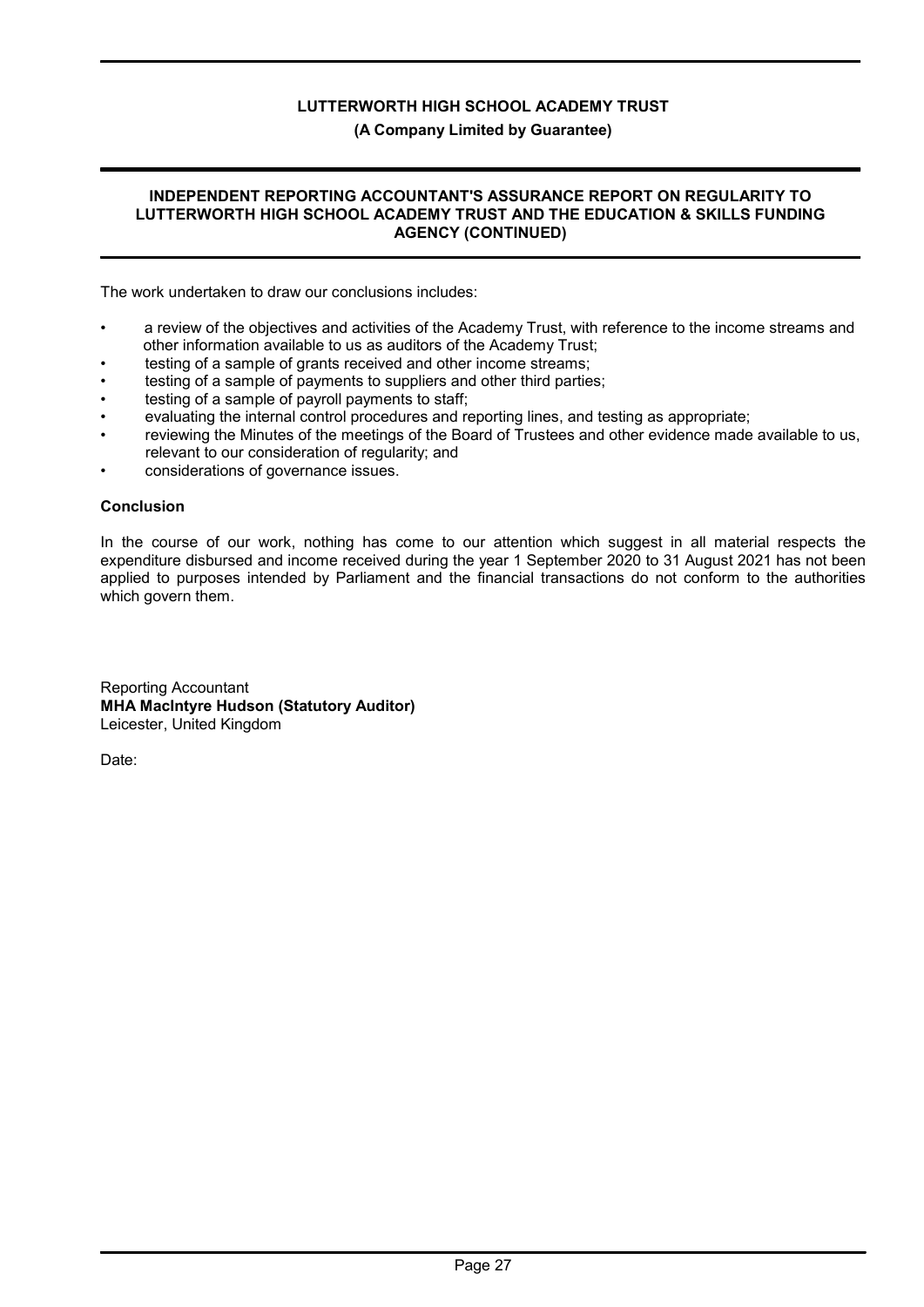# LUTTERWORTH HIGH SCHOOL ACADEMY TRUST

**(A Company Limited by Guarantee)**

## INDEPENDENT REPORTING ACCOUNTANT'S ASSURANCE REPORT ON REGULARITY TO LUTTERWORTH HIGH SCHOOL ACADEMY TRUST AND THE EDUCATION & SKILLS FUNDING AGENCY (CONTINUED)

The work undertaken to draw our conclusions includes:

- a review of the objectives and activities of the Academy Trust, with reference to the income streams and other information available to us as auditors of the Academy Trust;
- testing of a sample of grants received and other income streams;
- testing of a sample of payments to suppliers and other third parties;
- testing of a sample of payroll payments to staff;
- evaluating the internal control procedures and reporting lines, and testing as appropriate;
- reviewing the Minutes of the meetings of the Board of Trustees and other evidence made available to us, relevant to our consideration of regularity; and
- considerations of governance issues.

### Conclusion

In the course of our work, nothing has come to our attention which suggest in all material respects the expenditure disbursed and income received during the year 1 September 2020 to 31 August 2021 has not been applied to purposes intended by Parliament and the financial transactions do not conform to the authorities which govern them.

Reporting Accountant
**MHA MacIntyre Hudson (Statutory Auditor)**
Leicester, United Kingdom

Date: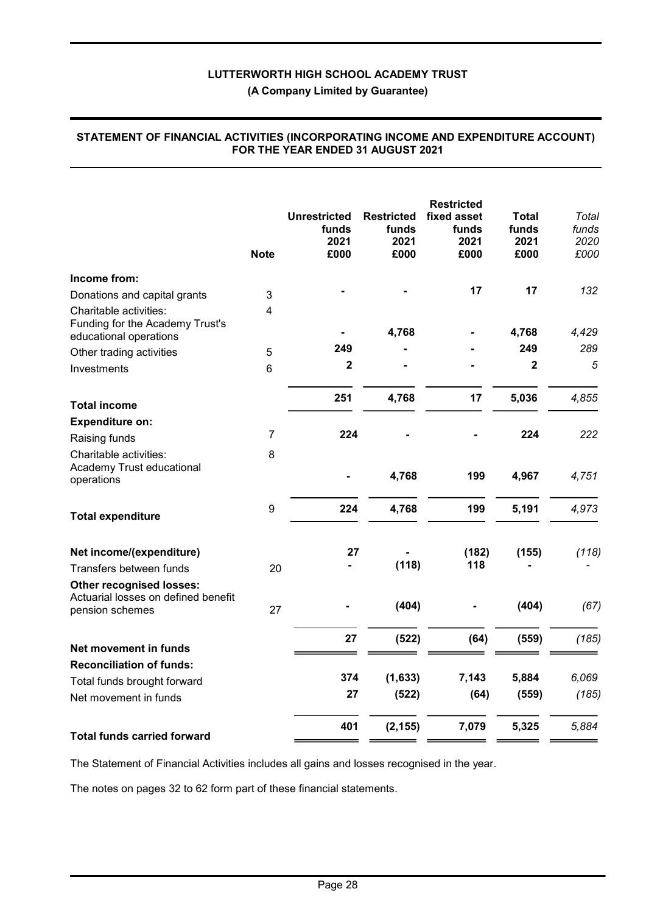# LUTTERWORTH HIGH SCHOOL ACADEMY TRUST

**(A Company Limited by Guarantee)**

## STATEMENT OF FINANCIAL ACTIVITIES (INCORPORATING INCOME AND EXPENDITURE ACCOUNT) FOR THE YEAR ENDED 31 AUGUST 2021

| | Note | Unrestricted funds 2021 £000 | Restricted funds 2021 £000 | Restricted fixed asset funds 2021 £000 | Total funds 2021 £000 | *Total funds 2020 £000* |
|---|---|---|---|---|---|---|
| **Income from:** | | | | | | |
| Donations and capital grants | 3 | - | - | 17 | 17 | *132* |
| Charitable activities: | 4 | | | | | |
| Funding for the Academy Trust's educational operations | | - | 4,768 | - | 4,768 | *4,429* |
| Other trading activities | 5 | 249 | - | - | 249 | *289* |
| Investments | 6 | 2 | - | - | 2 | *5* |
| **Total income** | | 251 | 4,768 | 17 | 5,036 | *4,855* |
| **Expenditure on:** | | | | | | |
| Raising funds | 7 | 224 | - | - | 224 | *222* |
| Charitable activities: | 8 | | | | | |
| Academy Trust educational operations | | - | 4,768 | 199 | 4,967 | *4,751* |
| **Total expenditure** | 9 | 224 | 4,768 | 199 | 5,191 | *4,973* |
| **Net income/(expenditure)** | | 27 | - | (182) | (155) | *(118)* |
| Transfers between funds | 20 | - | (118) | 118 | - | *-* |
| **Other recognised losses:** | | | | | | |
| Actuarial losses on defined benefit pension schemes | 27 | - | (404) | - | (404) | *(67)* |
| **Net movement in funds** | | 27 | (522) | (64) | (559) | *(185)* |
| **Reconciliation of funds:** | | | | | | |
| Total funds brought forward | | 374 | (1,633) | 7,143 | 5,884 | *6,069* |
| Net movement in funds | | 27 | (522) | (64) | (559) | *(185)* |
| **Total funds carried forward** | | 401 | (2,155) | 7,079 | 5,325 | *5,884* |

The Statement of Financial Activities includes all gains and losses recognised in the year.

The notes on pages 32 to 62 form part of these financial statements.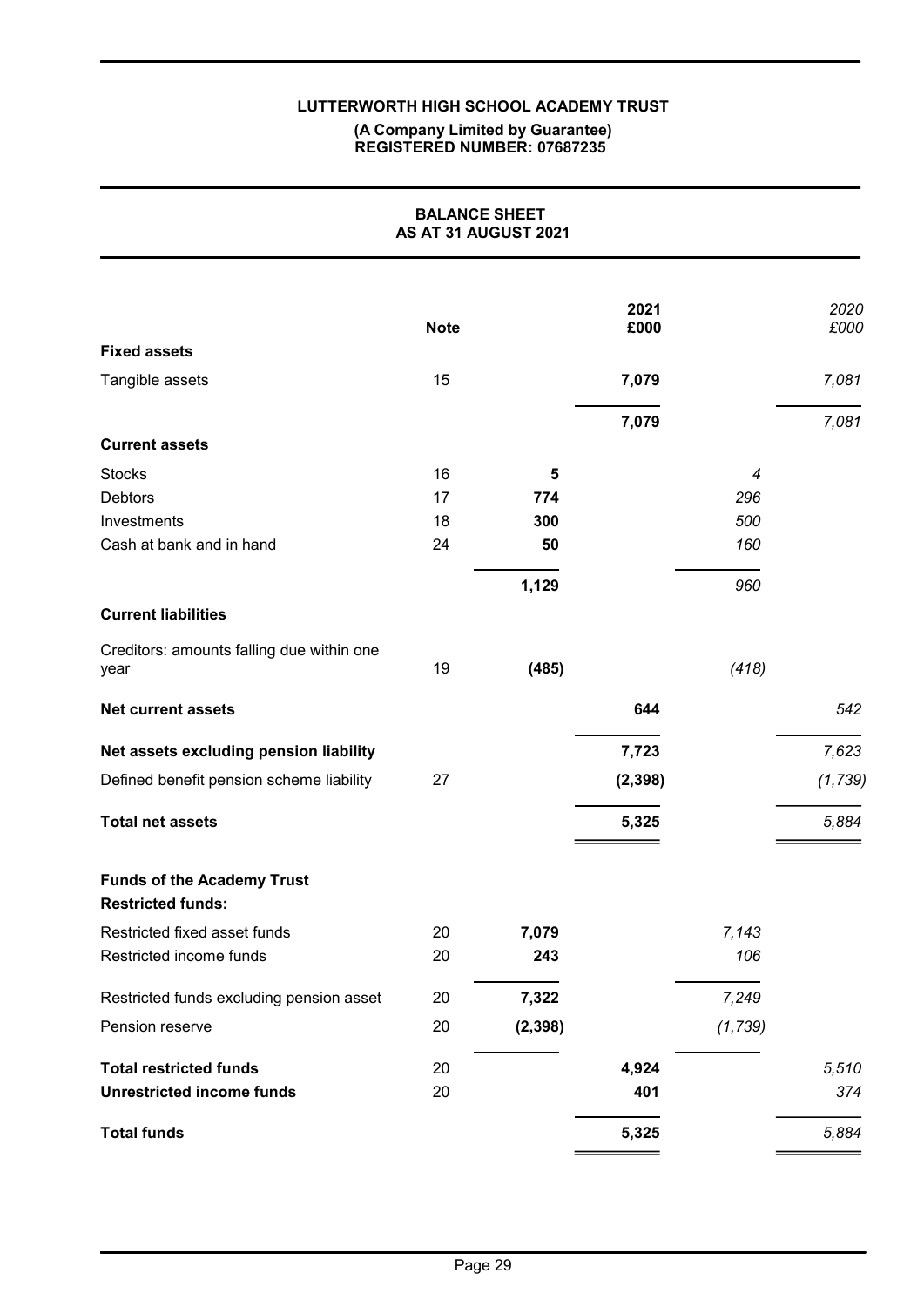**LUTTERWORTH HIGH SCHOOL ACADEMY TRUST**

**(A Company Limited by Guarantee)**
**REGISTERED NUMBER: 07687235**

## BALANCE SHEET
## AS AT 31 AUGUST 2021

| | Note | | 2021 £000 | | *2020 £000* |
|---|---|---|---|---|---|
| **Fixed assets** | | | | | |
| Tangible assets | 15 | | **7,079** | | *7,081* |
| | | | **7,079** | | *7,081* |
| **Current assets** | | | | | |
| Stocks | 16 | **5** | | *4* | |
| Debtors | 17 | **774** | | *296* | |
| Investments | 18 | **300** | | *500* | |
| Cash at bank and in hand | 24 | **50** | | *160* | |
| | | **1,129** | | *960* | |
| **Current liabilities** | | | | | |
| Creditors: amounts falling due within one year | 19 | **(485)** | | *(418)* | |
| **Net current assets** | | | **644** | | *542* |
| **Net assets excluding pension liability** | | | **7,723** | | *7,623* |
| Defined benefit pension scheme liability | 27 | | **(2,398)** | | *(1,739)* |
| **Total net assets** | | | **5,325** | | *5,884* |
| **Funds of the Academy Trust** | | | | | |
| **Restricted funds:** | | | | | |
| Restricted fixed asset funds | 20 | **7,079** | | *7,143* | |
| Restricted income funds | 20 | **243** | | *106* | |
| Restricted funds excluding pension asset | 20 | **7,322** | | *7,249* | |
| Pension reserve | 20 | **(2,398)** | | *(1,739)* | |
| **Total restricted funds** | 20 | | **4,924** | | *5,510* |
| **Unrestricted income funds** | 20 | | **401** | | *374* |
| **Total funds** | | | **5,325** | | *5,884* |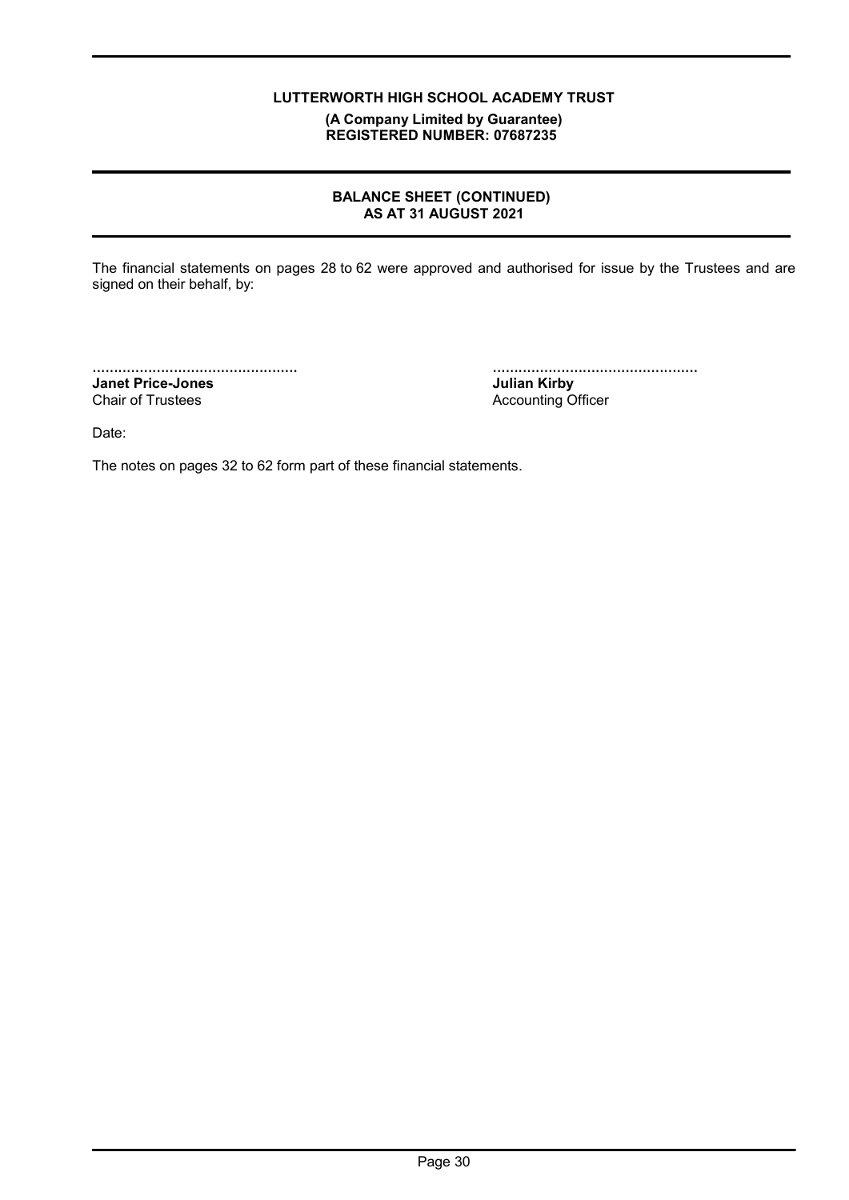**LUTTERWORTH HIGH SCHOOL ACADEMY TRUST**

**(A Company Limited by Guarantee)**
**REGISTERED NUMBER: 07687235**

## BALANCE SHEET (CONTINUED)
## AS AT 31 AUGUST 2021

The financial statements on pages 28 to 62 were approved and authorised for issue by the Trustees and are signed on their behalf, by:

................................................
**Janet Price-Jones**
Chair of Trustees

................................................
**Julian Kirby**
Accounting Officer

Date:

The notes on pages 32 to 62 form part of these financial statements.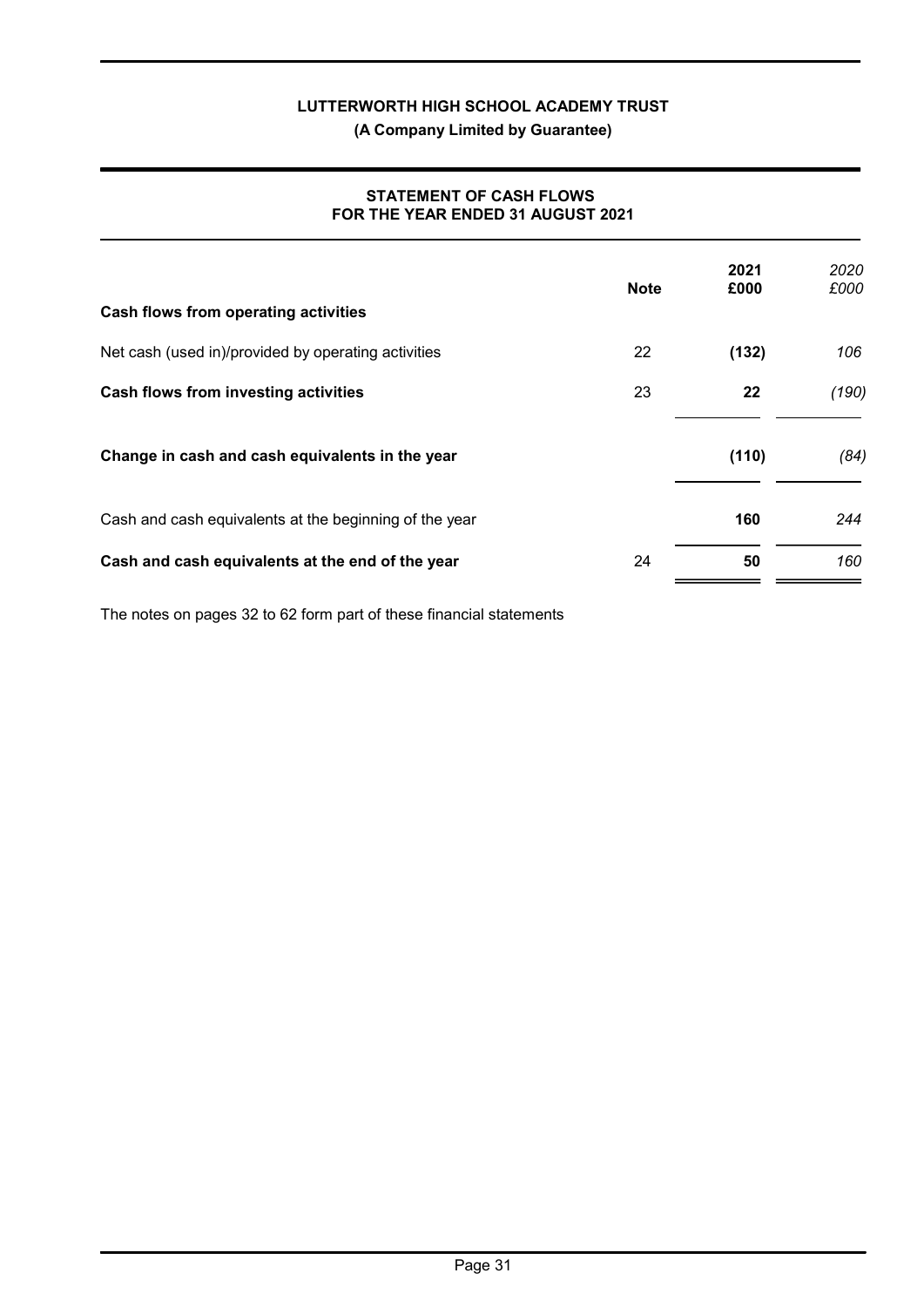**LUTTERWORTH HIGH SCHOOL ACADEMY TRUST**

**(A Company Limited by Guarantee)**

**STATEMENT OF CASH FLOWS FOR THE YEAR ENDED 31 AUGUST 2021**

| | Note | 2021 £000 | *2020 £000* |
|---|---|---|---|
| **Cash flows from operating activities** | | | |
| Net cash (used in)/provided by operating activities | 22 | **(132)** | *106* |
| **Cash flows from investing activities** | 23 | **22** | *(190)* |
| **Change in cash and cash equivalents in the year** | | **(110)** | *(84)* |
| Cash and cash equivalents at the beginning of the year | | **160** | *244* |
| **Cash and cash equivalents at the end of the year** | 24 | **50** | *160* |

The notes on pages 32 to 62 form part of these financial statements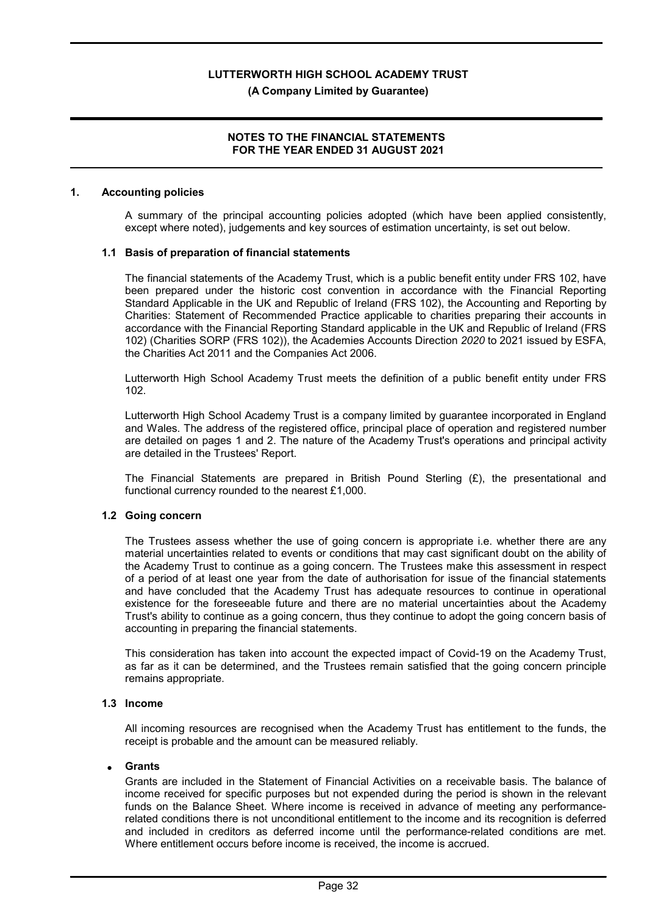# LUTTERWORTH HIGH SCHOOL ACADEMY TRUST

**(A Company Limited by Guarantee)**

**NOTES TO THE FINANCIAL STATEMENTS FOR THE YEAR ENDED 31 AUGUST 2021**

## 1. Accounting policies

A summary of the principal accounting policies adopted (which have been applied consistently, except where noted), judgements and key sources of estimation uncertainty, is set out below.

### 1.1 Basis of preparation of financial statements

The financial statements of the Academy Trust, which is a public benefit entity under FRS 102, have been prepared under the historic cost convention in accordance with the Financial Reporting Standard Applicable in the UK and Republic of Ireland (FRS 102), the Accounting and Reporting by Charities: Statement of Recommended Practice applicable to charities preparing their accounts in accordance with the Financial Reporting Standard applicable in the UK and Republic of Ireland (FRS 102) (Charities SORP (FRS 102)), the Academies Accounts Direction *2020* to 2021 issued by ESFA, the Charities Act 2011 and the Companies Act 2006.

Lutterworth High School Academy Trust meets the definition of a public benefit entity under FRS 102.

Lutterworth High School Academy Trust is a company limited by guarantee incorporated in England and Wales. The address of the registered office, principal place of operation and registered number are detailed on pages 1 and 2. The nature of the Academy Trust's operations and principal activity are detailed in the Trustees' Report.

The Financial Statements are prepared in British Pound Sterling (£), the presentational and functional currency rounded to the nearest £1,000.

### 1.2 Going concern

The Trustees assess whether the use of going concern is appropriate i.e. whether there are any material uncertainties related to events or conditions that may cast significant doubt on the ability of the Academy Trust to continue as a going concern. The Trustees make this assessment in respect of a period of at least one year from the date of authorisation for issue of the financial statements and have concluded that the Academy Trust has adequate resources to continue in operational existence for the foreseeable future and there are no material uncertainties about the Academy Trust's ability to continue as a going concern, thus they continue to adopt the going concern basis of accounting in preparing the financial statements.

This consideration has taken into account the expected impact of Covid-19 on the Academy Trust, as far as it can be determined, and the Trustees remain satisfied that the going concern principle remains appropriate.

### 1.3 Income

All incoming resources are recognised when the Academy Trust has entitlement to the funds, the receipt is probable and the amount can be measured reliably.

- **Grants**

Grants are included in the Statement of Financial Activities on a receivable basis. The balance of income received for specific purposes but not expended during the period is shown in the relevant funds on the Balance Sheet. Where income is received in advance of meeting any performance-related conditions there is not unconditional entitlement to the income and its recognition is deferred and included in creditors as deferred income until the performance-related conditions are met. Where entitlement occurs before income is received, the income is accrued.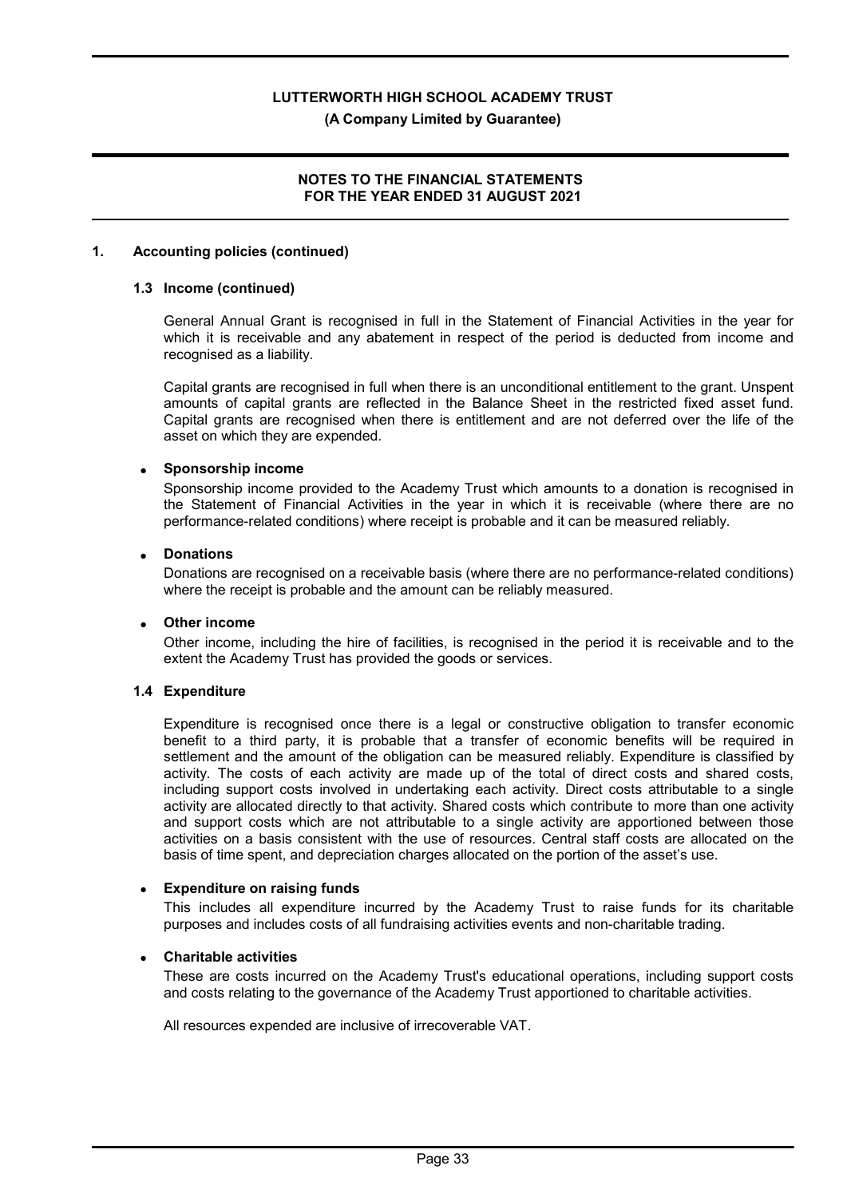## 1. Accounting policies (continued)

### 1.3 Income (continued)

General Annual Grant is recognised in full in the Statement of Financial Activities in the year for which it is receivable and any abatement in respect of the period is deducted from income and recognised as a liability.

Capital grants are recognised in full when there is an unconditional entitlement to the grant. Unspent amounts of capital grants are reflected in the Balance Sheet in the restricted fixed asset fund. Capital grants are recognised when there is entitlement and are not deferred over the life of the asset on which they are expended.

- **Sponsorship income**

  Sponsorship income provided to the Academy Trust which amounts to a donation is recognised in the Statement of Financial Activities in the year in which it is receivable (where there are no performance-related conditions) where receipt is probable and it can be measured reliably.

- **Donations**

  Donations are recognised on a receivable basis (where there are no performance-related conditions) where the receipt is probable and the amount can be reliably measured.

- **Other income**

  Other income, including the hire of facilities, is recognised in the period it is receivable and to the extent the Academy Trust has provided the goods or services.

### 1.4 Expenditure

Expenditure is recognised once there is a legal or constructive obligation to transfer economic benefit to a third party, it is probable that a transfer of economic benefits will be required in settlement and the amount of the obligation can be measured reliably. Expenditure is classified by activity. The costs of each activity are made up of the total of direct costs and shared costs, including support costs involved in undertaking each activity. Direct costs attributable to a single activity are allocated directly to that activity. Shared costs which contribute to more than one activity and support costs which are not attributable to a single activity are apportioned between those activities on a basis consistent with the use of resources. Central staff costs are allocated on the basis of time spent, and depreciation charges allocated on the portion of the asset's use.

- **Expenditure on raising funds**

  This includes all expenditure incurred by the Academy Trust to raise funds for its charitable purposes and includes costs of all fundraising activities events and non-charitable trading.

- **Charitable activities**

  These are costs incurred on the Academy Trust's educational operations, including support costs and costs relating to the governance of the Academy Trust apportioned to charitable activities.

All resources expended are inclusive of irrecoverable VAT.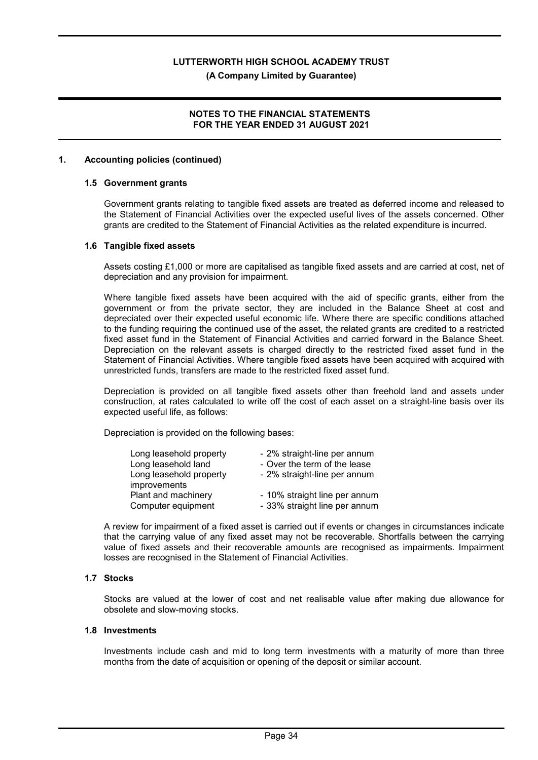## 1. Accounting policies (continued)

### 1.5 Government grants

Government grants relating to tangible fixed assets are treated as deferred income and released to the Statement of Financial Activities over the expected useful lives of the assets concerned. Other grants are credited to the Statement of Financial Activities as the related expenditure is incurred.

### 1.6 Tangible fixed assets

Assets costing £1,000 or more are capitalised as tangible fixed assets and are carried at cost, net of depreciation and any provision for impairment.

Where tangible fixed assets have been acquired with the aid of specific grants, either from the government or from the private sector, they are included in the Balance Sheet at cost and depreciated over their expected useful economic life. Where there are specific conditions attached to the funding requiring the continued use of the asset, the related grants are credited to a restricted fixed asset fund in the Statement of Financial Activities and carried forward in the Balance Sheet. Depreciation on the relevant assets is charged directly to the restricted fixed asset fund in the Statement of Financial Activities. Where tangible fixed assets have been acquired with acquired with unrestricted funds, transfers are made to the restricted fixed asset fund.

Depreciation is provided on all tangible fixed assets other than freehold land and assets under construction, at rates calculated to write off the cost of each asset on a straight-line basis over its expected useful life, as follows:

Depreciation is provided on the following bases:

| | |
|---|---|
| Long leasehold property | - 2% straight-line per annum |
| Long leasehold land | - Over the term of the lease |
| Long leasehold property improvements | - 2% straight-line per annum |
| Plant and machinery | - 10% straight line per annum |
| Computer equipment | - 33% straight line per annum |

A review for impairment of a fixed asset is carried out if events or changes in circumstances indicate that the carrying value of any fixed asset may not be recoverable. Shortfalls between the carrying value of fixed assets and their recoverable amounts are recognised as impairments. Impairment losses are recognised in the Statement of Financial Activities.

### 1.7 Stocks

Stocks are valued at the lower of cost and net realisable value after making due allowance for obsolete and slow-moving stocks.

### 1.8 Investments

Investments include cash and mid to long term investments with a maturity of more than three months from the date of acquisition or opening of the deposit or similar account.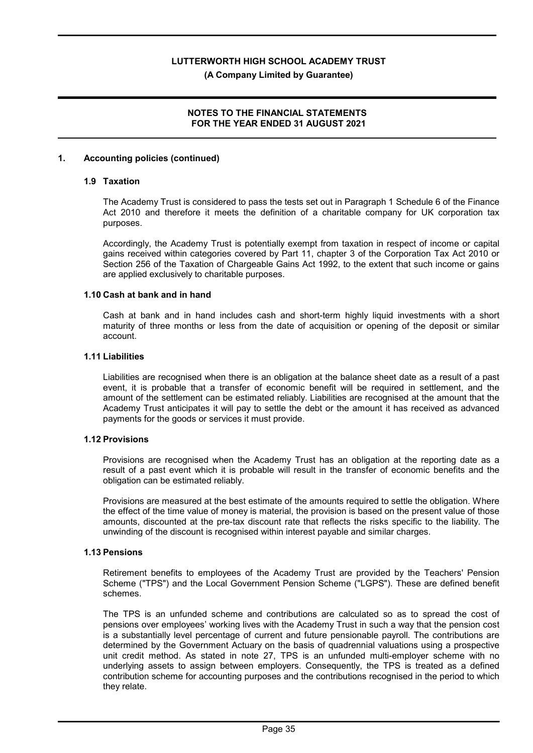## 1. Accounting policies (continued)

### 1.9 Taxation

The Academy Trust is considered to pass the tests set out in Paragraph 1 Schedule 6 of the Finance Act 2010 and therefore it meets the definition of a charitable company for UK corporation tax purposes.

Accordingly, the Academy Trust is potentially exempt from taxation in respect of income or capital gains received within categories covered by Part 11, chapter 3 of the Corporation Tax Act 2010 or Section 256 of the Taxation of Chargeable Gains Act 1992, to the extent that such income or gains are applied exclusively to charitable purposes.

### 1.10 Cash at bank and in hand

Cash at bank and in hand includes cash and short-term highly liquid investments with a short maturity of three months or less from the date of acquisition or opening of the deposit or similar account.

### 1.11 Liabilities

Liabilities are recognised when there is an obligation at the balance sheet date as a result of a past event, it is probable that a transfer of economic benefit will be required in settlement, and the amount of the settlement can be estimated reliably. Liabilities are recognised at the amount that the Academy Trust anticipates it will pay to settle the debt or the amount it has received as advanced payments for the goods or services it must provide.

### 1.12 Provisions

Provisions are recognised when the Academy Trust has an obligation at the reporting date as a result of a past event which it is probable will result in the transfer of economic benefits and the obligation can be estimated reliably.

Provisions are measured at the best estimate of the amounts required to settle the obligation. Where the effect of the time value of money is material, the provision is based on the present value of those amounts, discounted at the pre-tax discount rate that reflects the risks specific to the liability. The unwinding of the discount is recognised within interest payable and similar charges.

### 1.13 Pensions

Retirement benefits to employees of the Academy Trust are provided by the Teachers' Pension Scheme ("TPS") and the Local Government Pension Scheme ("LGPS"). These are defined benefit schemes.

The TPS is an unfunded scheme and contributions are calculated so as to spread the cost of pensions over employees' working lives with the Academy Trust in such a way that the pension cost is a substantially level percentage of current and future pensionable payroll. The contributions are determined by the Government Actuary on the basis of quadrennial valuations using a prospective unit credit method. As stated in note 27, TPS is an unfunded multi-employer scheme with no underlying assets to assign between employers. Consequently, the TPS is treated as a defined contribution scheme for accounting purposes and the contributions recognised in the period to which they relate.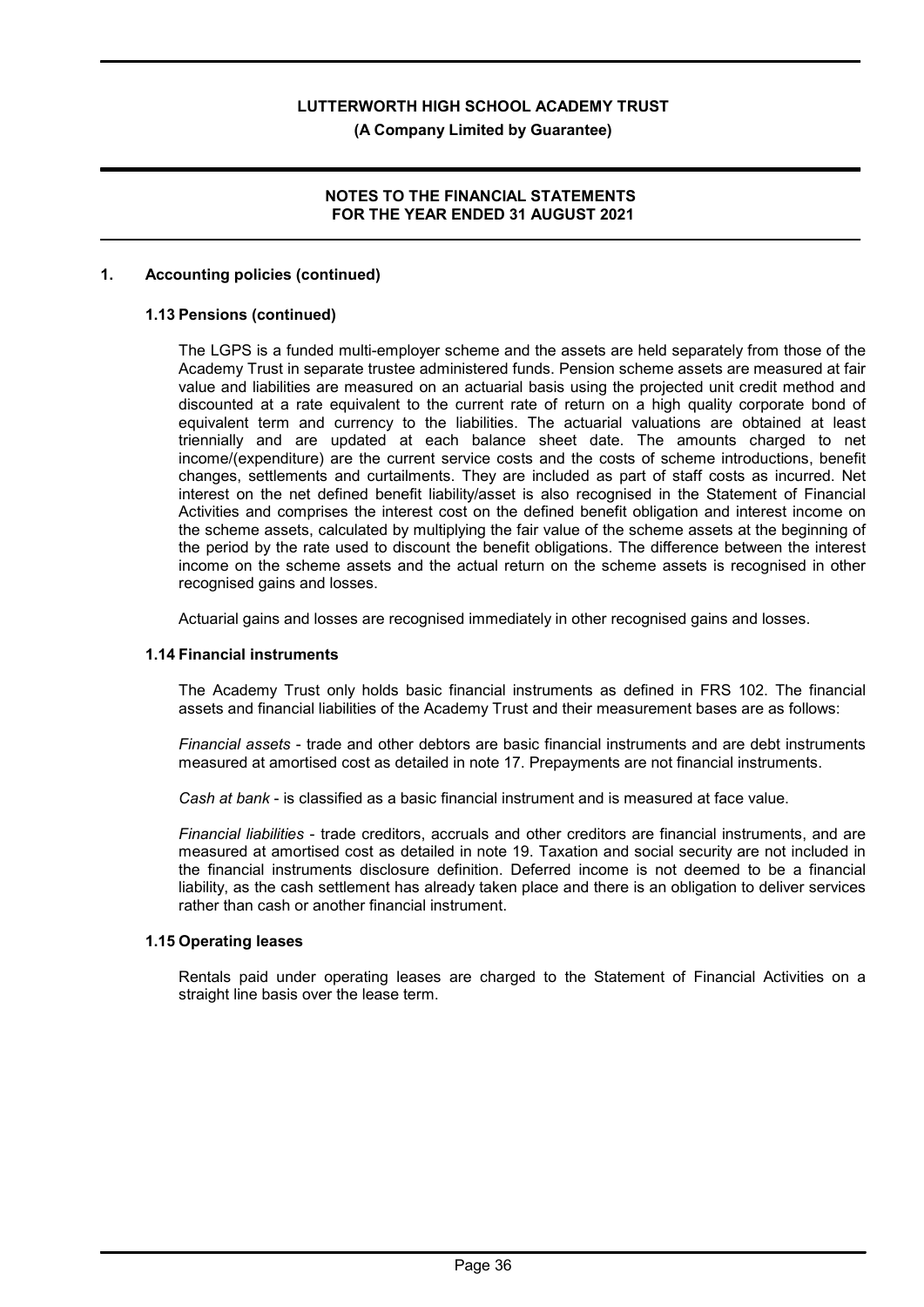## 1. Accounting policies (continued)

### 1.13 Pensions (continued)

The LGPS is a funded multi-employer scheme and the assets are held separately from those of the Academy Trust in separate trustee administered funds. Pension scheme assets are measured at fair value and liabilities are measured on an actuarial basis using the projected unit credit method and discounted at a rate equivalent to the current rate of return on a high quality corporate bond of equivalent term and currency to the liabilities. The actuarial valuations are obtained at least triennially and are updated at each balance sheet date. The amounts charged to net income/(expenditure) are the current service costs and the costs of scheme introductions, benefit changes, settlements and curtailments. They are included as part of staff costs as incurred. Net interest on the net defined benefit liability/asset is also recognised in the Statement of Financial Activities and comprises the interest cost on the defined benefit obligation and interest income on the scheme assets, calculated by multiplying the fair value of the scheme assets at the beginning of the period by the rate used to discount the benefit obligations. The difference between the interest income on the scheme assets and the actual return on the scheme assets is recognised in other recognised gains and losses.

Actuarial gains and losses are recognised immediately in other recognised gains and losses.

### 1.14 Financial instruments

The Academy Trust only holds basic financial instruments as defined in FRS 102. The financial assets and financial liabilities of the Academy Trust and their measurement bases are as follows:

*Financial assets* - trade and other debtors are basic financial instruments and are debt instruments measured at amortised cost as detailed in note 17. Prepayments are not financial instruments.

*Cash at bank* - is classified as a basic financial instrument and is measured at face value.

*Financial liabilities* - trade creditors, accruals and other creditors are financial instruments, and are measured at amortised cost as detailed in note 19. Taxation and social security are not included in the financial instruments disclosure definition. Deferred income is not deemed to be a financial liability, as the cash settlement has already taken place and there is an obligation to deliver services rather than cash or another financial instrument.

### 1.15 Operating leases

Rentals paid under operating leases are charged to the Statement of Financial Activities on a straight line basis over the lease term.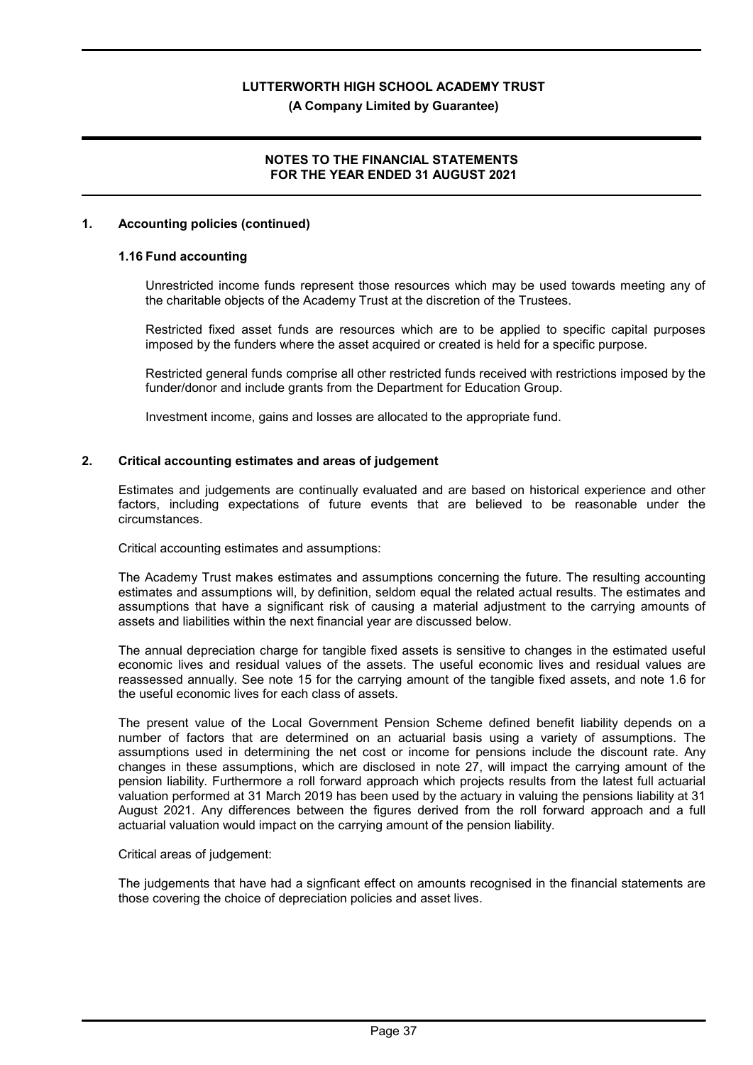## 1. Accounting policies (continued)

### 1.16 Fund accounting

Unrestricted income funds represent those resources which may be used towards meeting any of the charitable objects of the Academy Trust at the discretion of the Trustees.

Restricted fixed asset funds are resources which are to be applied to specific capital purposes imposed by the funders where the asset acquired or created is held for a specific purpose.

Restricted general funds comprise all other restricted funds received with restrictions imposed by the funder/donor and include grants from the Department for Education Group.

Investment income, gains and losses are allocated to the appropriate fund.

## 2. Critical accounting estimates and areas of judgement

Estimates and judgements are continually evaluated and are based on historical experience and other factors, including expectations of future events that are believed to be reasonable under the circumstances.

Critical accounting estimates and assumptions:

The Academy Trust makes estimates and assumptions concerning the future. The resulting accounting estimates and assumptions will, by definition, seldom equal the related actual results. The estimates and assumptions that have a significant risk of causing a material adjustment to the carrying amounts of assets and liabilities within the next financial year are discussed below.

The annual depreciation charge for tangible fixed assets is sensitive to changes in the estimated useful economic lives and residual values of the assets. The useful economic lives and residual values are reassessed annually. See note 15 for the carrying amount of the tangible fixed assets, and note 1.6 for the useful economic lives for each class of assets.

The present value of the Local Government Pension Scheme defined benefit liability depends on a number of factors that are determined on an actuarial basis using a variety of assumptions. The assumptions used in determining the net cost or income for pensions include the discount rate. Any changes in these assumptions, which are disclosed in note 27, will impact the carrying amount of the pension liability. Furthermore a roll forward approach which projects results from the latest full actuarial valuation performed at 31 March 2019 has been used by the actuary in valuing the pensions liability at 31 August 2021. Any differences between the figures derived from the roll forward approach and a full actuarial valuation would impact on the carrying amount of the pension liability.

Critical areas of judgement:

The judgements that have had a signficant effect on amounts recognised in the financial statements are those covering the choice of depreciation policies and asset lives.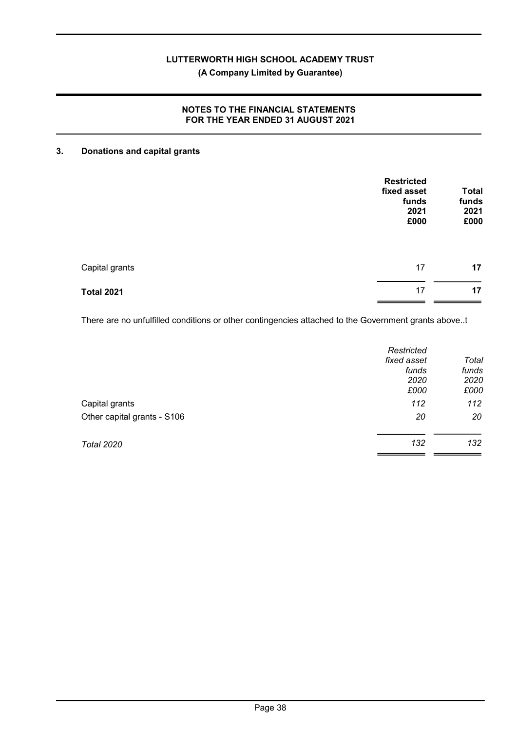## 3. Donations and capital grants

| | Restricted fixed asset funds 2021 £000 | Total funds 2021 £000 |
|---|---|---|
| Capital grants | 17 | **17** |
| **Total 2021** | 17 | **17** |

There are no unfulfilled conditions or other contingencies attached to the Government grants above..t

| | *Restricted fixed asset funds 2020 £000* | *Total funds 2020 £000* |
|---|---|---|
| Capital grants | *112* | *112* |
| Other capital grants - S106 | *20* | *20* |
| *Total 2020* | *132* | *132* |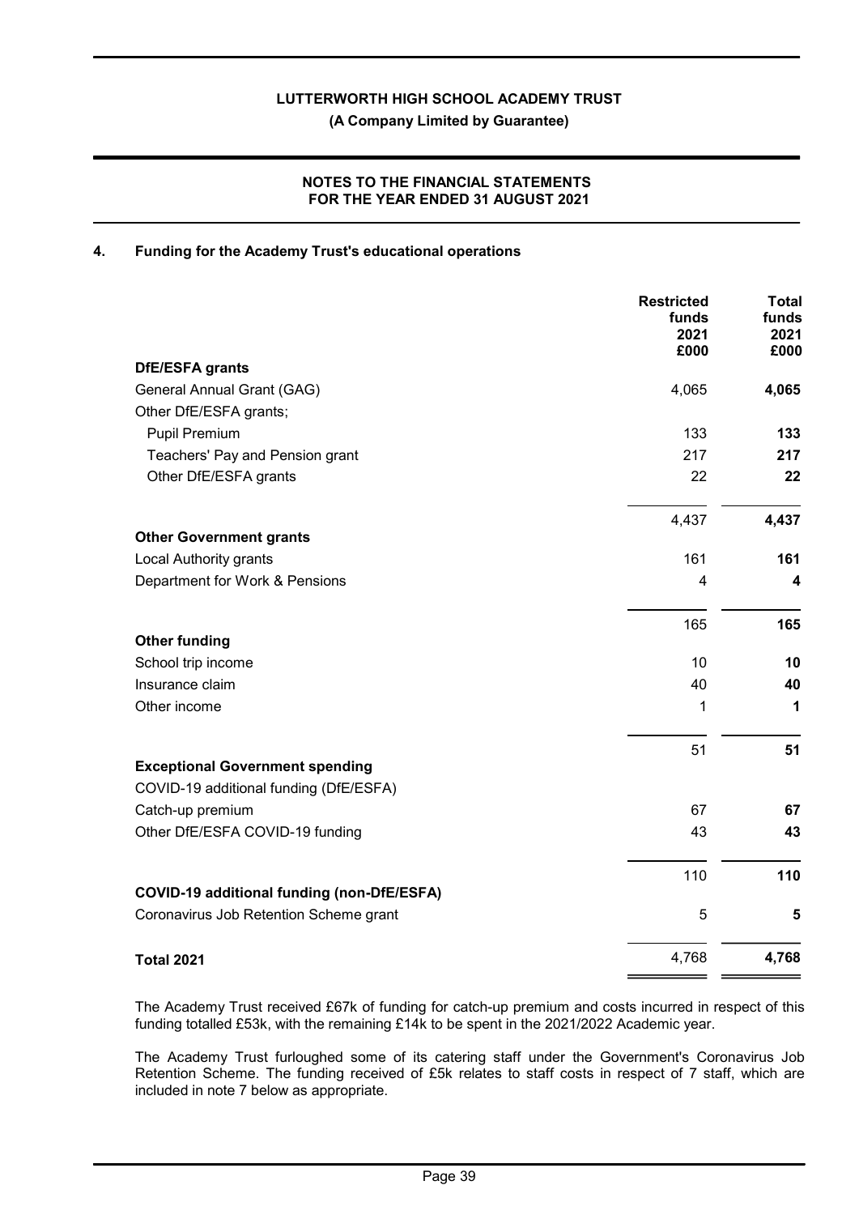**LUTTERWORTH HIGH SCHOOL ACADEMY TRUST**

**(A Company Limited by Guarantee)**

**NOTES TO THE FINANCIAL STATEMENTS FOR THE YEAR ENDED 31 AUGUST 2021**

## 4. Funding for the Academy Trust's educational operations

| | Restricted funds 2021 £000 | Total funds 2021 £000 |
|---|---|---|
| **DfE/ESFA grants** | | |
| General Annual Grant (GAG) | 4,065 | **4,065** |
| Other DfE/ESFA grants; | | |
| Pupil Premium | 133 | **133** |
| Teachers' Pay and Pension grant | 217 | **217** |
| Other DfE/ESFA grants | 22 | **22** |
| | 4,437 | **4,437** |
| **Other Government grants** | | |
| Local Authority grants | 161 | **161** |
| Department for Work & Pensions | 4 | **4** |
| | 165 | **165** |
| **Other funding** | | |
| School trip income | 10 | **10** |
| Insurance claim | 40 | **40** |
| Other income | 1 | **1** |
| | 51 | **51** |
| **Exceptional Government spending** | | |
| COVID-19 additional funding (DfE/ESFA) | | |
| Catch-up premium | 67 | **67** |
| Other DfE/ESFA COVID-19 funding | 43 | **43** |
| | 110 | **110** |
| **COVID-19 additional funding (non-DfE/ESFA)** | | |
| Coronavirus Job Retention Scheme grant | 5 | **5** |
| **Total 2021** | 4,768 | **4,768** |

The Academy Trust received £67k of funding for catch-up premium and costs incurred in respect of this funding totalled £53k, with the remaining £14k to be spent in the 2021/2022 Academic year.

The Academy Trust furloughed some of its catering staff under the Government's Coronavirus Job Retention Scheme. The funding received of £5k relates to staff costs in respect of 7 staff, which are included in note 7 below as appropriate.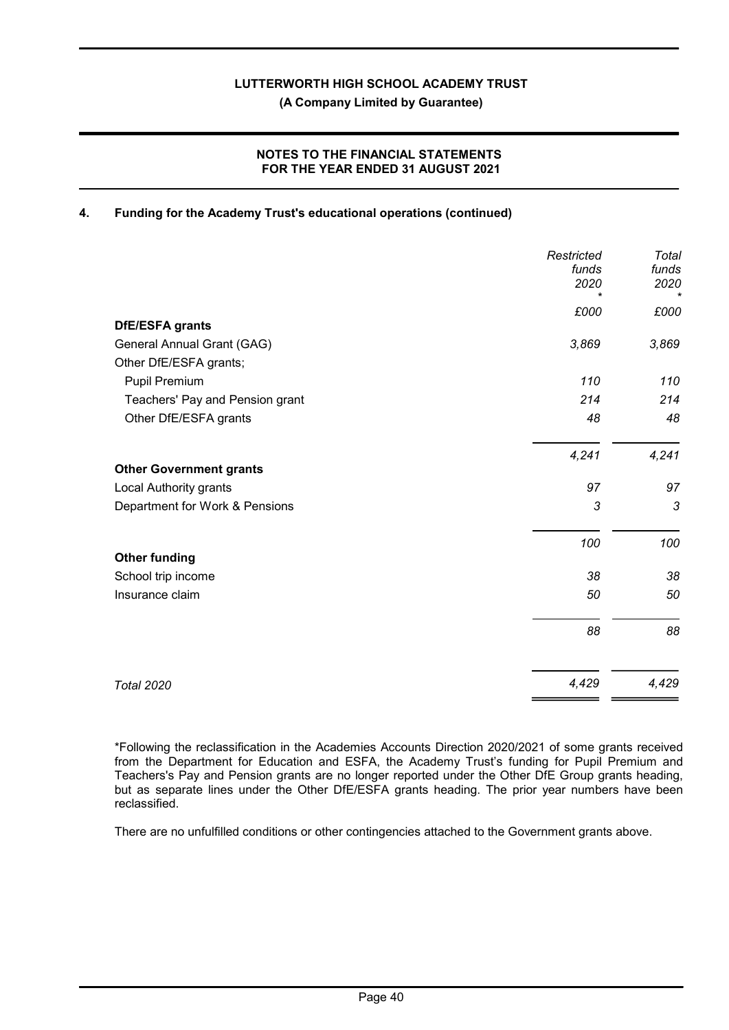## 4. Funding for the Academy Trust's educational operations (continued)

| | *Restricted funds 2020 ** | *Total funds 2020 ** |
|---|---|---|
| | *£000* | *£000* |
| **DfE/ESFA grants** | | |
| General Annual Grant (GAG) | *3,869* | *3,869* |
| Other DfE/ESFA grants; | | |
| Pupil Premium | *110* | *110* |
| Teachers' Pay and Pension grant | *214* | *214* |
| Other DfE/ESFA grants | *48* | *48* |
| | *4,241* | *4,241* |
| **Other Government grants** | | |
| Local Authority grants | *97* | *97* |
| Department for Work & Pensions | *3* | *3* |
| | *100* | *100* |
| **Other funding** | | |
| School trip income | *38* | *38* |
| Insurance claim | *50* | *50* |
| | *88* | *88* |
| *Total 2020* | *4,429* | *4,429* |

*Following the reclassification in the Academies Accounts Direction 2020/2021 of some grants received from the Department for Education and ESFA, the Academy Trust's funding for Pupil Premium and Teachers's Pay and Pension grants are no longer reported under the Other DfE Group grants heading, but as separate lines under the Other DfE/ESFA grants heading. The prior year numbers have been reclassified.

There are no unfulfilled conditions or other contingencies attached to the Government grants above.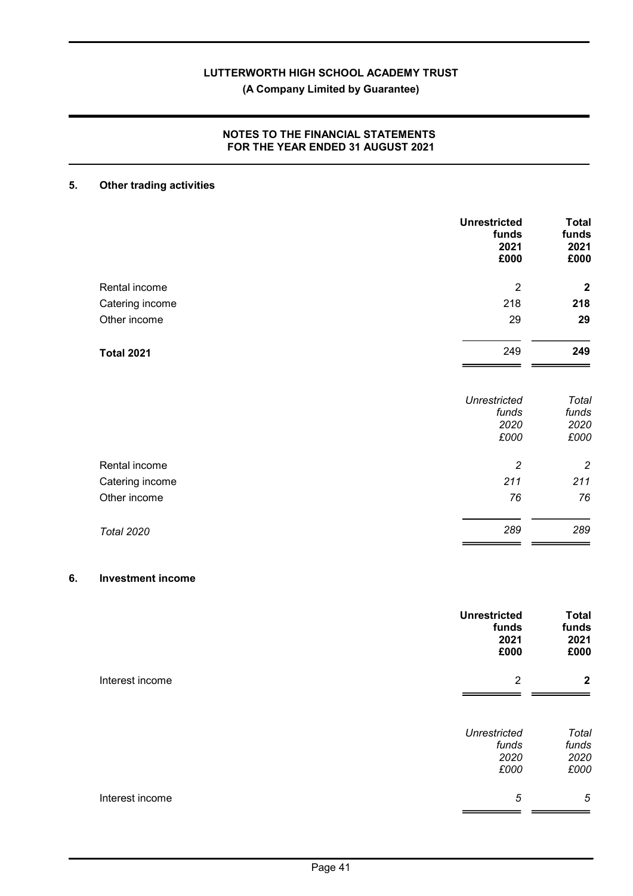## 5. Other trading activities

| | Unrestricted funds 2021 £000 | Total funds 2021 £000 |
|---|---|---|
| Rental income | 2 | **2** |
| Catering income | 218 | **218** |
| Other income | 29 | **29** |
| **Total 2021** | 249 | **249** |

| | *Unrestricted funds 2020 £000* | *Total funds 2020 £000* |
|---|---|---|
| Rental income | *2* | *2* |
| Catering income | *211* | *211* |
| Other income | *76* | *76* |
| *Total 2020* | *289* | *289* |

## 6. Investment income

| | Unrestricted funds 2021 £000 | Total funds 2021 £000 |
|---|---|---|
| Interest income | 2 | **2** |

| | *Unrestricted funds 2020 £000* | *Total funds 2020 £000* |
|---|---|---|
| Interest income | *5* | *5* |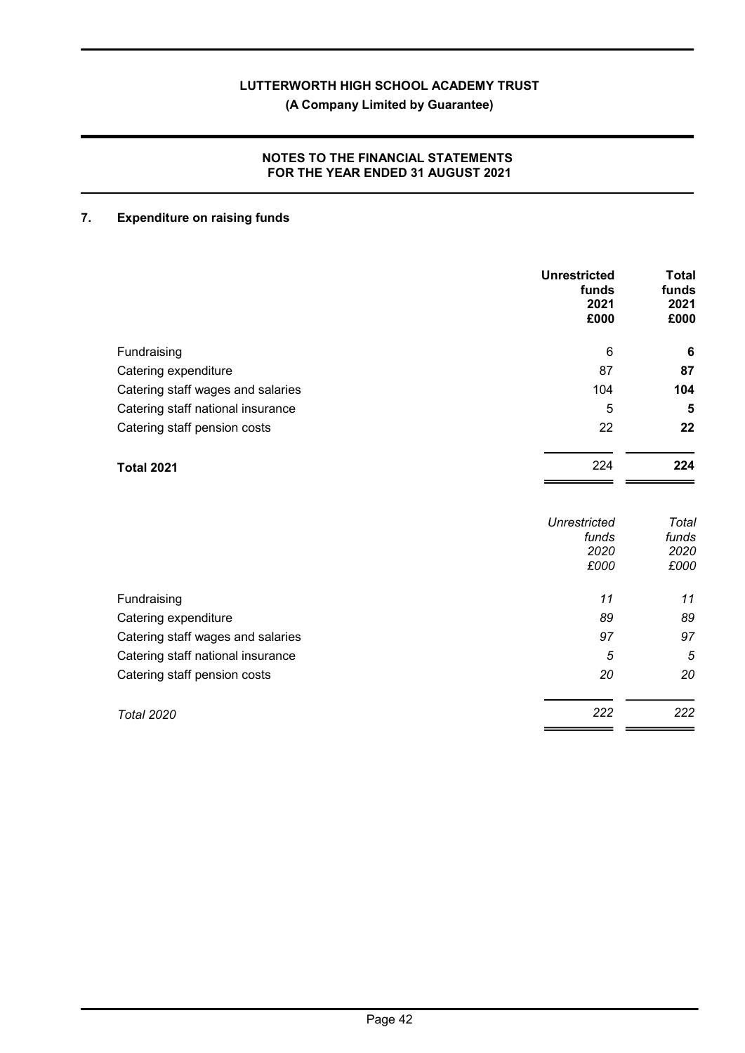## 7. Expenditure on raising funds

| | Unrestricted funds 2021 £000 | Total funds 2021 £000 |
|---|---|---|
| Fundraising | 6 | **6** |
| Catering expenditure | 87 | **87** |
| Catering staff wages and salaries | 104 | **104** |
| Catering staff national insurance | 5 | **5** |
| Catering staff pension costs | 22 | **22** |
| **Total 2021** | 224 | **224** |

| | *Unrestricted funds 2020 £000* | *Total funds 2020 £000* |
|---|---|---|
| Fundraising | *11* | *11* |
| Catering expenditure | *89* | *89* |
| Catering staff wages and salaries | *97* | *97* |
| Catering staff national insurance | *5* | *5* |
| Catering staff pension costs | *20* | *20* |
| *Total 2020* | *222* | *222* |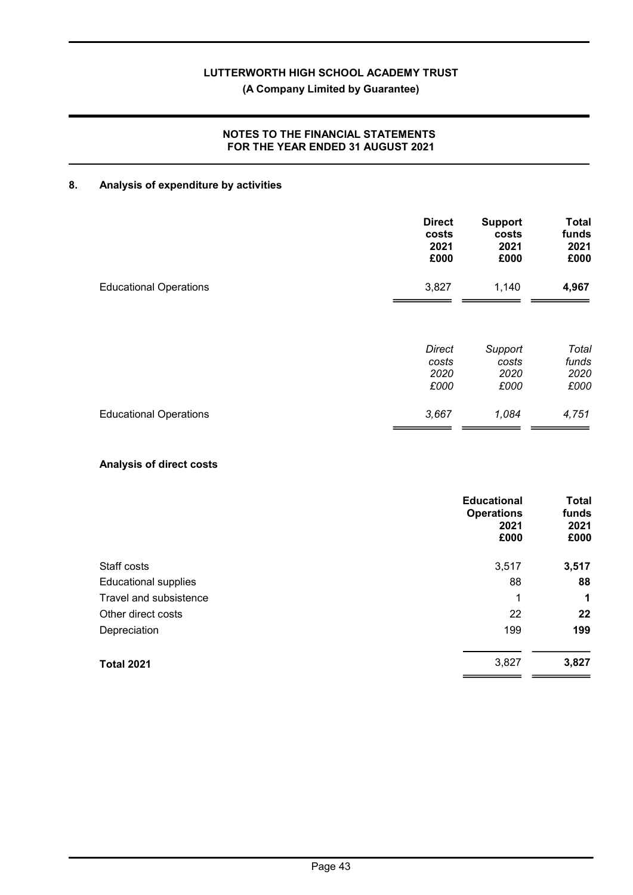## 8. Analysis of expenditure by activities

| | **Direct costs 2021 £000** | **Support costs 2021 £000** | **Total funds 2021 £000** |
|---|---|---|---|
| Educational Operations | 3,827 | 1,140 | **4,967** |

| | *Direct costs 2020 £000* | *Support costs 2020 £000* | *Total funds 2020 £000* |
|---|---|---|---|
| Educational Operations | *3,667* | *1,084* | *4,751* |

### Analysis of direct costs

| | **Educational Operations 2021 £000** | **Total funds 2021 £000** |
|---|---|---|
| Staff costs | 3,517 | **3,517** |
| Educational supplies | 88 | **88** |
| Travel and subsistence | 1 | **1** |
| Other direct costs | 22 | **22** |
| Depreciation | 199 | **199** |
| **Total 2021** | 3,827 | **3,827** |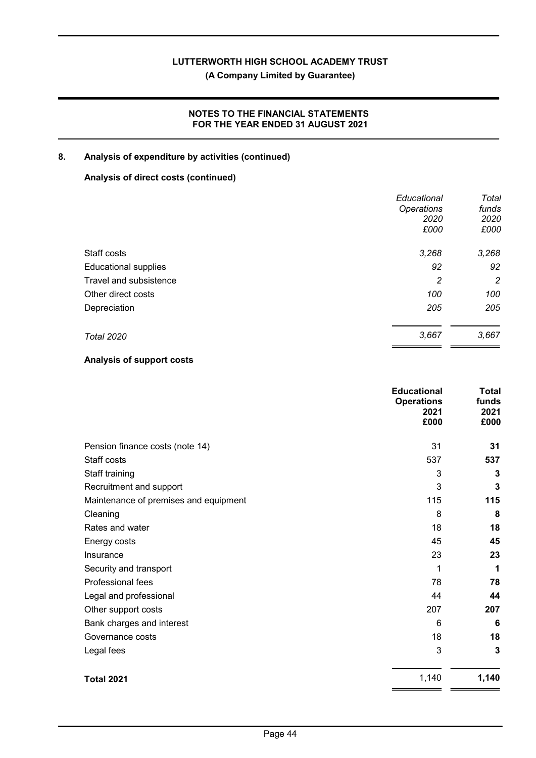## 8. Analysis of expenditure by activities (continued)

### Analysis of direct costs (continued)

| | *Educational Operations 2020 £000* | *Total funds 2020 £000* |
|---|---|---|
| Staff costs | *3,268* | *3,268* |
| Educational supplies | *92* | *92* |
| Travel and subsistence | *2* | *2* |
| Other direct costs | *100* | *100* |
| Depreciation | *205* | *205* |
| *Total 2020* | *3,667* | *3,667* |

### Analysis of support costs

| | **Educational Operations 2021 £000** | **Total funds 2021 £000** |
|---|---|---|
| Pension finance costs (note 14) | 31 | **31** |
| Staff costs | 537 | **537** |
| Staff training | 3 | **3** |
| Recruitment and support | 3 | **3** |
| Maintenance of premises and equipment | 115 | **115** |
| Cleaning | 8 | **8** |
| Rates and water | 18 | **18** |
| Energy costs | 45 | **45** |
| Insurance | 23 | **23** |
| Security and transport | 1 | **1** |
| Professional fees | 78 | **78** |
| Legal and professional | 44 | **44** |
| Other support costs | 207 | **207** |
| Bank charges and interest | 6 | **6** |
| Governance costs | 18 | **18** |
| Legal fees | 3 | **3** |
| **Total 2021** | 1,140 | **1,140** |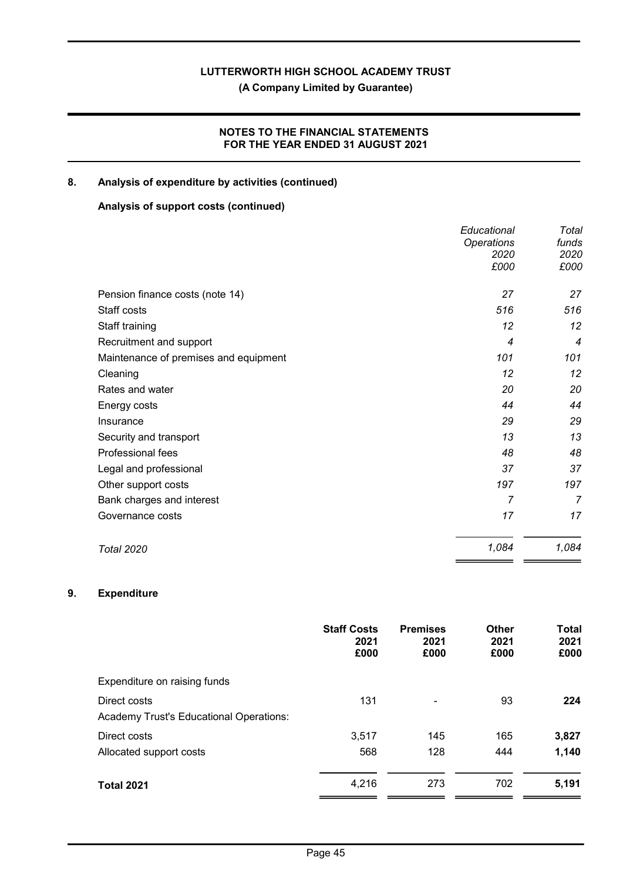## 8. Analysis of expenditure by activities (continued)

### Analysis of support costs (continued)

| | *Educational Operations 2020 £000* | *Total funds 2020 £000* |
|---|---|---|
| Pension finance costs (note 14) | *27* | *27* |
| Staff costs | *516* | *516* |
| Staff training | *12* | *12* |
| Recruitment and support | *4* | *4* |
| Maintenance of premises and equipment | *101* | *101* |
| Cleaning | *12* | *12* |
| Rates and water | *20* | *20* |
| Energy costs | *44* | *44* |
| Insurance | *29* | *29* |
| Security and transport | *13* | *13* |
| Professional fees | *48* | *48* |
| Legal and professional | *37* | *37* |
| Other support costs | *197* | *197* |
| Bank charges and interest | *7* | *7* |
| Governance costs | *17* | *17* |
| *Total 2020* | *1,084* | *1,084* |

## 9. Expenditure

| | **Staff Costs 2021 £000** | **Premises 2021 £000** | **Other 2021 £000** | **Total 2021 £000** |
|---|---|---|---|---|
| Expenditure on raising funds | | | | |
| Direct costs | 131 | - | 93 | **224** |
| Academy Trust's Educational Operations: | | | | |
| Direct costs | 3,517 | 145 | 165 | **3,827** |
| Allocated support costs | 568 | 128 | 444 | **1,140** |
| **Total 2021** | 4,216 | 273 | 702 | **5,191** |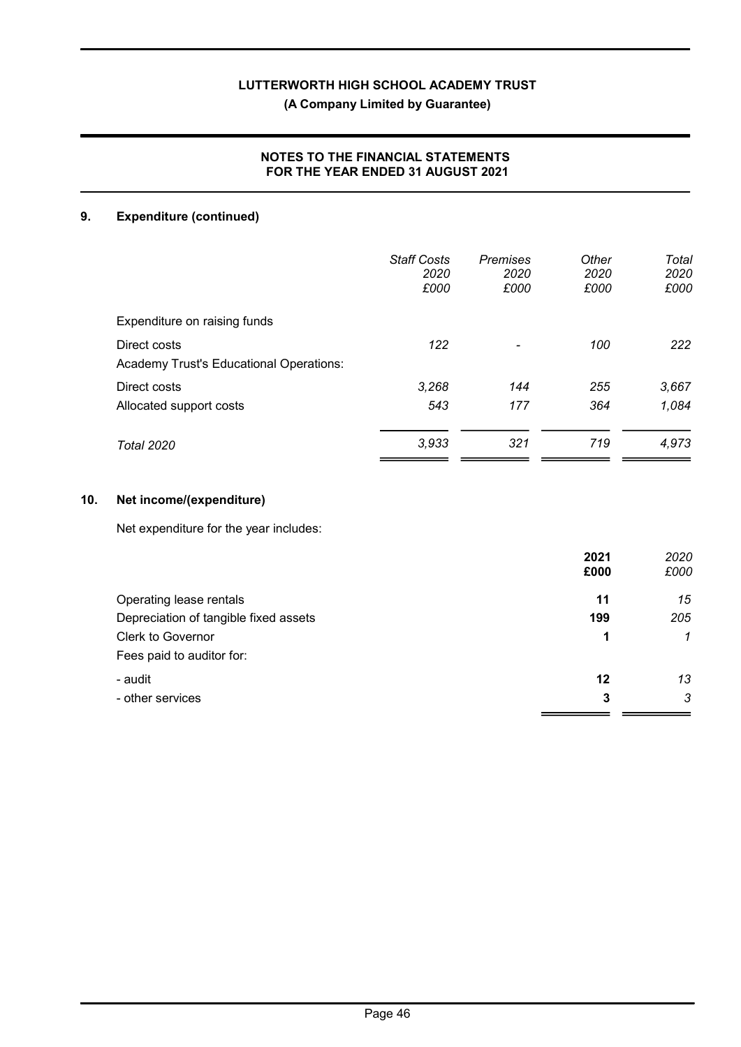## 9. Expenditure (continued)

| | Staff Costs 2020 £000 | Premises 2020 £000 | Other 2020 £000 | Total 2020 £000 |
|---|---|---|---|---|
| Expenditure on raising funds | | | | |
| Direct costs | 122 | - | 100 | 222 |
| Academy Trust's Educational Operations: | | | | |
| Direct costs | 3,268 | 144 | 255 | 3,667 |
| Allocated support costs | 543 | 177 | 364 | 1,084 |
| *Total 2020* | 3,933 | 321 | 719 | 4,973 |

## 10. Net income/(expenditure)

Net expenditure for the year includes:

| | 2021 £000 | 2020 £000 |
|---|---|---|
| Operating lease rentals | 11 | 15 |
| Depreciation of tangible fixed assets | 199 | 205 |
| Clerk to Governor | 1 | 1 |
| Fees paid to auditor for: | | |
| - audit | 12 | 13 |
| - other services | 3 | 3 |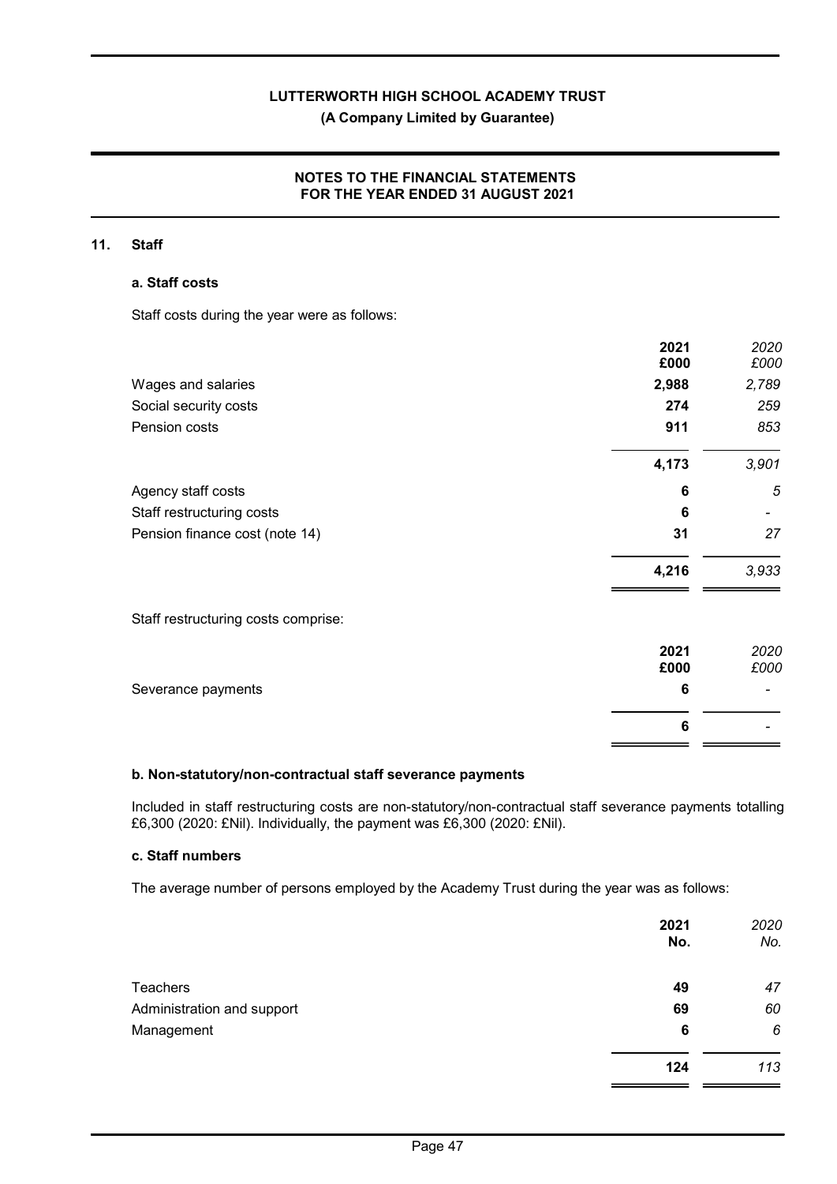## 11. Staff

### a. Staff costs

Staff costs during the year were as follows:

| | 2021 £000 | 2020 £000 |
|---|---|---|
| Wages and salaries | 2,988 | 2,789 |
| Social security costs | 274 | 259 |
| Pension costs | 911 | 853 |
| | 4,173 | 3,901 |
| Agency staff costs | 6 | 5 |
| Staff restructuring costs | 6 | - |
| Pension finance cost (note 14) | 31 | 27 |
| | 4,216 | 3,933 |

Staff restructuring costs comprise:

| | 2021 £000 | 2020 £000 |
|---|---|---|
| Severance payments | 6 | - |
| | 6 | - |

### b. Non-statutory/non-contractual staff severance payments

Included in staff restructuring costs are non-statutory/non-contractual staff severance payments totalling £6,300 (2020: £Nil). Individually, the payment was £6,300 (2020: £Nil).

### c. Staff numbers

The average number of persons employed by the Academy Trust during the year was as follows:

| | 2021 No. | 2020 No. |
|---|---|---|
| Teachers | 49 | 47 |
| Administration and support | 69 | 60 |
| Management | 6 | 6 |
| | 124 | 113 |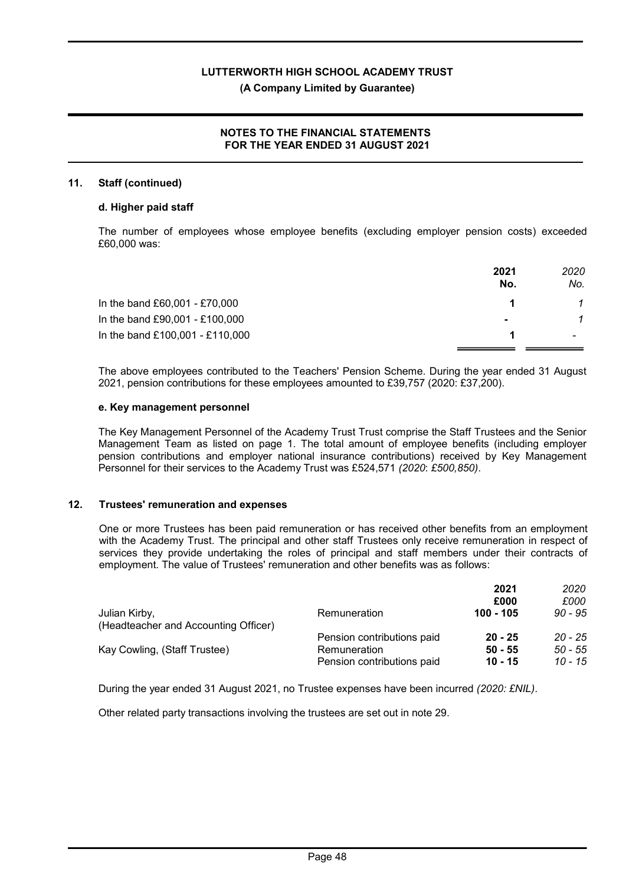## 11. Staff (continued)

### d. Higher paid staff

The number of employees whose employee benefits (excluding employer pension costs) exceeded £60,000 was:

| | 2021 No. | *2020 No.* |
|---|---|---|
| In the band £60,001 - £70,000 | **1** | *1* |
| In the band £90,001 - £100,000 | **-** | *1* |
| In the band £100,001 - £110,000 | **1** | *-* |

The above employees contributed to the Teachers' Pension Scheme. During the year ended 31 August 2021, pension contributions for these employees amounted to £39,757 (2020: £37,200).

### e. Key management personnel

The Key Management Personnel of the Academy Trust Trust comprise the Staff Trustees and the Senior Management Team as listed on page 1. The total amount of employee benefits (including employer pension contributions and employer national insurance contributions) received by Key Management Personnel for their services to the Academy Trust was £524,571 *(2020: £500,850)*.

## 12. Trustees' remuneration and expenses

One or more Trustees has been paid remuneration or has received other benefits from an employment with the Academy Trust. The principal and other staff Trustees only receive remuneration in respect of services they provide undertaking the roles of principal and staff members under their contracts of employment. The value of Trustees' remuneration and other benefits was as follows:

| | | 2021 £000 | *2020 £000* |
|---|---|---|---|
| Julian Kirby, (Headteacher and Accounting Officer) | Remuneration | **100 - 105** | *90 - 95* |
| | Pension contributions paid | **20 - 25** | *20 - 25* |
| Kay Cowling, (Staff Trustee) | Remuneration | **50 - 55** | *50 - 55* |
| | Pension contributions paid | **10 - 15** | *10 - 15* |

During the year ended 31 August 2021, no Trustee expenses have been incurred *(2020: £NIL)*.

Other related party transactions involving the trustees are set out in note 29.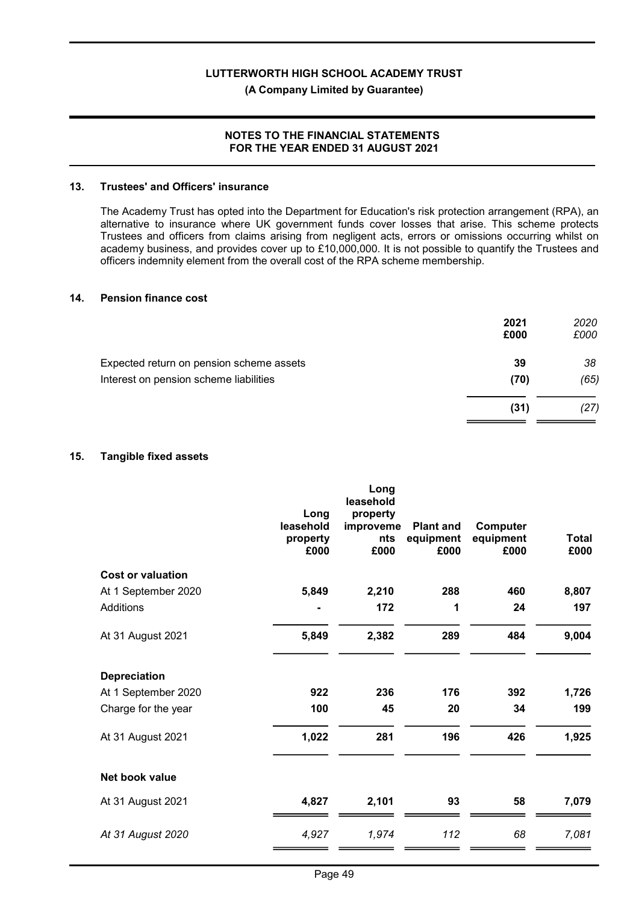# LUTTERWORTH HIGH SCHOOL ACADEMY TRUST

**(A Company Limited by Guarantee)**

**NOTES TO THE FINANCIAL STATEMENTS FOR THE YEAR ENDED 31 AUGUST 2021**

## 13. Trustees' and Officers' insurance

The Academy Trust has opted into the Department for Education's risk protection arrangement (RPA), an alternative to insurance where UK government funds cover losses that arise. This scheme protects Trustees and officers from claims arising from negligent acts, errors or omissions occurring whilst on academy business, and provides cover up to £10,000,000. It is not possible to quantify the Trustees and officers indemnity element from the overall cost of the RPA scheme membership.

## 14. Pension finance cost

| | 2021 £000 | *2020 £000* |
|---|---|---|
| Expected return on pension scheme assets | **39** | *38* |
| Interest on pension scheme liabilities | **(70)** | *(65)* |
| | **(31)** | *(27)* |

## 15. Tangible fixed assets

| | Long leasehold property £000 | Long leasehold property improvements £000 | Plant and equipment £000 | Computer equipment £000 | Total £000 |
|---|---|---|---|---|---|
| **Cost or valuation** | | | | | |
| At 1 September 2020 | **5,849** | **2,210** | **288** | **460** | **8,807** |
| Additions | **-** | **172** | **1** | **24** | **197** |
| At 31 August 2021 | **5,849** | **2,382** | **289** | **484** | **9,004** |
| **Depreciation** | | | | | |
| At 1 September 2020 | **922** | **236** | **176** | **392** | **1,726** |
| Charge for the year | **100** | **45** | **20** | **34** | **199** |
| At 31 August 2021 | **1,022** | **281** | **196** | **426** | **1,925** |
| **Net book value** | | | | | |
| At 31 August 2021 | **4,827** | **2,101** | **93** | **58** | **7,079** |
| *At 31 August 2020* | *4,927* | *1,974* | *112* | *68* | *7,081* |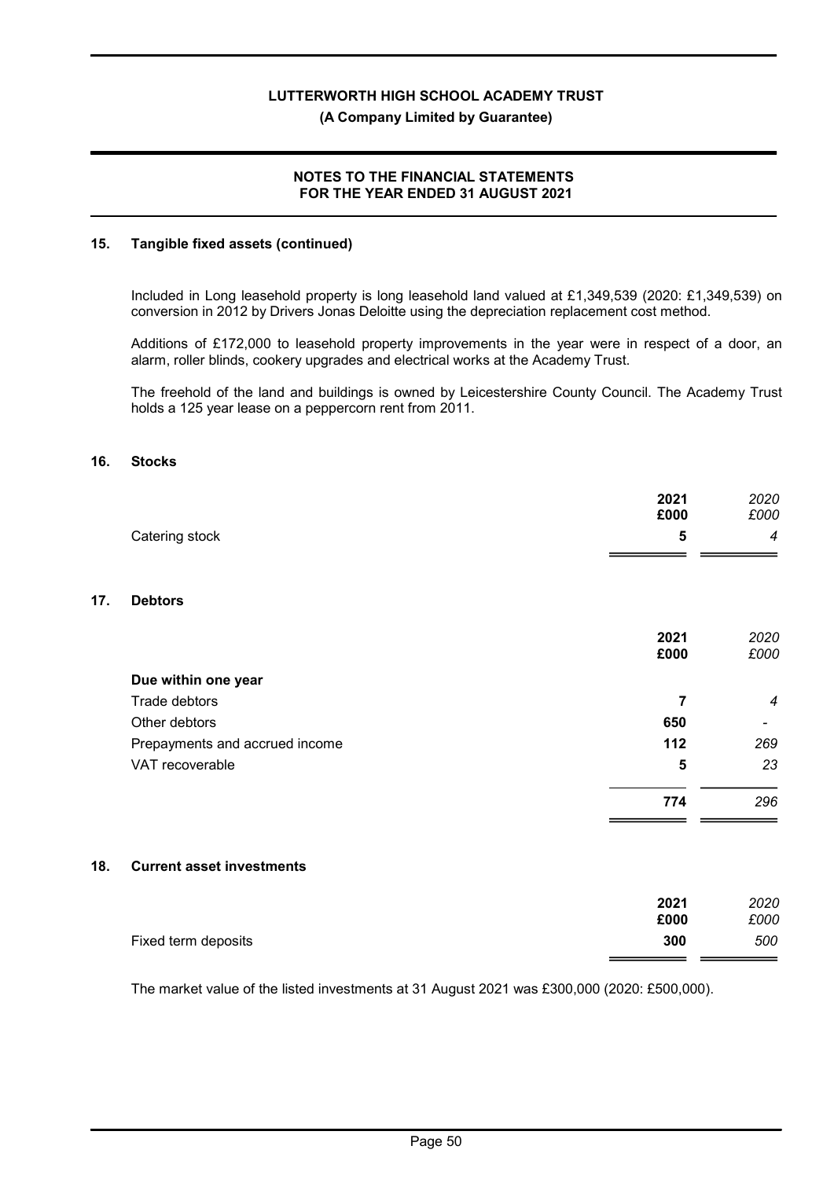## 15. Tangible fixed assets (continued)

Included in Long leasehold property is long leasehold land valued at £1,349,539 (2020: £1,349,539) on conversion in 2012 by Drivers Jonas Deloitte using the depreciation replacement cost method.

Additions of £172,000 to leasehold property improvements in the year were in respect of a door, an alarm, roller blinds, cookery upgrades and electrical works at the Academy Trust.

The freehold of the land and buildings is owned by Leicestershire County Council. The Academy Trust holds a 125 year lease on a peppercorn rent from 2011.

## 16. Stocks

| | 2021 £000 | *2020 £000* |
|---|---|---|
| Catering stock | **5** | *4* |

## 17. Debtors

| | 2021 £000 | *2020 £000* |
|---|---|---|
| **Due within one year** | | |
| Trade debtors | **7** | *4* |
| Other debtors | **650** | *-* |
| Prepayments and accrued income | **112** | *269* |
| VAT recoverable | **5** | *23* |
| | **774** | *296* |

## 18. Current asset investments

| | 2021 £000 | *2020 £000* |
|---|---|---|
| Fixed term deposits | **300** | *500* |

The market value of the listed investments at 31 August 2021 was £300,000 (2020: £500,000).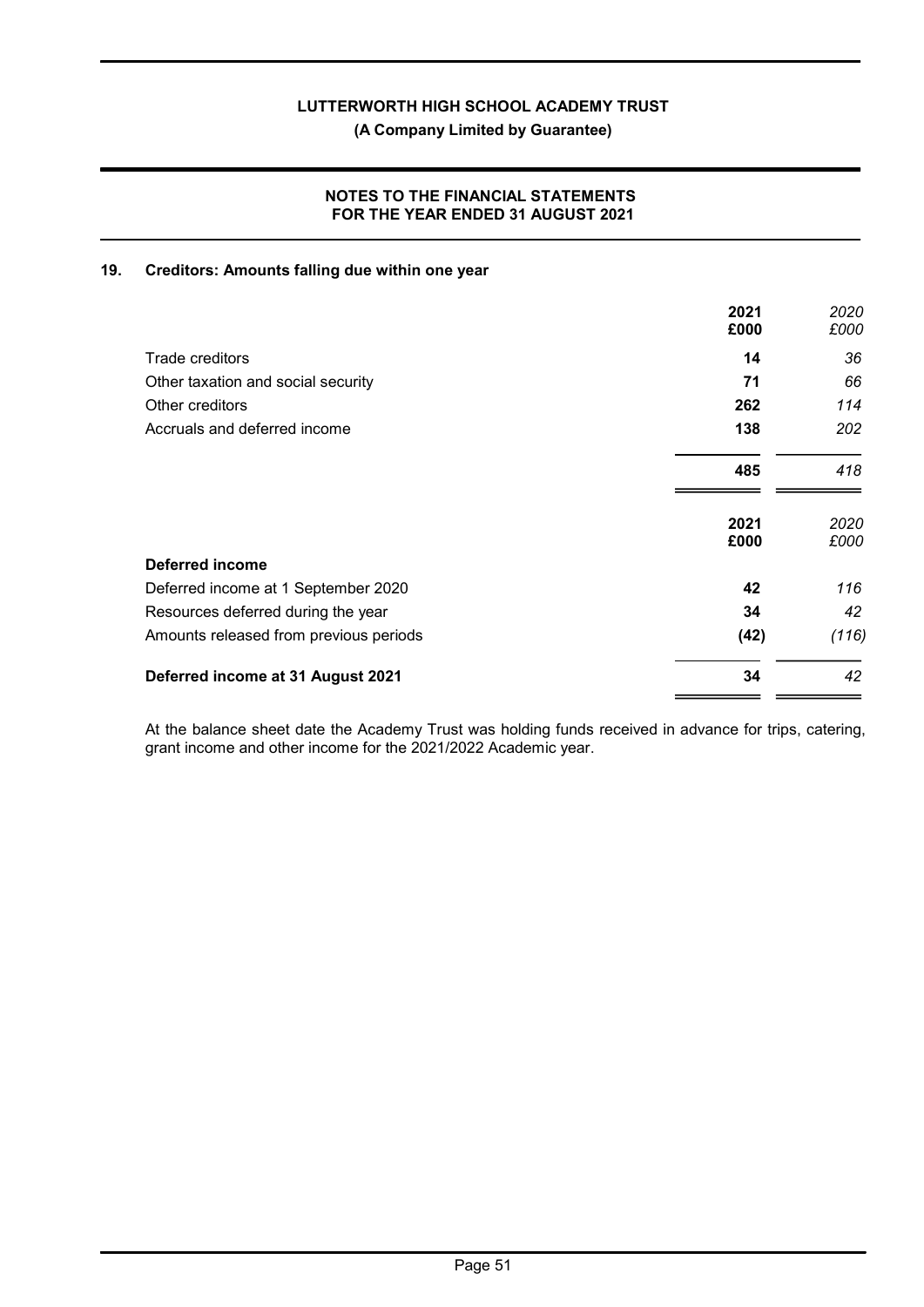## 19. Creditors: Amounts falling due within one year

| | 2021 £000 | 2020 £000 |
|---|---|---|
| Trade creditors | 14 | 36 |
| Other taxation and social security | 71 | 66 |
| Other creditors | 262 | 114 |
| Accruals and deferred income | 138 | 202 |
| | **485** | *418* |

| | 2021 £000 | 2020 £000 |
|---|---|---|
| **Deferred income** | | |
| Deferred income at 1 September 2020 | 42 | 116 |
| Resources deferred during the year | 34 | 42 |
| Amounts released from previous periods | (42) | (116) |
| **Deferred income at 31 August 2021** | **34** | *42* |

At the balance sheet date the Academy Trust was holding funds received in advance for trips, catering, grant income and other income for the 2021/2022 Academic year.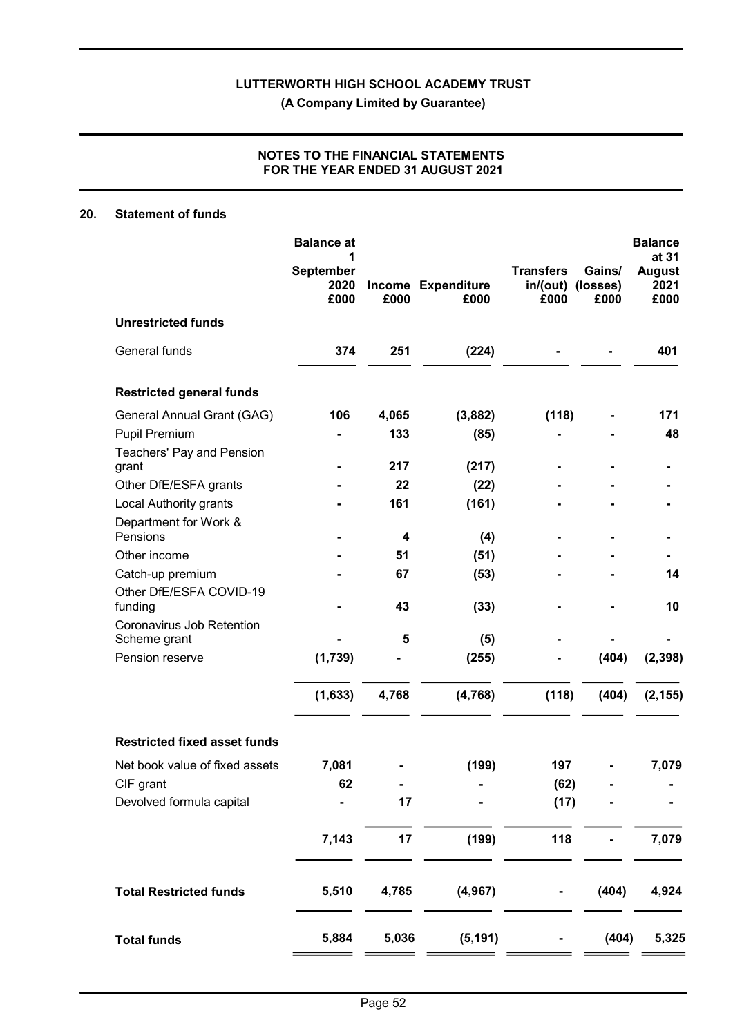# LUTTERWORTH HIGH SCHOOL ACADEMY TRUST

**(A Company Limited by Guarantee)**

**NOTES TO THE FINANCIAL STATEMENTS FOR THE YEAR ENDED 31 AUGUST 2021**

## 20. Statement of funds

| | Balance at 1 September 2020 £000 | Income £000 | Expenditure £000 | Transfers in/(out) £000 | Gains/ (losses) £000 | Balance at 31 August 2021 £000 |
|---|---|---|---|---|---|---|
| **Unrestricted funds** | | | | | | |
| General funds | **374** | **251** | **(224)** | **-** | **-** | **401** |
| **Restricted general funds** | | | | | | |
| General Annual Grant (GAG) | **106** | **4,065** | **(3,882)** | **(118)** | **-** | **171** |
| Pupil Premium | **-** | **133** | **(85)** | **-** | **-** | **48** |
| Teachers' Pay and Pension grant | **-** | **217** | **(217)** | **-** | **-** | **-** |
| Other DfE/ESFA grants | **-** | **22** | **(22)** | **-** | **-** | **-** |
| Local Authority grants | **-** | **161** | **(161)** | **-** | **-** | **-** |
| Department for Work & Pensions | **-** | **4** | **(4)** | **-** | **-** | **-** |
| Other income | **-** | **51** | **(51)** | **-** | **-** | **-** |
| Catch-up premium | **-** | **67** | **(53)** | **-** | **-** | **14** |
| Other DfE/ESFA COVID-19 funding | **-** | **43** | **(33)** | **-** | **-** | **10** |
| Coronavirus Job Retention Scheme grant | **-** | **5** | **(5)** | **-** | **-** | **-** |
| Pension reserve | **(1,739)** | **-** | **(255)** | **-** | **(404)** | **(2,398)** |
| | **(1,633)** | **4,768** | **(4,768)** | **(118)** | **(404)** | **(2,155)** |
| **Restricted fixed asset funds** | | | | | | |
| Net book value of fixed assets | **7,081** | **-** | **(199)** | **197** | **-** | **7,079** |
| CIF grant | **62** | **-** | **-** | **(62)** | **-** | **-** |
| Devolved formula capital | **-** | **17** | **-** | **(17)** | **-** | **-** |
| | **7,143** | **17** | **(199)** | **118** | **-** | **7,079** |
| **Total Restricted funds** | **5,510** | **4,785** | **(4,967)** | **-** | **(404)** | **4,924** |
| **Total funds** | **5,884** | **5,036** | **(5,191)** | **-** | **(404)** | **5,325** |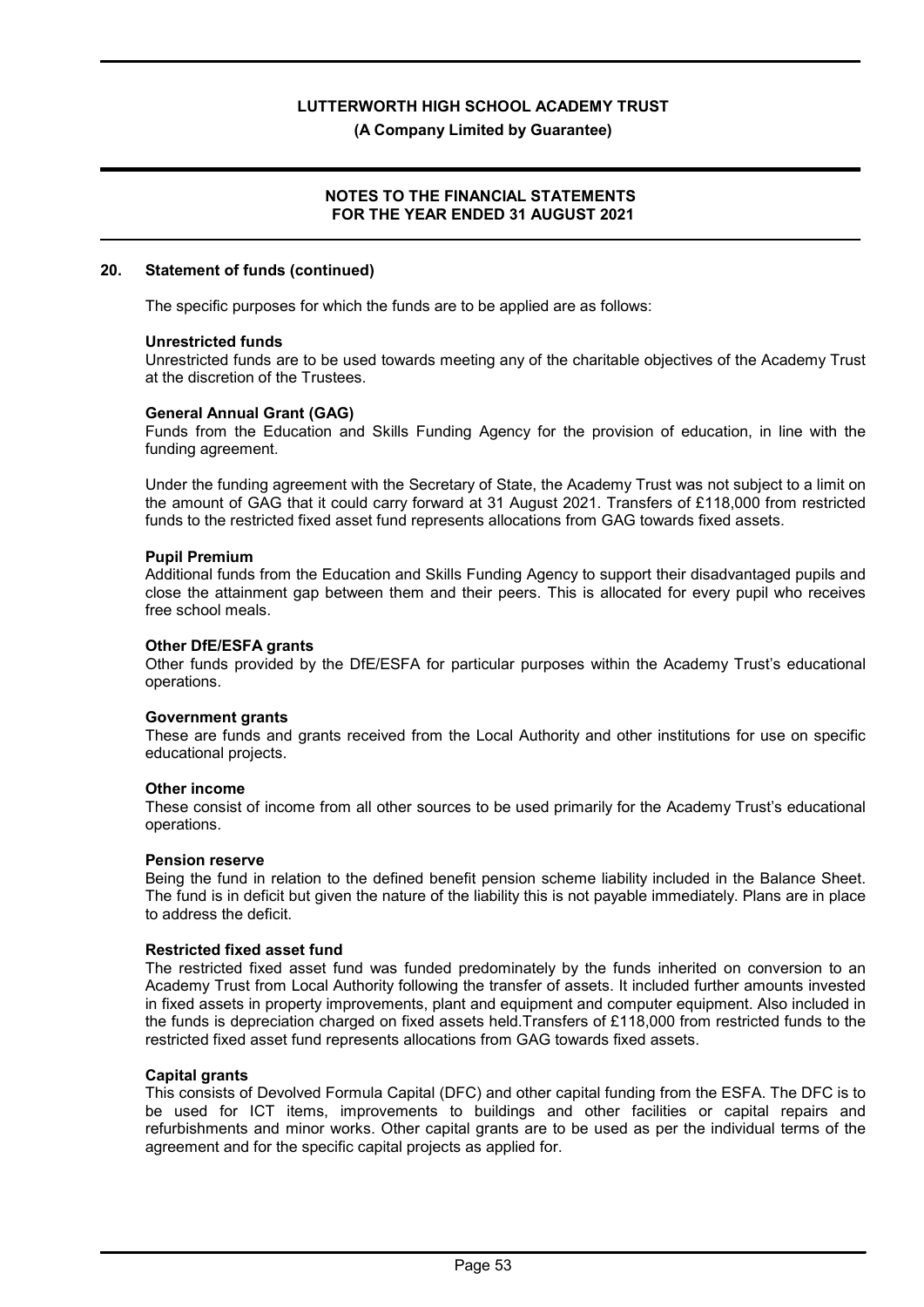## 20. Statement of funds (continued)

The specific purposes for which the funds are to be applied are as follows:

**Unrestricted funds**

Unrestricted funds are to be used towards meeting any of the charitable objectives of the Academy Trust at the discretion of the Trustees.

**General Annual Grant (GAG)**

Funds from the Education and Skills Funding Agency for the provision of education, in line with the funding agreement.

Under the funding agreement with the Secretary of State, the Academy Trust was not subject to a limit on the amount of GAG that it could carry forward at 31 August 2021. Transfers of £118,000 from restricted funds to the restricted fixed asset fund represents allocations from GAG towards fixed assets.

**Pupil Premium**

Additional funds from the Education and Skills Funding Agency to support their disadvantaged pupils and close the attainment gap between them and their peers. This is allocated for every pupil who receives free school meals.

**Other DfE/ESFA grants**

Other funds provided by the DfE/ESFA for particular purposes within the Academy Trust's educational operations.

**Government grants**

These are funds and grants received from the Local Authority and other institutions for use on specific educational projects.

**Other income**

These consist of income from all other sources to be used primarily for the Academy Trust's educational operations.

**Pension reserve**

Being the fund in relation to the defined benefit pension scheme liability included in the Balance Sheet. The fund is in deficit but given the nature of the liability this is not payable immediately. Plans are in place to address the deficit.

**Restricted fixed asset fund**

The restricted fixed asset fund was funded predominately by the funds inherited on conversion to an Academy Trust from Local Authority following the transfer of assets. It included further amounts invested in fixed assets in property improvements, plant and equipment and computer equipment. Also included in the funds is depreciation charged on fixed assets held.Transfers of £118,000 from restricted funds to the restricted fixed asset fund represents allocations from GAG towards fixed assets.

**Capital grants**

This consists of Devolved Formula Capital (DFC) and other capital funding from the ESFA. The DFC is to be used for ICT items, improvements to buildings and other facilities or capital repairs and refurbishments and minor works. Other capital grants are to be used as per the individual terms of the agreement and for the specific capital projects as applied for.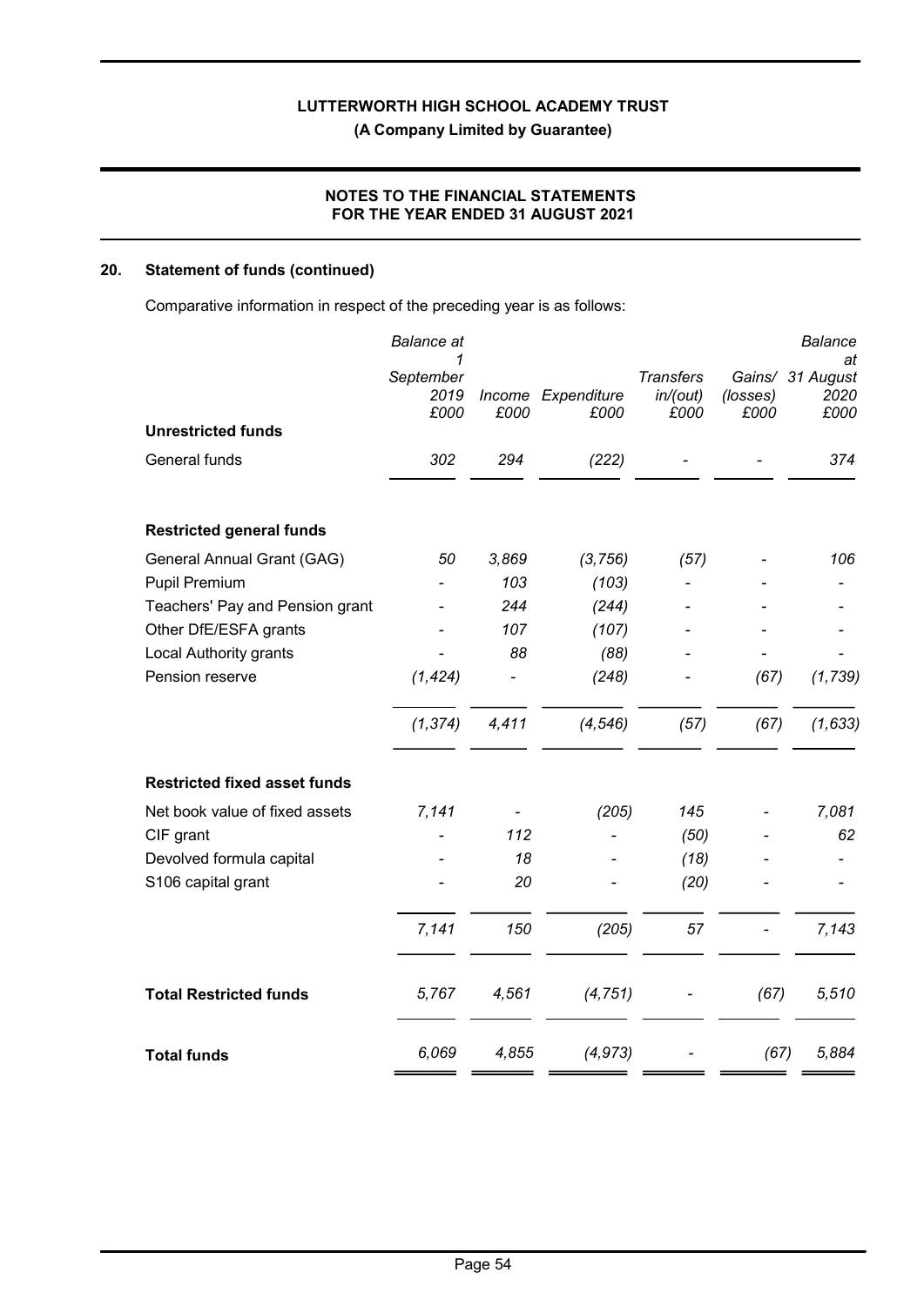## 20. Statement of funds (continued)

Comparative information in respect of the preceding year is as follows:

| | Balance at 1 September 2019 £000 | Income £000 | Expenditure £000 | Transfers in/(out) £000 | Gains/ (losses) £000 | Balance at 31 August 2020 £000 |
|---|---|---|---|---|---|---|
| **Unrestricted funds** | | | | | | |
| General funds | 302 | 294 | (222) | - | - | 374 |
| | | | | | | |
| **Restricted general funds** | | | | | | |
| General Annual Grant (GAG) | 50 | 3,869 | (3,756) | (57) | - | 106 |
| Pupil Premium | - | 103 | (103) | - | - | - |
| Teachers' Pay and Pension grant | - | 244 | (244) | - | - | - |
| Other DfE/ESFA grants | - | 107 | (107) | - | - | - |
| Local Authority grants | - | 88 | (88) | - | - | - |
| Pension reserve | (1,424) | - | (248) | - | (67) | (1,739) |
| | (1,374) | 4,411 | (4,546) | (57) | (67) | (1,633) |
| | | | | | | |
| **Restricted fixed asset funds** | | | | | | |
| Net book value of fixed assets | 7,141 | - | (205) | 145 | - | 7,081 |
| CIF grant | - | 112 | - | (50) | - | 62 |
| Devolved formula capital | - | 18 | - | (18) | - | - |
| S106 capital grant | - | 20 | - | (20) | - | - |
| | 7,141 | 150 | (205) | 57 | - | 7,143 |
| | | | | | | |
| **Total Restricted funds** | 5,767 | 4,561 | (4,751) | - | (67) | 5,510 |
| | | | | | | |
| **Total funds** | 6,069 | 4,855 | (4,973) | - | (67) | 5,884 |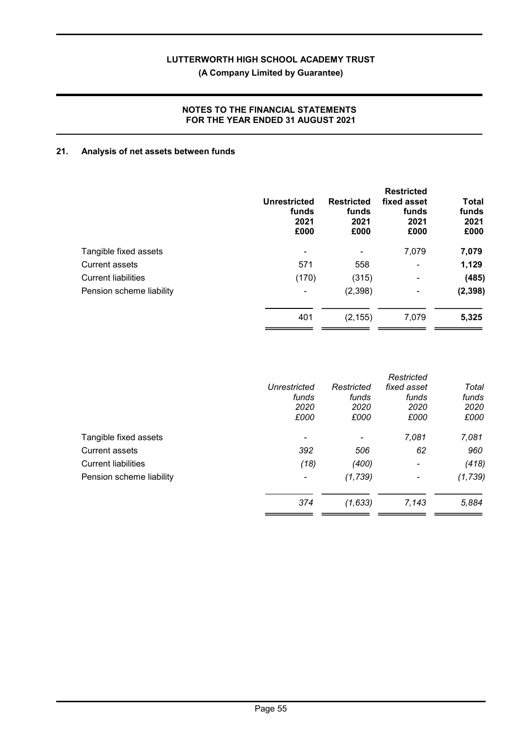## 21. Analysis of net assets between funds

| | Unrestricted funds 2021 £000 | Restricted funds 2021 £000 | Restricted fixed asset funds 2021 £000 | Total funds 2021 £000 |
|---|---|---|---|---|
| Tangible fixed assets | - | - | 7,079 | **7,079** |
| Current assets | 571 | 558 | - | **1,129** |
| Current liabilities | (170) | (315) | - | **(485)** |
| Pension scheme liability | - | (2,398) | - | **(2,398)** |
| | 401 | (2,155) | 7,079 | **5,325** |

| | *Unrestricted funds 2020 £000* | *Restricted funds 2020 £000* | *Restricted fixed asset funds 2020 £000* | *Total funds 2020 £000* |
|---|---|---|---|---|
| Tangible fixed assets | - | - | *7,081* | *7,081* |
| Current assets | *392* | *506* | *62* | *960* |
| Current liabilities | *(18)* | *(400)* | - | *(418)* |
| Pension scheme liability | - | *(1,739)* | - | *(1,739)* |
| | *374* | *(1,633)* | *7,143* | *5,884* |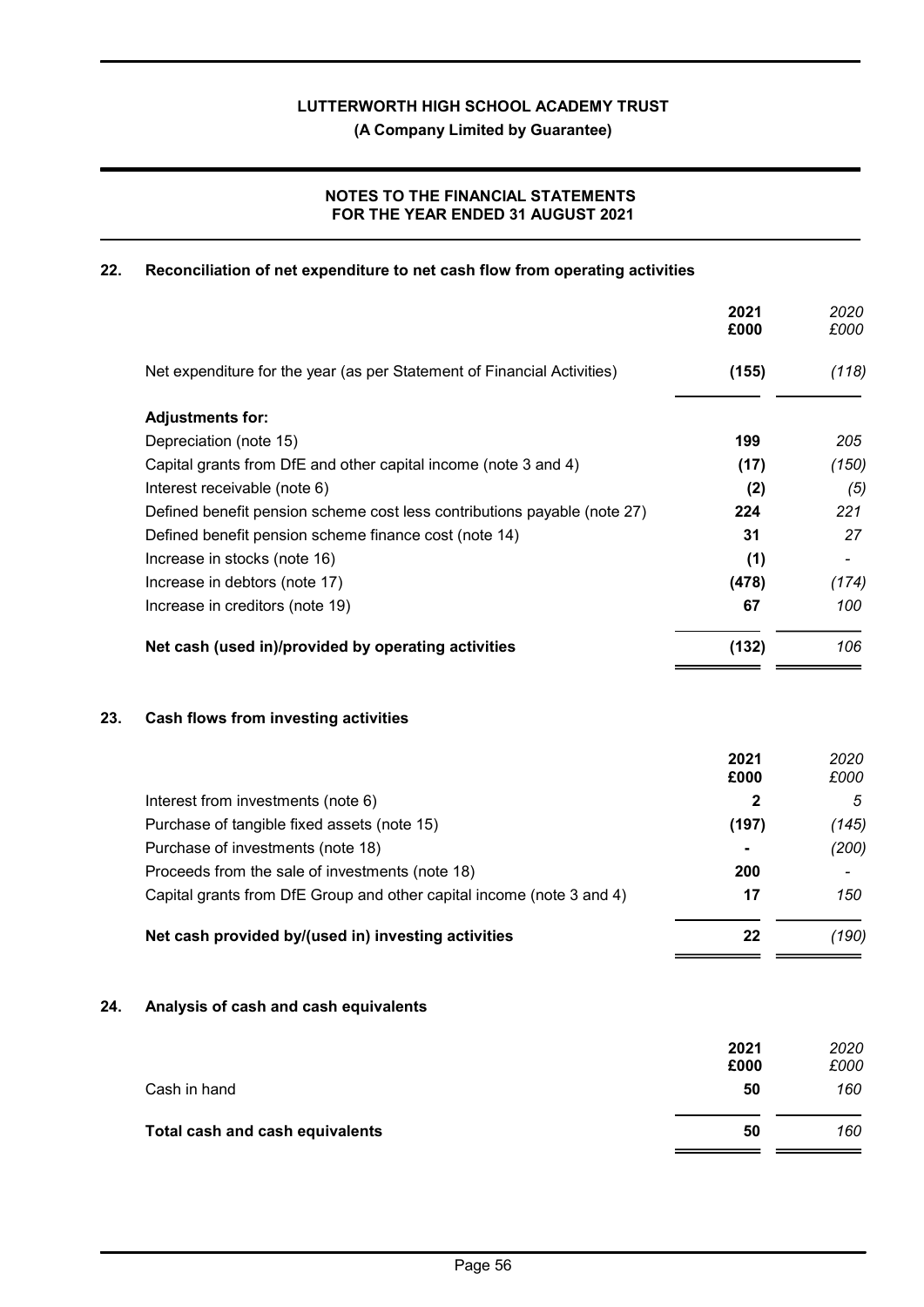**LUTTERWORTH HIGH SCHOOL ACADEMY TRUST**

**(A Company Limited by Guarantee)**

**NOTES TO THE FINANCIAL STATEMENTS FOR THE YEAR ENDED 31 AUGUST 2021**

## 22. Reconciliation of net expenditure to net cash flow from operating activities

| | 2021 £000 | 2020 £000 |
|---|---|---|
| Net expenditure for the year (as per Statement of Financial Activities) | (155) | (118) |
| **Adjustments for:** | | |
| Depreciation (note 15) | 199 | 205 |
| Capital grants from DfE and other capital income (note 3 and 4) | (17) | (150) |
| Interest receivable (note 6) | (2) | (5) |
| Defined benefit pension scheme cost less contributions payable (note 27) | 224 | 221 |
| Defined benefit pension scheme finance cost (note 14) | 31 | 27 |
| Increase in stocks (note 16) | (1) | - |
| Increase in debtors (note 17) | (478) | (174) |
| Increase in creditors (note 19) | 67 | 100 |
| **Net cash (used in)/provided by operating activities** | **(132)** | 106 |

## 23. Cash flows from investing activities

| | 2021 £000 | 2020 £000 |
|---|---|---|
| Interest from investments (note 6) | 2 | 5 |
| Purchase of tangible fixed assets (note 15) | (197) | (145) |
| Purchase of investments (note 18) | - | (200) |
| Proceeds from the sale of investments (note 18) | 200 | - |
| Capital grants from DfE Group and other capital income (note 3 and 4) | 17 | 150 |
| **Net cash provided by/(used in) investing activities** | **22** | (190) |

## 24. Analysis of cash and cash equivalents

| | 2021 £000 | 2020 £000 |
|---|---|---|
| Cash in hand | 50 | 160 |
| **Total cash and cash equivalents** | **50** | 160 |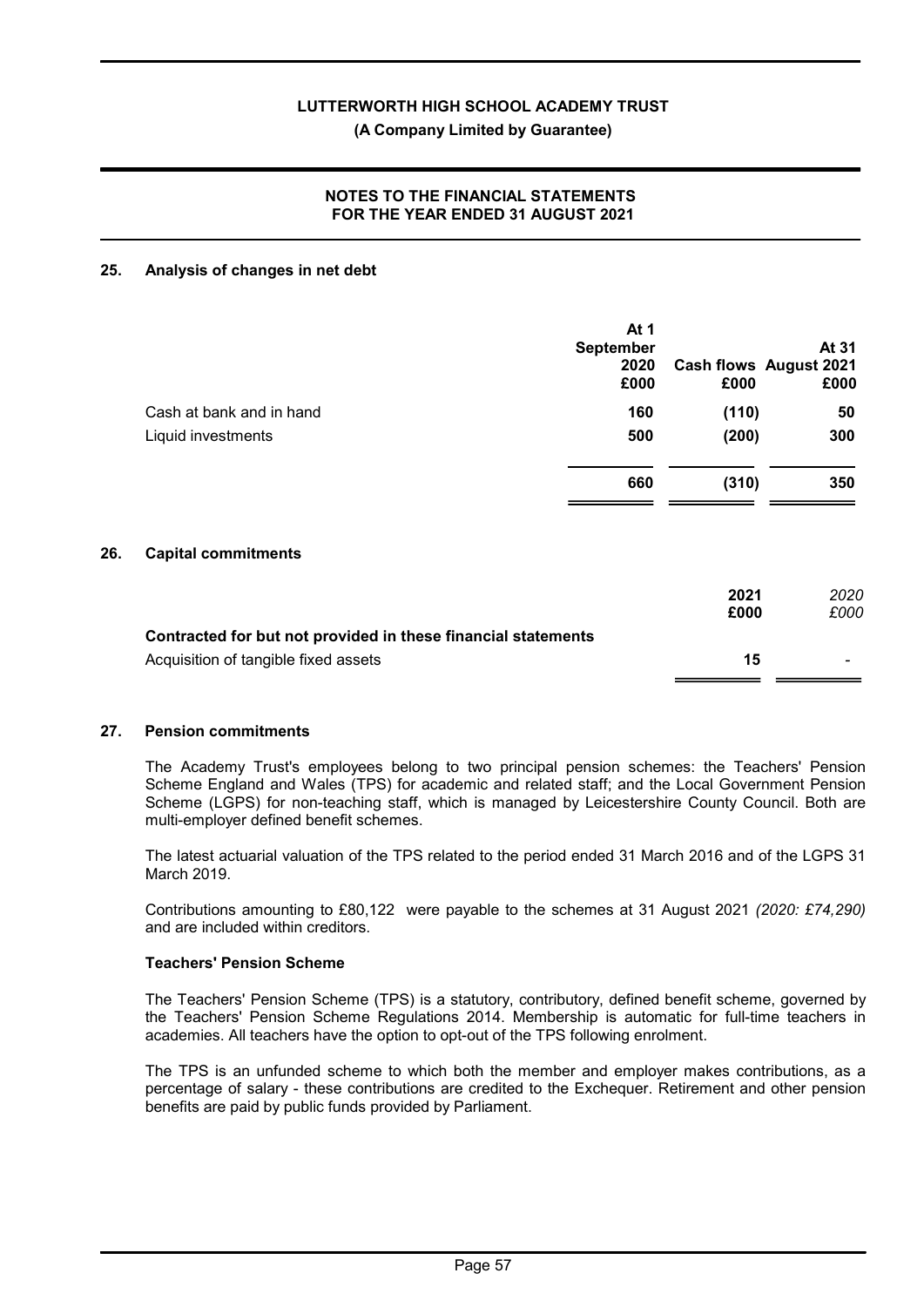## 25. Analysis of changes in net debt

| | At 1 September 2020 £000 | Cash flows £000 | At 31 August 2021 £000 |
|---|---|---|---|
| Cash at bank and in hand | **160** | **(110)** | **50** |
| Liquid investments | **500** | **(200)** | **300** |
| | **660** | **(310)** | **350** |

## 26. Capital commitments

| | 2021 £000 | *2020 £000* |
|---|---|---|
| **Contracted for but not provided in these financial statements** | | |
| Acquisition of tangible fixed assets | **15** | *-* |

## 27. Pension commitments

The Academy Trust's employees belong to two principal pension schemes: the Teachers' Pension Scheme England and Wales (TPS) for academic and related staff; and the Local Government Pension Scheme (LGPS) for non-teaching staff, which is managed by Leicestershire County Council. Both are multi-employer defined benefit schemes.

The latest actuarial valuation of the TPS related to the period ended 31 March 2016 and of the LGPS 31 March 2019.

Contributions amounting to £80,122 were payable to the schemes at 31 August 2021 *(2020: £74,290)* and are included within creditors.

### Teachers' Pension Scheme

The Teachers' Pension Scheme (TPS) is a statutory, contributory, defined benefit scheme, governed by the Teachers' Pension Scheme Regulations 2014. Membership is automatic for full-time teachers in academies. All teachers have the option to opt-out of the TPS following enrolment.

The TPS is an unfunded scheme to which both the member and employer makes contributions, as a percentage of salary - these contributions are credited to the Exchequer. Retirement and other pension benefits are paid by public funds provided by Parliament.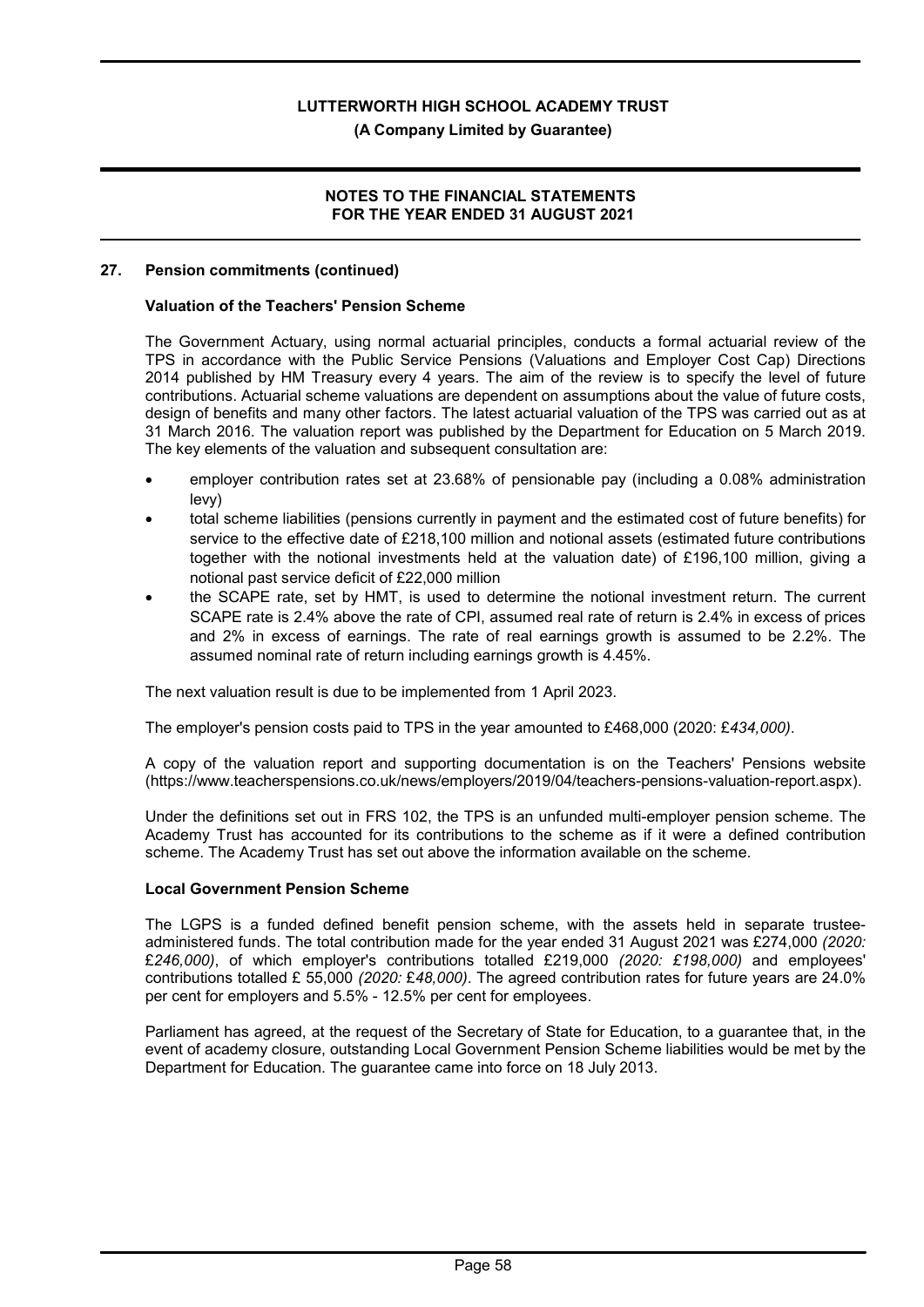## 27. Pension commitments (continued)

### Valuation of the Teachers' Pension Scheme

The Government Actuary, using normal actuarial principles, conducts a formal actuarial review of the TPS in accordance with the Public Service Pensions (Valuations and Employer Cost Cap) Directions 2014 published by HM Treasury every 4 years. The aim of the review is to specify the level of future contributions. Actuarial scheme valuations are dependent on assumptions about the value of future costs, design of benefits and many other factors. The latest actuarial valuation of the TPS was carried out as at 31 March 2016. The valuation report was published by the Department for Education on 5 March 2019. The key elements of the valuation and subsequent consultation are:

- employer contribution rates set at 23.68% of pensionable pay (including a 0.08% administration levy)
- total scheme liabilities (pensions currently in payment and the estimated cost of future benefits) for service to the effective date of £218,100 million and notional assets (estimated future contributions together with the notional investments held at the valuation date) of £196,100 million, giving a notional past service deficit of £22,000 million
- the SCAPE rate, set by HMT, is used to determine the notional investment return. The current SCAPE rate is 2.4% above the rate of CPI, assumed real rate of return is 2.4% in excess of prices and 2% in excess of earnings. The rate of real earnings growth is assumed to be 2.2%. The assumed nominal rate of return including earnings growth is 4.45%.

The next valuation result is due to be implemented from 1 April 2023.

The employer's pension costs paid to TPS in the year amounted to £468,000 (2020: £*434,000)*.

A copy of the valuation report and supporting documentation is on the Teachers' Pensions website (https://www.teacherspensions.co.uk/news/employers/2019/04/teachers-pensions-valuation-report.aspx).

Under the definitions set out in FRS 102, the TPS is an unfunded multi-employer pension scheme. The Academy Trust has accounted for its contributions to the scheme as if it were a defined contribution scheme. The Academy Trust has set out above the information available on the scheme.

### Local Government Pension Scheme

The LGPS is a funded defined benefit pension scheme, with the assets held in separate trustee-administered funds. The total contribution made for the year ended 31 August 2021 was £274,000 *(2020: £246,000)*, of which employer's contributions totalled £219,000 *(2020: £198,000)* and employees' contributions totalled £ 55,000 *(2020: £48,000)*. The agreed contribution rates for future years are 24.0% per cent for employers and 5.5% - 12.5% per cent for employees.

Parliament has agreed, at the request of the Secretary of State for Education, to a guarantee that, in the event of academy closure, outstanding Local Government Pension Scheme liabilities would be met by the Department for Education. The guarantee came into force on 18 July 2013.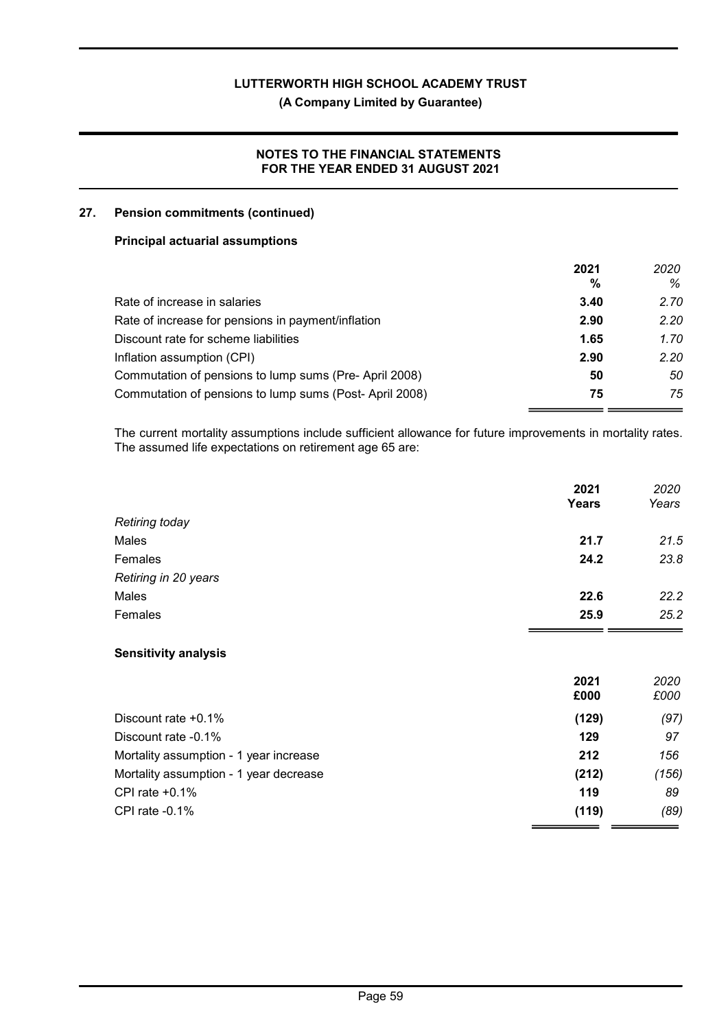## 27. Pension commitments (continued)

### Principal actuarial assumptions

| | **2021** | *2020* |
|---|---|---|
| | **%** | *%* |
| Rate of increase in salaries | **3.40** | *2.70* |
| Rate of increase for pensions in payment/inflation | **2.90** | *2.20* |
| Discount rate for scheme liabilities | **1.65** | *1.70* |
| Inflation assumption (CPI) | **2.90** | *2.20* |
| Commutation of pensions to lump sums (Pre- April 2008) | **50** | *50* |
| Commutation of pensions to lump sums (Post- April 2008) | **75** | *75* |

The current mortality assumptions include sufficient allowance for future improvements in mortality rates. The assumed life expectations on retirement age 65 are:

| | **2021** | *2020* |
|---|---|---|
| | **Years** | *Years* |
| *Retiring today* | | |
| Males | **21.7** | *21.5* |
| Females | **24.2** | *23.8* |
| *Retiring in 20 years* | | |
| Males | **22.6** | *22.2* |
| Females | **25.9** | *25.2* |

### Sensitivity analysis

| | **2021** | *2020* |
|---|---|---|
| | **£000** | *£000* |
| Discount rate +0.1% | **(129)** | *(97)* |
| Discount rate -0.1% | **129** | *97* |
| Mortality assumption - 1 year increase | **212** | *156* |
| Mortality assumption - 1 year decrease | **(212)** | *(156)* |
| CPI rate +0.1% | **119** | *89* |
| CPI rate -0.1% | **(119)** | *(89)* |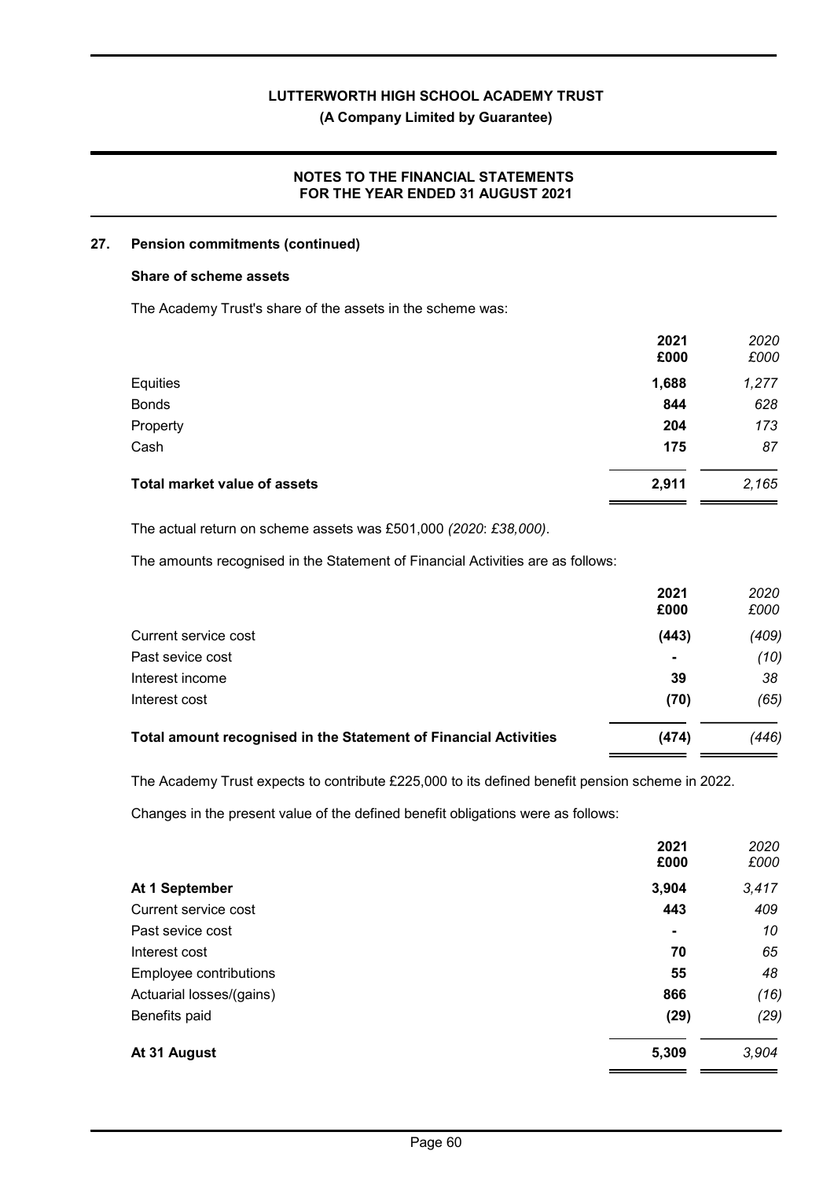## 27. Pension commitments (continued)

### Share of scheme assets

The Academy Trust's share of the assets in the scheme was:

| | 2021 £000 | *2020 £000* |
|---|---|---|
| Equities | **1,688** | *1,277* |
| Bonds | **844** | *628* |
| Property | **204** | *173* |
| Cash | **175** | *87* |
| **Total market value of assets** | **2,911** | *2,165* |

The actual return on scheme assets was £501,000 *(2020: £38,000)*.

The amounts recognised in the Statement of Financial Activities are as follows:

| | 2021 £000 | *2020 £000* |
|---|---|---|
| Current service cost | **(443)** | *(409)* |
| Past sevice cost | **-** | *(10)* |
| Interest income | **39** | *38* |
| Interest cost | **(70)** | *(65)* |
| **Total amount recognised in the Statement of Financial Activities** | **(474)** | *(446)* |

The Academy Trust expects to contribute £225,000 to its defined benefit pension scheme in 2022.

Changes in the present value of the defined benefit obligations were as follows:

| | 2021 £000 | *2020 £000* |
|---|---|---|
| **At 1 September** | **3,904** | *3,417* |
| Current service cost | **443** | *409* |
| Past sevice cost | **-** | *10* |
| Interest cost | **70** | *65* |
| Employee contributions | **55** | *48* |
| Actuarial losses/(gains) | **866** | *(16)* |
| Benefits paid | **(29)** | *(29)* |
| **At 31 August** | **5,309** | *3,904* |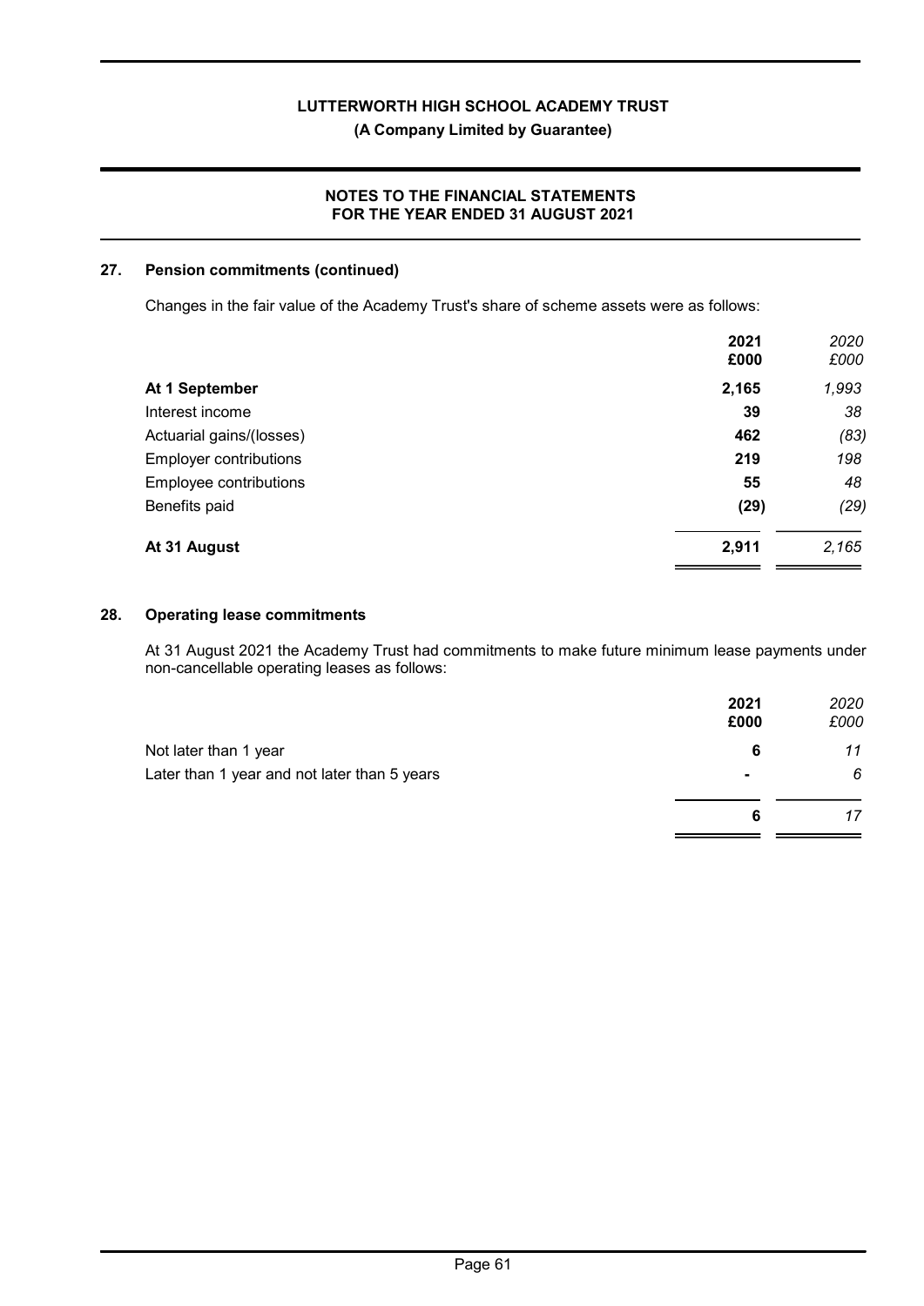## 27. Pension commitments (continued)

Changes in the fair value of the Academy Trust's share of scheme assets were as follows:

| | **2021** | *2020* |
|---|---|---|
| | **£000** | *£000* |
| **At 1 September** | **2,165** | *1,993* |
| Interest income | **39** | *38* |
| Actuarial gains/(losses) | **462** | *(83)* |
| Employer contributions | **219** | *198* |
| Employee contributions | **55** | *48* |
| Benefits paid | **(29)** | *(29)* |
| **At 31 August** | **2,911** | *2,165* |

## 28. Operating lease commitments

At 31 August 2021 the Academy Trust had commitments to make future minimum lease payments under non-cancellable operating leases as follows:

| | **2021** | *2020* |
|---|---|---|
| | **£000** | *£000* |
| Not later than 1 year | **6** | *11* |
| Later than 1 year and not later than 5 years | **-** | *6* |
| | **6** | *17* |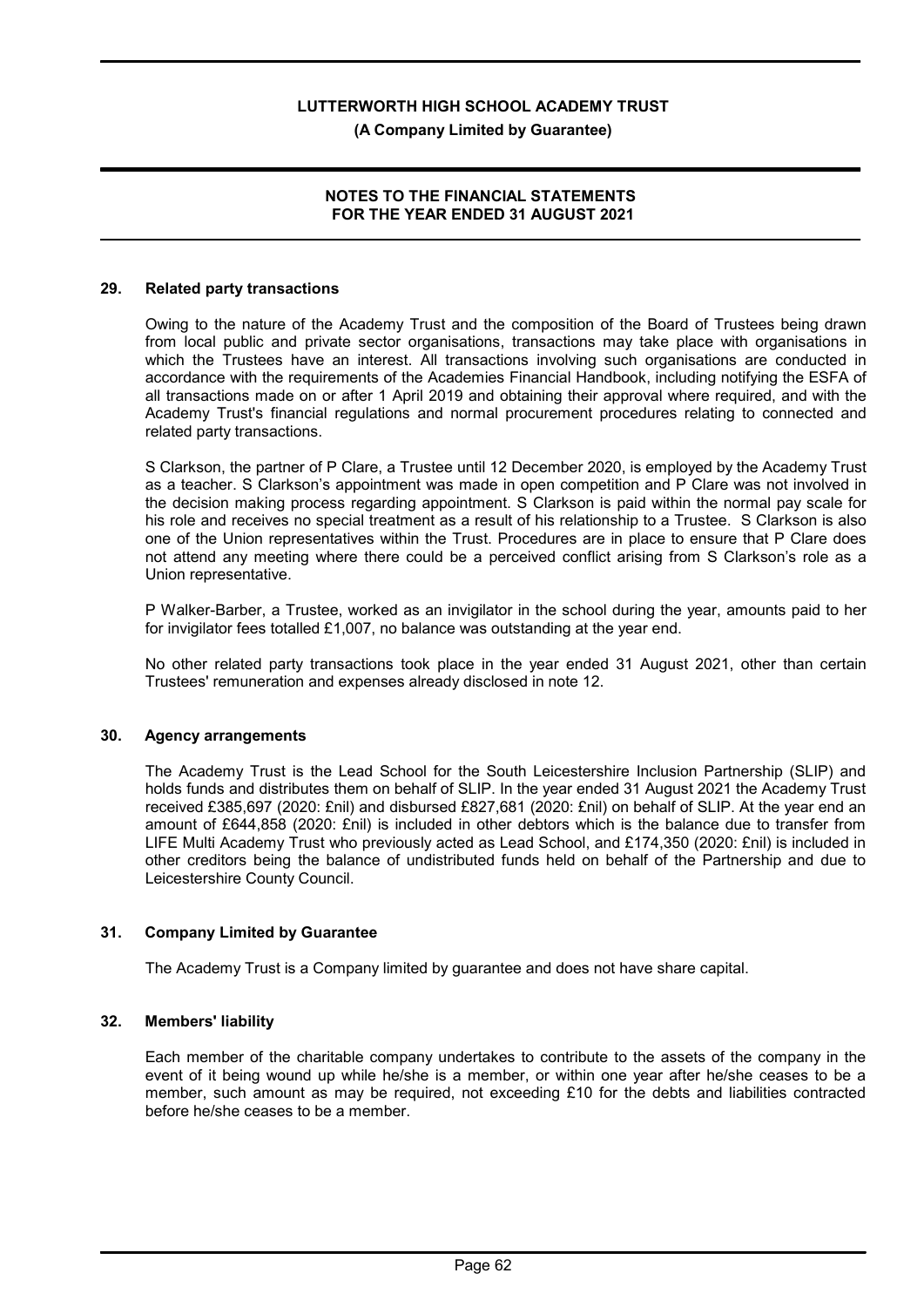## 29. Related party transactions

Owing to the nature of the Academy Trust and the composition of the Board of Trustees being drawn from local public and private sector organisations, transactions may take place with organisations in which the Trustees have an interest. All transactions involving such organisations are conducted in accordance with the requirements of the Academies Financial Handbook, including notifying the ESFA of all transactions made on or after 1 April 2019 and obtaining their approval where required, and with the Academy Trust's financial regulations and normal procurement procedures relating to connected and related party transactions.

S Clarkson, the partner of P Clare, a Trustee until 12 December 2020, is employed by the Academy Trust as a teacher. S Clarkson's appointment was made in open competition and P Clare was not involved in the decision making process regarding appointment. S Clarkson is paid within the normal pay scale for his role and receives no special treatment as a result of his relationship to a Trustee. S Clarkson is also one of the Union representatives within the Trust. Procedures are in place to ensure that P Clare does not attend any meeting where there could be a perceived conflict arising from S Clarkson's role as a Union representative.

P Walker-Barber, a Trustee, worked as an invigilator in the school during the year, amounts paid to her for invigilator fees totalled £1,007, no balance was outstanding at the year end.

No other related party transactions took place in the year ended 31 August 2021, other than certain Trustees' remuneration and expenses already disclosed in note 12.

## 30. Agency arrangements

The Academy Trust is the Lead School for the South Leicestershire Inclusion Partnership (SLIP) and holds funds and distributes them on behalf of SLIP. In the year ended 31 August 2021 the Academy Trust received £385,697 (2020: £nil) and disbursed £827,681 (2020: £nil) on behalf of SLIP. At the year end an amount of £644,858 (2020: £nil) is included in other debtors which is the balance due to transfer from LIFE Multi Academy Trust who previously acted as Lead School, and £174,350 (2020: £nil) is included in other creditors being the balance of undistributed funds held on behalf of the Partnership and due to Leicestershire County Council.

## 31. Company Limited by Guarantee

The Academy Trust is a Company limited by guarantee and does not have share capital.

## 32. Members' liability

Each member of the charitable company undertakes to contribute to the assets of the company in the event of it being wound up while he/she is a member, or within one year after he/she ceases to be a member, such amount as may be required, not exceeding £10 for the debts and liabilities contracted before he/she ceases to be a member.